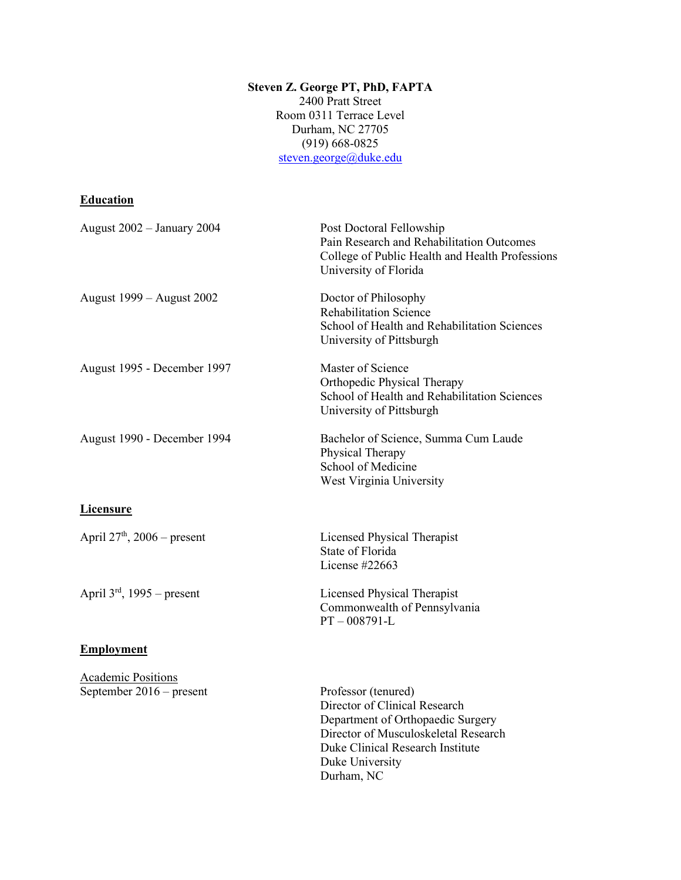**Steven Z. George PT, PhD, FAPTA**
2400 Pratt Street
Room 0311 Terrace Level
Durham, NC 27705
(919) 668-0825
steven.george@duke.edu

## Education

| | |
|---|---|
| August 2002 – January 2004 | Post Doctoral Fellowship<br>Pain Research and Rehabilitation Outcomes<br>College of Public Health and Health Professions<br>University of Florida |
| August 1999 – August 2002 | Doctor of Philosophy<br>Rehabilitation Science<br>School of Health and Rehabilitation Sciences<br>University of Pittsburgh |
| August 1995 - December 1997 | Master of Science<br>Orthopedic Physical Therapy<br>School of Health and Rehabilitation Sciences<br>University of Pittsburgh |
| August 1990 - December 1994 | Bachelor of Science, Summa Cum Laude<br>Physical Therapy<br>School of Medicine<br>West Virginia University |

## Licensure

| | |
|---|---|
| April 27th, 2006 – present | Licensed Physical Therapist<br>State of Florida<br>License #22663 |
| April 3rd, 1995 – present | Licensed Physical Therapist<br>Commonwealth of Pennsylvania<br>PT – 008791-L |

## Employment

### Academic Positions

| | |
|---|---|
| September 2016 – present | Professor (tenured)<br>Director of Clinical Research<br>Department of Orthopaedic Surgery<br>Director of Musculoskeletal Research<br>Duke Clinical Research Institute<br>Duke University<br>Durham, NC |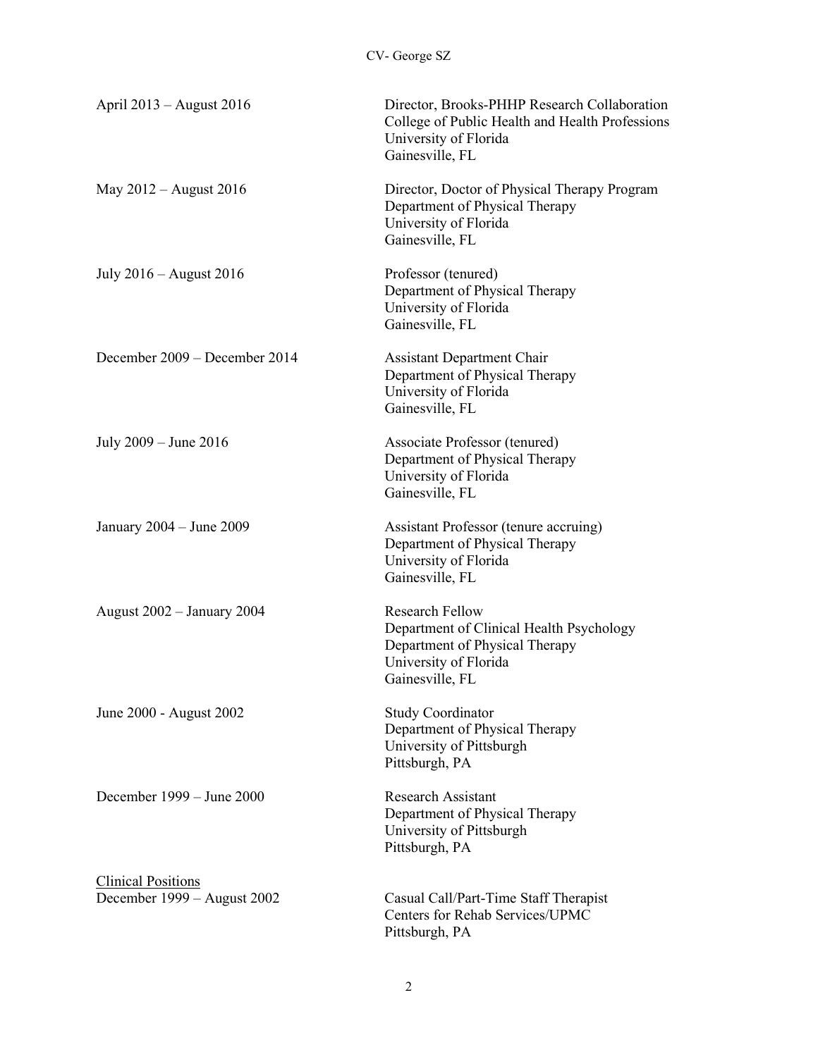| | |
|---|---|
| April 2013 – August 2016 | Director, Brooks-PHHP Research Collaboration<br>College of Public Health and Health Professions<br>University of Florida<br>Gainesville, FL |
| May 2012 – August 2016 | Director, Doctor of Physical Therapy Program<br>Department of Physical Therapy<br>University of Florida<br>Gainesville, FL |
| July 2016 – August 2016 | Professor (tenured)<br>Department of Physical Therapy<br>University of Florida<br>Gainesville, FL |
| December 2009 – December 2014 | Assistant Department Chair<br>Department of Physical Therapy<br>University of Florida<br>Gainesville, FL |
| July 2009 – June 2016 | Associate Professor (tenured)<br>Department of Physical Therapy<br>University of Florida<br>Gainesville, FL |
| January 2004 – June 2009 | Assistant Professor (tenure accruing)<br>Department of Physical Therapy<br>University of Florida<br>Gainesville, FL |
| August 2002 – January 2004 | Research Fellow<br>Department of Clinical Health Psychology<br>Department of Physical Therapy<br>University of Florida<br>Gainesville, FL |
| June 2000 - August 2002 | Study Coordinator<br>Department of Physical Therapy<br>University of Pittsburgh<br>Pittsburgh, PA |
| December 1999 – June 2000 | Research Assistant<br>Department of Physical Therapy<br>University of Pittsburgh<br>Pittsburgh, PA |

Clinical Positions

| | |
|---|---|
| December 1999 – August 2002 | Casual Call/Part-Time Staff Therapist<br>Centers for Rehab Services/UPMC<br>Pittsburgh, PA |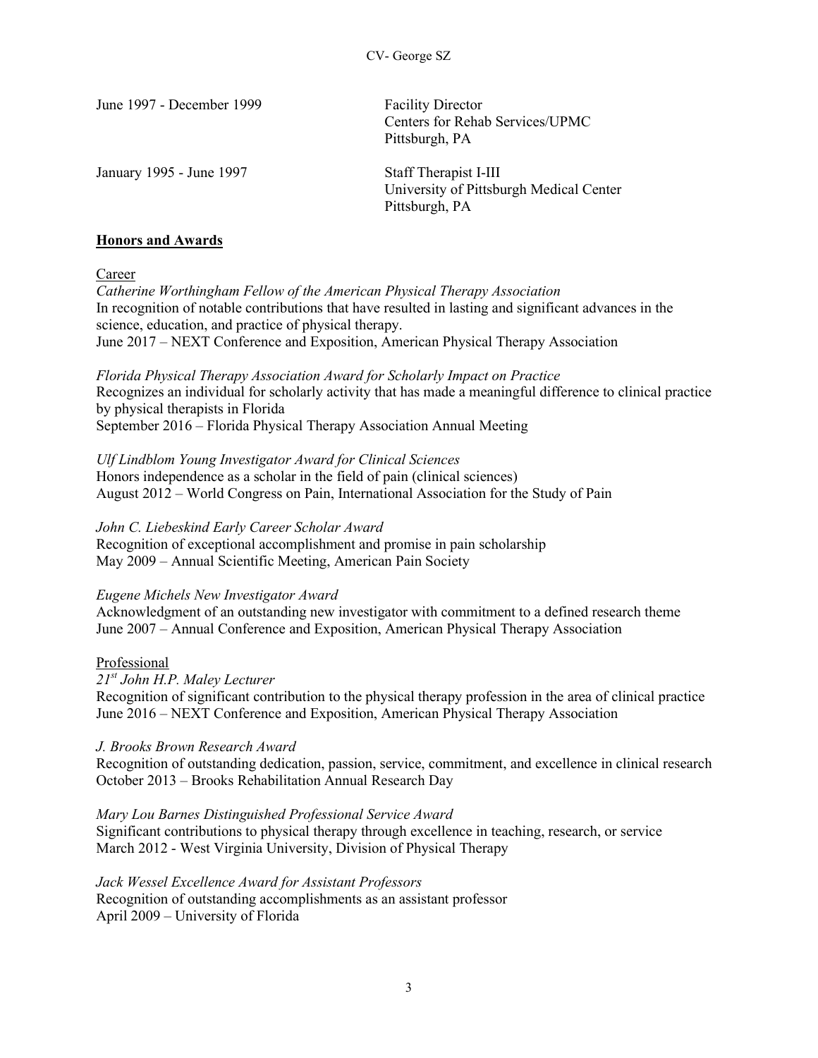June 1997 - December 1999 — Facility Director
Centers for Rehab Services/UPMC
Pittsburgh, PA

January 1995 - June 1997 — Staff Therapist I-III
University of Pittsburgh Medical Center
Pittsburgh, PA

## **Honors and Awards**

Career

*Catherine Worthingham Fellow of the American Physical Therapy Association*
In recognition of notable contributions that have resulted in lasting and significant advances in the science, education, and practice of physical therapy.
June 2017 – NEXT Conference and Exposition, American Physical Therapy Association

*Florida Physical Therapy Association Award for Scholarly Impact on Practice*
Recognizes an individual for scholarly activity that has made a meaningful difference to clinical practice by physical therapists in Florida
September 2016 – Florida Physical Therapy Association Annual Meeting

*Ulf Lindblom Young Investigator Award for Clinical Sciences*
Honors independence as a scholar in the field of pain (clinical sciences)
August 2012 – World Congress on Pain, International Association for the Study of Pain

*John C. Liebeskind Early Career Scholar Award*
Recognition of exceptional accomplishment and promise in pain scholarship
May 2009 – Annual Scientific Meeting, American Pain Society

*Eugene Michels New Investigator Award*
Acknowledgment of an outstanding new investigator with commitment to a defined research theme
June 2007 – Annual Conference and Exposition, American Physical Therapy Association

Professional

*21st John H.P. Maley Lecturer*
Recognition of significant contribution to the physical therapy profession in the area of clinical practice
June 2016 – NEXT Conference and Exposition, American Physical Therapy Association

*J. Brooks Brown Research Award*
Recognition of outstanding dedication, passion, service, commitment, and excellence in clinical research
October 2013 – Brooks Rehabilitation Annual Research Day

*Mary Lou Barnes Distinguished Professional Service Award*
Significant contributions to physical therapy through excellence in teaching, research, or service
March 2012 - West Virginia University, Division of Physical Therapy

*Jack Wessel Excellence Award for Assistant Professors*
Recognition of outstanding accomplishments as an assistant professor
April 2009 – University of Florida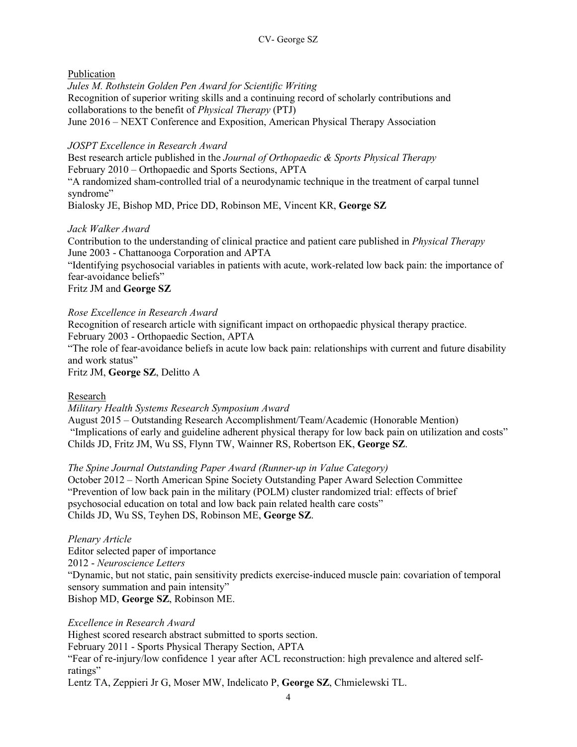Publication

*Jules M. Rothstein Golden Pen Award for Scientific Writing*
Recognition of superior writing skills and a continuing record of scholarly contributions and collaborations to the benefit of *Physical Therapy* (PTJ)
June 2016 – NEXT Conference and Exposition, American Physical Therapy Association

*JOSPT Excellence in Research Award*
Best research article published in the *Journal of Orthopaedic & Sports Physical Therapy*
February 2010 – Orthopaedic and Sports Sections, APTA
"A randomized sham-controlled trial of a neurodynamic technique in the treatment of carpal tunnel syndrome"
Bialosky JE, Bishop MD, Price DD, Robinson ME, Vincent KR, **George SZ**

*Jack Walker Award*
Contribution to the understanding of clinical practice and patient care published in *Physical Therapy*
June 2003 - Chattanooga Corporation and APTA
"Identifying psychosocial variables in patients with acute, work-related low back pain: the importance of fear-avoidance beliefs"
Fritz JM and **George SZ**

*Rose Excellence in Research Award*
Recognition of research article with significant impact on orthopaedic physical therapy practice.
February 2003 - Orthopaedic Section, APTA
"The role of fear-avoidance beliefs in acute low back pain: relationships with current and future disability and work status"
Fritz JM, **George SZ**, Delitto A

Research

*Military Health Systems Research Symposium Award*
August 2015 – Outstanding Research Accomplishment/Team/Academic (Honorable Mention)
"Implications of early and guideline adherent physical therapy for low back pain on utilization and costs"
Childs JD, Fritz JM, Wu SS, Flynn TW, Wainner RS, Robertson EK, **George SZ**.

*The Spine Journal Outstanding Paper Award (Runner-up in Value Category)*
October 2012 – North American Spine Society Outstanding Paper Award Selection Committee
"Prevention of low back pain in the military (POLM) cluster randomized trial: effects of brief psychosocial education on total and low back pain related health care costs"
Childs JD, Wu SS, Teyhen DS, Robinson ME, **George SZ**.

*Plenary Article*
Editor selected paper of importance
2012 - *Neuroscience Letters*
"Dynamic, but not static, pain sensitivity predicts exercise-induced muscle pain: covariation of temporal sensory summation and pain intensity"
Bishop MD, **George SZ**, Robinson ME.

*Excellence in Research Award*
Highest scored research abstract submitted to sports section.
February 2011 - Sports Physical Therapy Section, APTA
"Fear of re-injury/low confidence 1 year after ACL reconstruction: high prevalence and altered self-ratings"
Lentz TA, Zeppieri Jr G, Moser MW, Indelicato P, **George SZ**, Chmielewski TL.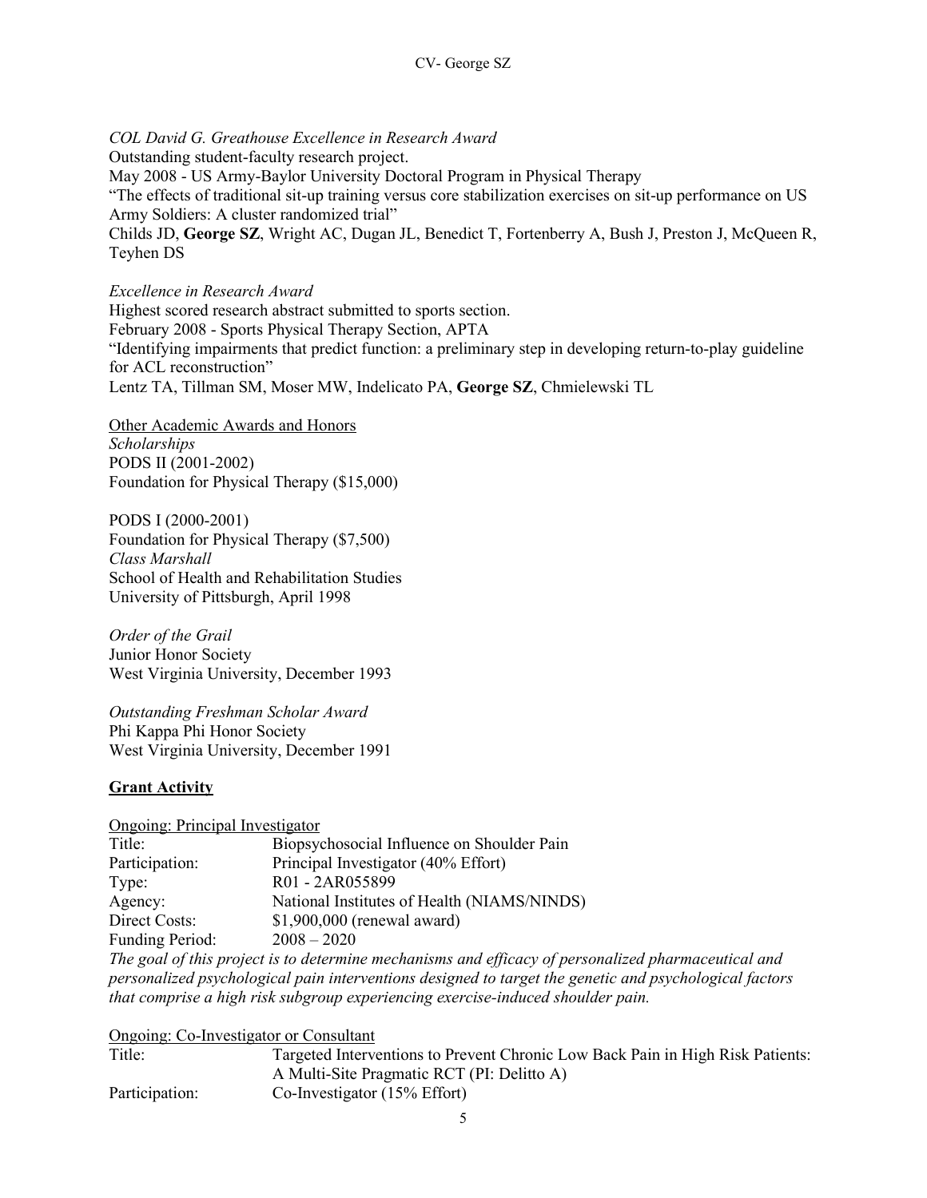*COL David G. Greathouse Excellence in Research Award*
Outstanding student-faculty research project.
May 2008 - US Army-Baylor University Doctoral Program in Physical Therapy
"The effects of traditional sit-up training versus core stabilization exercises on sit-up performance on US Army Soldiers: A cluster randomized trial"
Childs JD, **George SZ**, Wright AC, Dugan JL, Benedict T, Fortenberry A, Bush J, Preston J, McQueen R, Teyhen DS

*Excellence in Research Award*
Highest scored research abstract submitted to sports section.
February 2008 - Sports Physical Therapy Section, APTA
"Identifying impairments that predict function: a preliminary step in developing return-to-play guideline for ACL reconstruction"
Lentz TA, Tillman SM, Moser MW, Indelicato PA, **George SZ**, Chmielewski TL

Other Academic Awards and Honors
*Scholarships*
PODS II (2001-2002)
Foundation for Physical Therapy ($15,000)

PODS I (2000-2001)
Foundation for Physical Therapy ($7,500)
*Class Marshall*
School of Health and Rehabilitation Studies
University of Pittsburgh, April 1998

*Order of the Grail*
Junior Honor Society
West Virginia University, December 1993

*Outstanding Freshman Scholar Award*
Phi Kappa Phi Honor Society
West Virginia University, December 1991

## Grant Activity

Ongoing: Principal Investigator

| | |
|---|---|
| Title: | Biopsychosocial Influence on Shoulder Pain |
| Participation: | Principal Investigator (40% Effort) |
| Type: | R01 - 2AR055899 |
| Agency: | National Institutes of Health (NIAMS/NINDS) |
| Direct Costs: | $1,900,000 (renewal award) |
| Funding Period: | 2008 – 2020 |

*The goal of this project is to determine mechanisms and efficacy of personalized pharmaceutical and personalized psychological pain interventions designed to target the genetic and psychological factors that comprise a high risk subgroup experiencing exercise-induced shoulder pain.*

Ongoing: Co-Investigator or Consultant

| | |
|---|---|
| Title: | Targeted Interventions to Prevent Chronic Low Back Pain in High Risk Patients: A Multi-Site Pragmatic RCT (PI: Delitto A) |
| Participation: | Co-Investigator (15% Effort) |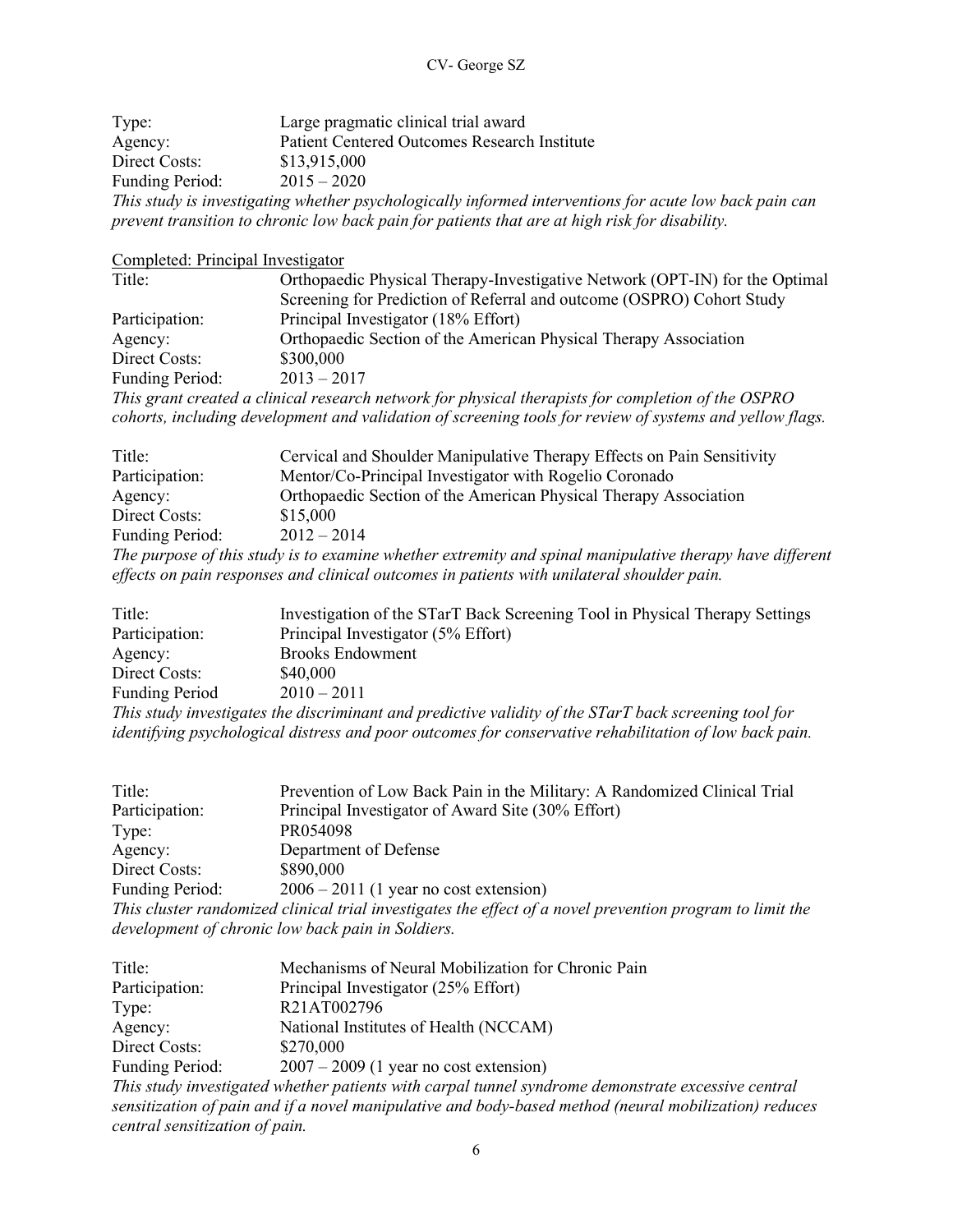Type: Large pragmatic clinical trial award
Agency: Patient Centered Outcomes Research Institute
Direct Costs: $13,915,000
Funding Period: 2015 – 2020

*This study is investigating whether psychologically informed interventions for acute low back pain can prevent transition to chronic low back pain for patients that are at high risk for disability.*

Completed: Principal Investigator

Title: Orthopaedic Physical Therapy-Investigative Network (OPT-IN) for the Optimal Screening for Prediction of Referral and outcome (OSPRO) Cohort Study
Participation: Principal Investigator (18% Effort)
Agency: Orthopaedic Section of the American Physical Therapy Association
Direct Costs: $300,000
Funding Period: 2013 – 2017

*This grant created a clinical research network for physical therapists for completion of the OSPRO cohorts, including development and validation of screening tools for review of systems and yellow flags.*

Title: Cervical and Shoulder Manipulative Therapy Effects on Pain Sensitivity
Participation: Mentor/Co-Principal Investigator with Rogelio Coronado
Agency: Orthopaedic Section of the American Physical Therapy Association
Direct Costs: $15,000
Funding Period: 2012 – 2014

*The purpose of this study is to examine whether extremity and spinal manipulative therapy have different effects on pain responses and clinical outcomes in patients with unilateral shoulder pain.*

Title: Investigation of the STarT Back Screening Tool in Physical Therapy Settings
Participation: Principal Investigator (5% Effort)
Agency: Brooks Endowment
Direct Costs: $40,000
Funding Period 2010 – 2011

*This study investigates the discriminant and predictive validity of the STarT back screening tool for identifying psychological distress and poor outcomes for conservative rehabilitation of low back pain.*

Title: Prevention of Low Back Pain in the Military: A Randomized Clinical Trial
Participation: Principal Investigator of Award Site (30% Effort)
Type: PR054098
Agency: Department of Defense
Direct Costs: $890,000
Funding Period: 2006 – 2011 (1 year no cost extension)

*This cluster randomized clinical trial investigates the effect of a novel prevention program to limit the development of chronic low back pain in Soldiers.*

Title: Mechanisms of Neural Mobilization for Chronic Pain
Participation: Principal Investigator (25% Effort)
Type: R21AT002796
Agency: National Institutes of Health (NCCAM)
Direct Costs: $270,000
Funding Period: 2007 – 2009 (1 year no cost extension)

*This study investigated whether patients with carpal tunnel syndrome demonstrate excessive central sensitization of pain and if a novel manipulative and body-based method (neural mobilization) reduces central sensitization of pain.*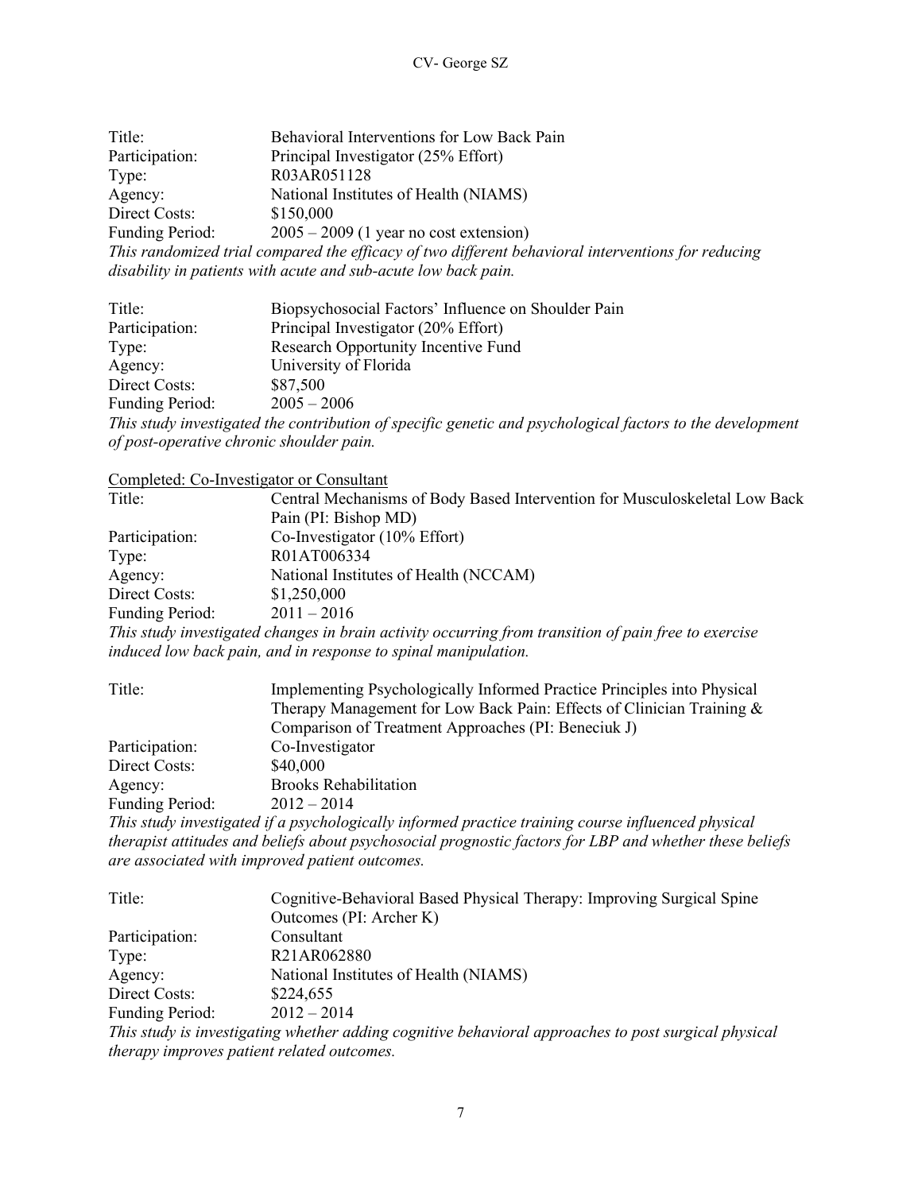| | |
|---|---|
| Title: | Behavioral Interventions for Low Back Pain |
| Participation: | Principal Investigator (25% Effort) |
| Type: | R03AR051128 |
| Agency: | National Institutes of Health (NIAMS) |
| Direct Costs: | $150,000 |
| Funding Period: | 2005 – 2009 (1 year no cost extension) |

*This randomized trial compared the efficacy of two different behavioral interventions for reducing disability in patients with acute and sub-acute low back pain.*

| | |
|---|---|
| Title: | Biopsychosocial Factors' Influence on Shoulder Pain |
| Participation: | Principal Investigator (20% Effort) |
| Type: | Research Opportunity Incentive Fund |
| Agency: | University of Florida |
| Direct Costs: | $87,500 |
| Funding Period: | 2005 – 2006 |

*This study investigated the contribution of specific genetic and psychological factors to the development of post-operative chronic shoulder pain.*

Completed: Co-Investigator or Consultant

| | |
|---|---|
| Title: | Central Mechanisms of Body Based Intervention for Musculoskeletal Low Back Pain (PI: Bishop MD) |
| Participation: | Co-Investigator (10% Effort) |
| Type: | R01AT006334 |
| Agency: | National Institutes of Health (NCCAM) |
| Direct Costs: | $1,250,000 |
| Funding Period: | 2011 – 2016 |

*This study investigated changes in brain activity occurring from transition of pain free to exercise induced low back pain, and in response to spinal manipulation.*

| | |
|---|---|
| Title: | Implementing Psychologically Informed Practice Principles into Physical Therapy Management for Low Back Pain: Effects of Clinician Training & Comparison of Treatment Approaches (PI: Beneciuk J) |
| Participation: | Co-Investigator |
| Direct Costs: | $40,000 |
| Agency: | Brooks Rehabilitation |
| Funding Period: | 2012 – 2014 |

*This study investigated if a psychologically informed practice training course influenced physical therapist attitudes and beliefs about psychosocial prognostic factors for LBP and whether these beliefs are associated with improved patient outcomes.*

| | |
|---|---|
| Title: | Cognitive-Behavioral Based Physical Therapy: Improving Surgical Spine Outcomes (PI: Archer K) |
| Participation: | Consultant |
| Type: | R21AR062880 |
| Agency: | National Institutes of Health (NIAMS) |
| Direct Costs: | $224,655 |
| Funding Period: | 2012 – 2014 |

*This study is investigating whether adding cognitive behavioral approaches to post surgical physical therapy improves patient related outcomes.*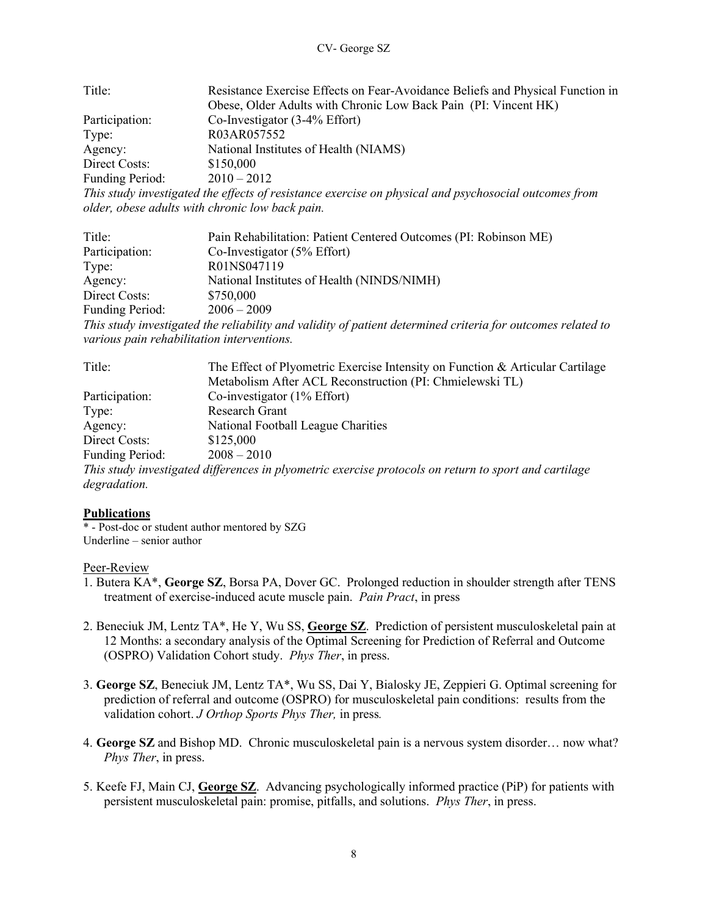Title: Resistance Exercise Effects on Fear-Avoidance Beliefs and Physical Function in Obese, Older Adults with Chronic Low Back Pain (PI: Vincent HK)
Participation: Co-Investigator (3-4% Effort)
Type: R03AR057552
Agency: National Institutes of Health (NIAMS)
Direct Costs: $150,000
Funding Period: 2010 – 2012

*This study investigated the effects of resistance exercise on physical and psychosocial outcomes from older, obese adults with chronic low back pain.*

Title: Pain Rehabilitation: Patient Centered Outcomes (PI: Robinson ME)
Participation: Co-Investigator (5% Effort)
Type: R01NS047119
Agency: National Institutes of Health (NINDS/NIMH)
Direct Costs: $750,000
Funding Period: 2006 – 2009

*This study investigated the reliability and validity of patient determined criteria for outcomes related to various pain rehabilitation interventions.*

Title: The Effect of Plyometric Exercise Intensity on Function & Articular Cartilage Metabolism After ACL Reconstruction (PI: Chmielewski TL)
Participation: Co-investigator (1% Effort)
Type: Research Grant
Agency: National Football League Charities
Direct Costs: $125,000
Funding Period: 2008 – 2010

*This study investigated differences in plyometric exercise protocols on return to sport and cartilage degradation.*

## Publications

\* - Post-doc or student author mentored by SZG
Underline – senior author

### Peer-Review

1. Butera KA*, **George SZ**, Borsa PA, Dover GC. Prolonged reduction in shoulder strength after TENS treatment of exercise-induced acute muscle pain. *Pain Pract*, in press

2. Beneciuk JM, Lentz TA*, He Y, Wu SS, <u>**George SZ**</u>. Prediction of persistent musculoskeletal pain at 12 Months: a secondary analysis of the Optimal Screening for Prediction of Referral and Outcome (OSPRO) Validation Cohort study. *Phys Ther*, in press.

3. **George SZ**, Beneciuk JM, Lentz TA*, Wu SS, Dai Y, Bialosky JE, Zeppieri G. Optimal screening for prediction of referral and outcome (OSPRO) for musculoskeletal pain conditions: results from the validation cohort. *J Orthop Sports Phys Ther,* in press*.*

4. **George SZ** and Bishop MD. Chronic musculoskeletal pain is a nervous system disorder… now what? *Phys Ther*, in press.

5. Keefe FJ, Main CJ, <u>**George SZ**</u>. Advancing psychologically informed practice (PiP) for patients with persistent musculoskeletal pain: promise, pitfalls, and solutions. *Phys Ther*, in press.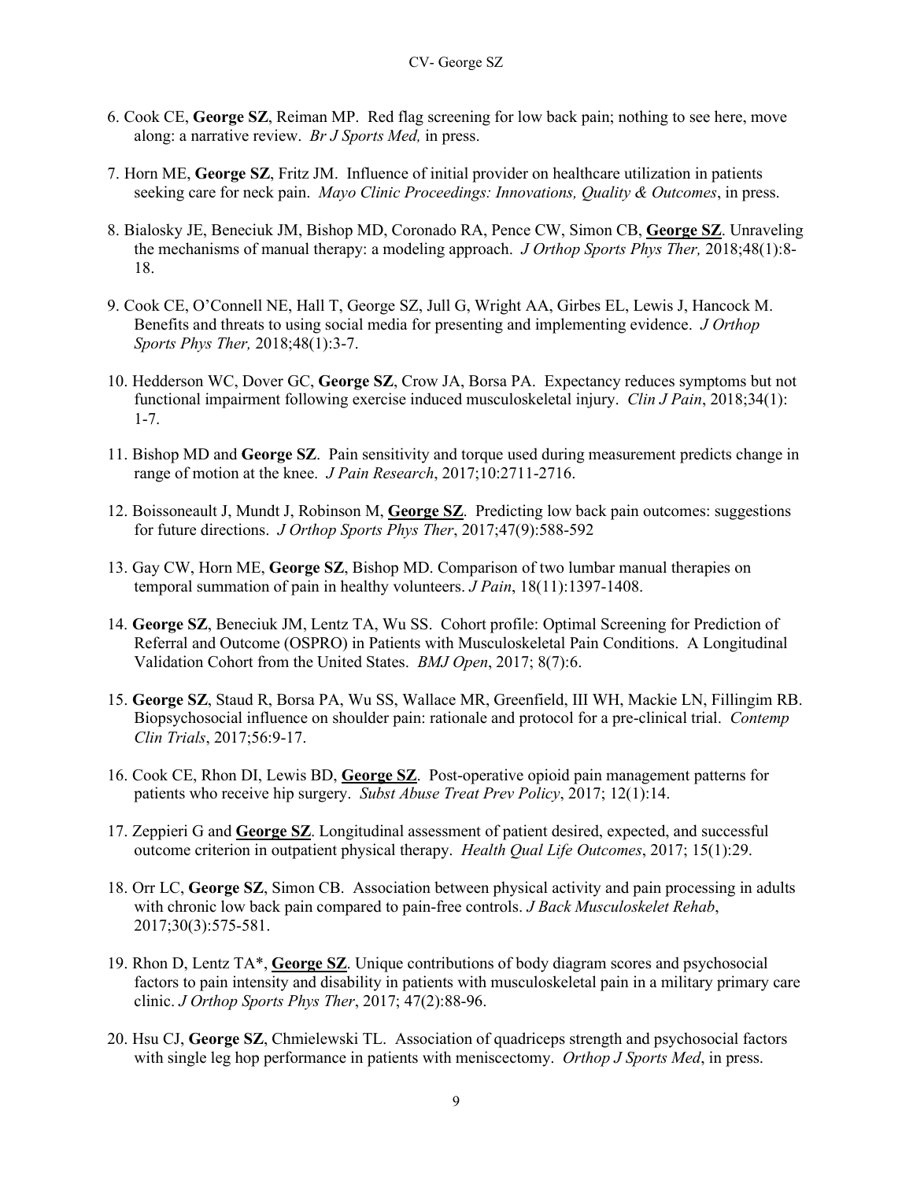6. Cook CE, **George SZ**, Reiman MP. Red flag screening for low back pain; nothing to see here, move along: a narrative review. *Br J Sports Med,* in press.

7. Horn ME, **George SZ**, Fritz JM. Influence of initial provider on healthcare utilization in patients seeking care for neck pain. *Mayo Clinic Proceedings: Innovations, Quality & Outcomes*, in press.

8. Bialosky JE, Beneciuk JM, Bishop MD, Coronado RA, Pence CW, Simon CB, **George SZ**. Unraveling the mechanisms of manual therapy: a modeling approach. *J Orthop Sports Phys Ther,* 2018;48(1):8-18.

9. Cook CE, O'Connell NE, Hall T, George SZ, Jull G, Wright AA, Girbes EL, Lewis J, Hancock M. Benefits and threats to using social media for presenting and implementing evidence. *J Orthop Sports Phys Ther,* 2018;48(1):3-7.

10. Hedderson WC, Dover GC, **George SZ**, Crow JA, Borsa PA. Expectancy reduces symptoms but not functional impairment following exercise induced musculoskeletal injury. *Clin J Pain*, 2018;34(1): 1-7.

11. Bishop MD and **George SZ**. Pain sensitivity and torque used during measurement predicts change in range of motion at the knee. *J Pain Research*, 2017;10:2711-2716.

12. Boissoneault J, Mundt J, Robinson M, **George SZ**. Predicting low back pain outcomes: suggestions for future directions. *J Orthop Sports Phys Ther*, 2017;47(9):588-592

13. Gay CW, Horn ME, **George SZ**, Bishop MD. Comparison of two lumbar manual therapies on temporal summation of pain in healthy volunteers. *J Pain*, 18(11):1397-1408.

14. **George SZ**, Beneciuk JM, Lentz TA, Wu SS. Cohort profile: Optimal Screening for Prediction of Referral and Outcome (OSPRO) in Patients with Musculoskeletal Pain Conditions. A Longitudinal Validation Cohort from the United States. *BMJ Open*, 2017; 8(7):6.

15. **George SZ**, Staud R, Borsa PA, Wu SS, Wallace MR, Greenfield, III WH, Mackie LN, Fillingim RB. Biopsychosocial influence on shoulder pain: rationale and protocol for a pre-clinical trial. *Contemp Clin Trials*, 2017;56:9-17.

16. Cook CE, Rhon DI, Lewis BD, **George SZ**. Post-operative opioid pain management patterns for patients who receive hip surgery. *Subst Abuse Treat Prev Policy*, 2017; 12(1):14.

17. Zeppieri G and **George SZ**. Longitudinal assessment of patient desired, expected, and successful outcome criterion in outpatient physical therapy. *Health Qual Life Outcomes*, 2017; 15(1):29.

18. Orr LC, **George SZ**, Simon CB. Association between physical activity and pain processing in adults with chronic low back pain compared to pain-free controls. *J Back Musculoskelet Rehab*, 2017;30(3):575-581.

19. Rhon D, Lentz TA*, **George SZ**. Unique contributions of body diagram scores and psychosocial factors to pain intensity and disability in patients with musculoskeletal pain in a military primary care clinic. *J Orthop Sports Phys Ther*, 2017; 47(2):88-96.

20. Hsu CJ, **George SZ**, Chmielewski TL. Association of quadriceps strength and psychosocial factors with single leg hop performance in patients with meniscectomy. *Orthop J Sports Med*, in press.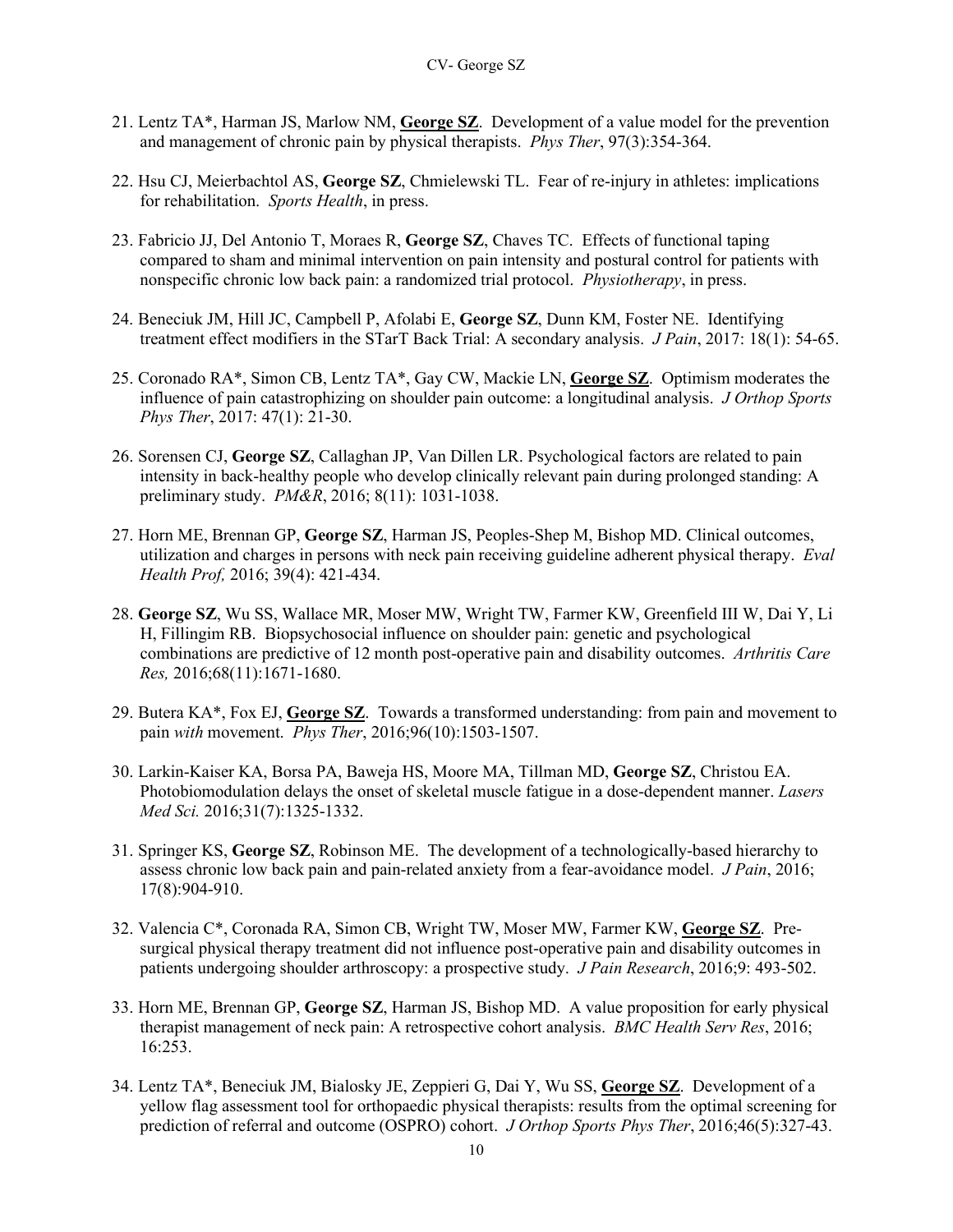21. Lentz TA*, Harman JS, Marlow NM, **George SZ**. Development of a value model for the prevention and management of chronic pain by physical therapists. *Phys Ther*, 97(3):354-364.

22. Hsu CJ, Meierbachtol AS, **George SZ**, Chmielewski TL. Fear of re-injury in athletes: implications for rehabilitation. *Sports Health*, in press.

23. Fabricio JJ, Del Antonio T, Moraes R, **George SZ**, Chaves TC. Effects of functional taping compared to sham and minimal intervention on pain intensity and postural control for patients with nonspecific chronic low back pain: a randomized trial protocol. *Physiotherapy*, in press.

24. Beneciuk JM, Hill JC, Campbell P, Afolabi E, **George SZ**, Dunn KM, Foster NE. Identifying treatment effect modifiers in the STarT Back Trial: A secondary analysis. *J Pain*, 2017: 18(1): 54-65.

25. Coronado RA*, Simon CB, Lentz TA*, Gay CW, Mackie LN, **George SZ**. Optimism moderates the influence of pain catastrophizing on shoulder pain outcome: a longitudinal analysis. *J Orthop Sports Phys Ther*, 2017: 47(1): 21-30.

26. Sorensen CJ, **George SZ**, Callaghan JP, Van Dillen LR. Psychological factors are related to pain intensity in back-healthy people who develop clinically relevant pain during prolonged standing: A preliminary study. *PM&R*, 2016; 8(11): 1031-1038.

27. Horn ME, Brennan GP, **George SZ**, Harman JS, Peoples-Shep M, Bishop MD. Clinical outcomes, utilization and charges in persons with neck pain receiving guideline adherent physical therapy. *Eval Health Prof,* 2016; 39(4): 421-434.

28. **George SZ**, Wu SS, Wallace MR, Moser MW, Wright TW, Farmer KW, Greenfield III W, Dai Y, Li H, Fillingim RB. Biopsychosocial influence on shoulder pain: genetic and psychological combinations are predictive of 12 month post-operative pain and disability outcomes. *Arthritis Care Res,* 2016;68(11):1671-1680.

29. Butera KA*, Fox EJ, **George SZ**. Towards a transformed understanding: from pain and movement to pain *with* movement. *Phys Ther*, 2016;96(10):1503-1507.

30. Larkin-Kaiser KA, Borsa PA, Baweja HS, Moore MA, Tillman MD, **George SZ**, Christou EA. Photobiomodulation delays the onset of skeletal muscle fatigue in a dose-dependent manner. *Lasers Med Sci.* 2016;31(7):1325-1332.

31. Springer KS, **George SZ**, Robinson ME. The development of a technologically-based hierarchy to assess chronic low back pain and pain-related anxiety from a fear-avoidance model. *J Pain*, 2016; 17(8):904-910.

32. Valencia C*, Coronada RA, Simon CB, Wright TW, Moser MW, Farmer KW, **George SZ**. Pre-surgical physical therapy treatment did not influence post-operative pain and disability outcomes in patients undergoing shoulder arthroscopy: a prospective study. *J Pain Research*, 2016;9: 493-502.

33. Horn ME, Brennan GP, **George SZ**, Harman JS, Bishop MD. A value proposition for early physical therapist management of neck pain: A retrospective cohort analysis. *BMC Health Serv Res*, 2016; 16:253.

34. Lentz TA*, Beneciuk JM, Bialosky JE, Zeppieri G, Dai Y, Wu SS, **George SZ**. Development of a yellow flag assessment tool for orthopaedic physical therapists: results from the optimal screening for prediction of referral and outcome (OSPRO) cohort. *J Orthop Sports Phys Ther*, 2016;46(5):327-43.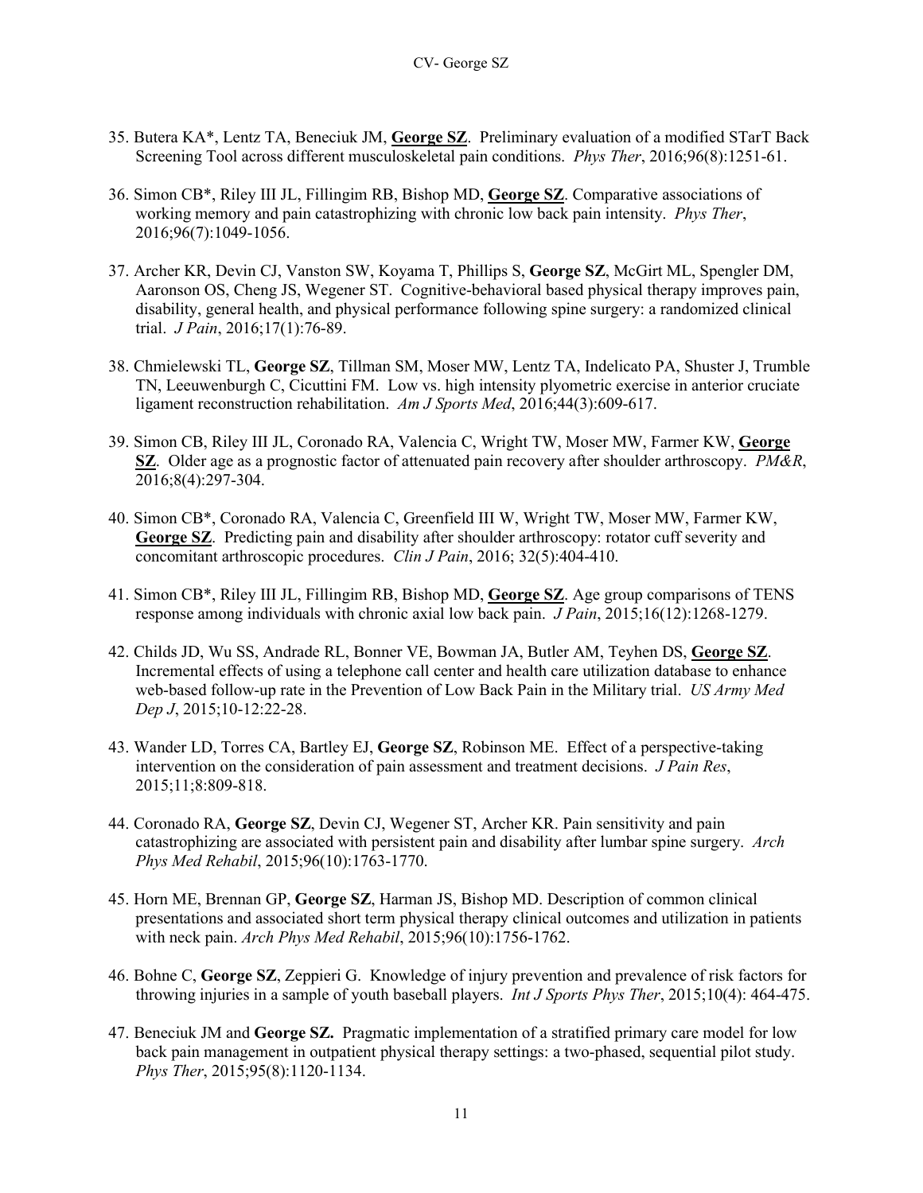35. Butera KA*, Lentz TA, Beneciuk JM, **George SZ**. Preliminary evaluation of a modified STarT Back Screening Tool across different musculoskeletal pain conditions. *Phys Ther*, 2016;96(8):1251-61.

36. Simon CB*, Riley III JL, Fillingim RB, Bishop MD, **George SZ**. Comparative associations of working memory and pain catastrophizing with chronic low back pain intensity. *Phys Ther*, 2016;96(7):1049-1056.

37. Archer KR, Devin CJ, Vanston SW, Koyama T, Phillips S, **George SZ**, McGirt ML, Spengler DM, Aaronson OS, Cheng JS, Wegener ST. Cognitive-behavioral based physical therapy improves pain, disability, general health, and physical performance following spine surgery: a randomized clinical trial. *J Pain*, 2016;17(1):76-89.

38. Chmielewski TL, **George SZ**, Tillman SM, Moser MW, Lentz TA, Indelicato PA, Shuster J, Trumble TN, Leeuwenburgh C, Cicuttini FM. Low vs. high intensity plyometric exercise in anterior cruciate ligament reconstruction rehabilitation. *Am J Sports Med*, 2016;44(3):609-617.

39. Simon CB, Riley III JL, Coronado RA, Valencia C, Wright TW, Moser MW, Farmer KW, **George SZ**. Older age as a prognostic factor of attenuated pain recovery after shoulder arthroscopy. *PM&R*, 2016;8(4):297-304.

40. Simon CB*, Coronado RA, Valencia C, Greenfield III W, Wright TW, Moser MW, Farmer KW, **George SZ**. Predicting pain and disability after shoulder arthroscopy: rotator cuff severity and concomitant arthroscopic procedures. *Clin J Pain*, 2016; 32(5):404-410.

41. Simon CB*, Riley III JL, Fillingim RB, Bishop MD, **George SZ**. Age group comparisons of TENS response among individuals with chronic axial low back pain. *J Pain*, 2015;16(12):1268-1279.

42. Childs JD, Wu SS, Andrade RL, Bonner VE, Bowman JA, Butler AM, Teyhen DS, **George SZ**. Incremental effects of using a telephone call center and health care utilization database to enhance web-based follow-up rate in the Prevention of Low Back Pain in the Military trial. *US Army Med Dep J*, 2015;10-12:22-28.

43. Wander LD, Torres CA, Bartley EJ, **George SZ**, Robinson ME. Effect of a perspective-taking intervention on the consideration of pain assessment and treatment decisions. *J Pain Res*, 2015;11;8:809-818.

44. Coronado RA, **George SZ**, Devin CJ, Wegener ST, Archer KR. Pain sensitivity and pain catastrophizing are associated with persistent pain and disability after lumbar spine surgery. *Arch Phys Med Rehabil*, 2015;96(10):1763-1770.

45. Horn ME, Brennan GP, **George SZ**, Harman JS, Bishop MD. Description of common clinical presentations and associated short term physical therapy clinical outcomes and utilization in patients with neck pain. *Arch Phys Med Rehabil*, 2015;96(10):1756-1762.

46. Bohne C, **George SZ**, Zeppieri G. Knowledge of injury prevention and prevalence of risk factors for throwing injuries in a sample of youth baseball players. *Int J Sports Phys Ther*, 2015;10(4): 464-475.

47. Beneciuk JM and **George SZ.** Pragmatic implementation of a stratified primary care model for low back pain management in outpatient physical therapy settings: a two-phased, sequential pilot study. *Phys Ther*, 2015;95(8):1120-1134.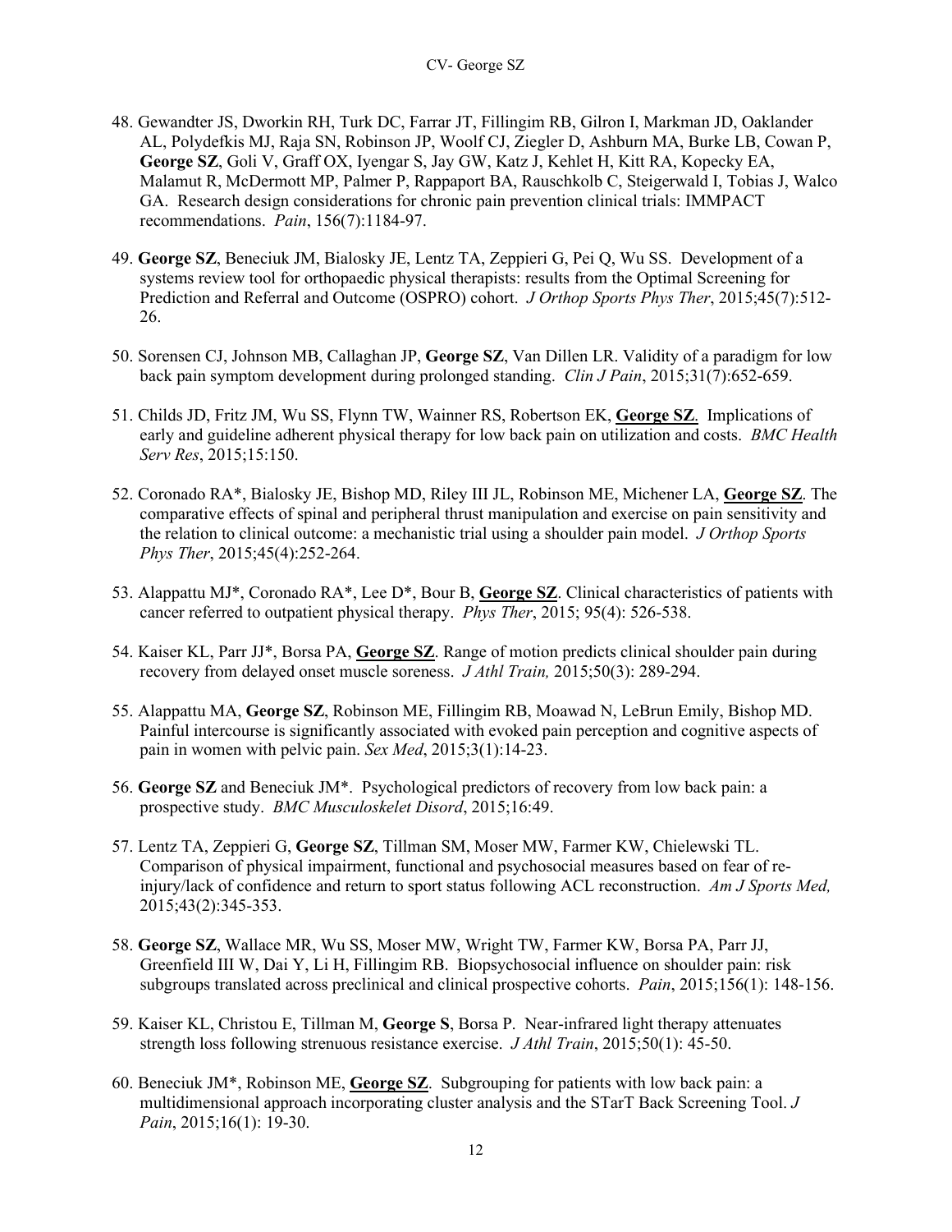48. Gewandter JS, Dworkin RH, Turk DC, Farrar JT, Fillingim RB, Gilron I, Markman JD, Oaklander AL, Polydefkis MJ, Raja SN, Robinson JP, Woolf CJ, Ziegler D, Ashburn MA, Burke LB, Cowan P, **George SZ**, Goli V, Graff OX, Iyengar S, Jay GW, Katz J, Kehlet H, Kitt RA, Kopecky EA, Malamut R, McDermott MP, Palmer P, Rappaport BA, Rauschkolb C, Steigerwald I, Tobias J, Walco GA. Research design considerations for chronic pain prevention clinical trials: IMMPACT recommendations. *Pain*, 156(7):1184-97.

49. **George SZ**, Beneciuk JM, Bialosky JE, Lentz TA, Zeppieri G, Pei Q, Wu SS. Development of a systems review tool for orthopaedic physical therapists: results from the Optimal Screening for Prediction and Referral and Outcome (OSPRO) cohort. *J Orthop Sports Phys Ther*, 2015;45(7):512-26.

50. Sorensen CJ, Johnson MB, Callaghan JP, **George SZ**, Van Dillen LR. Validity of a paradigm for low back pain symptom development during prolonged standing. *Clin J Pain*, 2015;31(7):652-659.

51. Childs JD, Fritz JM, Wu SS, Flynn TW, Wainner RS, Robertson EK, **George SZ**. Implications of early and guideline adherent physical therapy for low back pain on utilization and costs. *BMC Health Serv Res*, 2015;15:150.

52. Coronado RA*, Bialosky JE, Bishop MD, Riley III JL, Robinson ME, Michener LA, **George SZ**. The comparative effects of spinal and peripheral thrust manipulation and exercise on pain sensitivity and the relation to clinical outcome: a mechanistic trial using a shoulder pain model. *J Orthop Sports Phys Ther*, 2015;45(4):252-264.

53. Alappattu MJ*, Coronado RA*, Lee D*, Bour B, **George SZ**. Clinical characteristics of patients with cancer referred to outpatient physical therapy. *Phys Ther*, 2015; 95(4): 526-538.

54. Kaiser KL, Parr JJ*, Borsa PA, **George SZ**. Range of motion predicts clinical shoulder pain during recovery from delayed onset muscle soreness. *J Athl Train,* 2015;50(3): 289-294.

55. Alappattu MA, **George SZ**, Robinson ME, Fillingim RB, Moawad N, LeBrun Emily, Bishop MD. Painful intercourse is significantly associated with evoked pain perception and cognitive aspects of pain in women with pelvic pain. *Sex Med*, 2015;3(1):14-23.

56. **George SZ** and Beneciuk JM*. Psychological predictors of recovery from low back pain: a prospective study. *BMC Musculoskelet Disord*, 2015;16:49.

57. Lentz TA, Zeppieri G, **George SZ**, Tillman SM, Moser MW, Farmer KW, Chielewski TL. Comparison of physical impairment, functional and psychosocial measures based on fear of re-injury/lack of confidence and return to sport status following ACL reconstruction. *Am J Sports Med,* 2015;43(2):345-353.

58. **George SZ**, Wallace MR, Wu SS, Moser MW, Wright TW, Farmer KW, Borsa PA, Parr JJ, Greenfield III W, Dai Y, Li H, Fillingim RB. Biopsychosocial influence on shoulder pain: risk subgroups translated across preclinical and clinical prospective cohorts. *Pain*, 2015;156(1): 148-156.

59. Kaiser KL, Christou E, Tillman M, **George S**, Borsa P. Near-infrared light therapy attenuates strength loss following strenuous resistance exercise. *J Athl Train*, 2015;50(1): 45-50.

60. Beneciuk JM*, Robinson ME, **George SZ**. Subgrouping for patients with low back pain: a multidimensional approach incorporating cluster analysis and the STarT Back Screening Tool. *J Pain*, 2015;16(1): 19-30.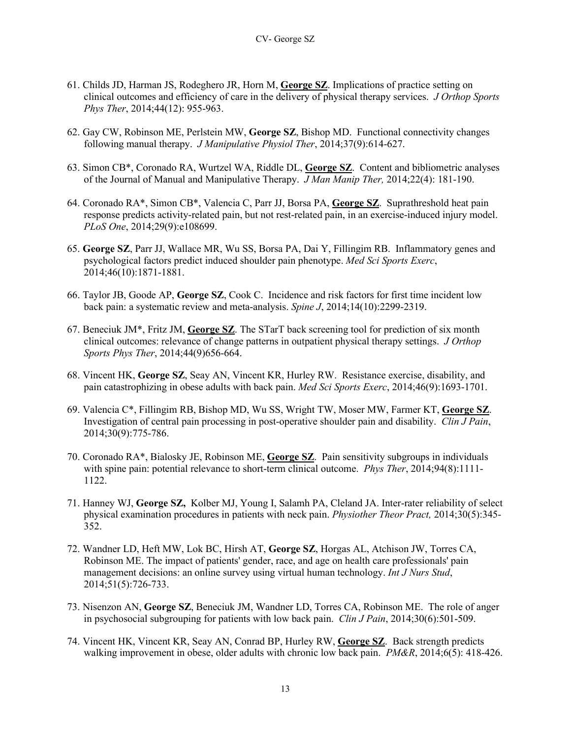61. Childs JD, Harman JS, Rodeghero JR, Horn M, **George SZ**. Implications of practice setting on clinical outcomes and efficiency of care in the delivery of physical therapy services. *J Orthop Sports Phys Ther*, 2014;44(12): 955-963.

62. Gay CW, Robinson ME, Perlstein MW, **George SZ**, Bishop MD. Functional connectivity changes following manual therapy. *J Manipulative Physiol Ther*, 2014;37(9):614-627.

63. Simon CB*, Coronado RA, Wurtzel WA, Riddle DL, **George SZ**. Content and bibliometric analyses of the Journal of Manual and Manipulative Therapy. *J Man Manip Ther,* 2014;22(4): 181-190.

64. Coronado RA*, Simon CB*, Valencia C, Parr JJ, Borsa PA, **George SZ**. Suprathreshold heat pain response predicts activity-related pain, but not rest-related pain, in an exercise-induced injury model. *PLoS One*, 2014;29(9):e108699.

65. **George SZ**, Parr JJ, Wallace MR, Wu SS, Borsa PA, Dai Y, Fillingim RB. Inflammatory genes and psychological factors predict induced shoulder pain phenotype. *Med Sci Sports Exerc*, 2014;46(10):1871-1881.

66. Taylor JB, Goode AP, **George SZ**, Cook C. Incidence and risk factors for first time incident low back pain: a systematic review and meta-analysis. *Spine J*, 2014;14(10):2299-2319.

67. Beneciuk JM*, Fritz JM, **George SZ**. The STarT back screening tool for prediction of six month clinical outcomes: relevance of change patterns in outpatient physical therapy settings. *J Orthop Sports Phys Ther*, 2014;44(9)656-664.

68. Vincent HK, **George SZ**, Seay AN, Vincent KR, Hurley RW. Resistance exercise, disability, and pain catastrophizing in obese adults with back pain. *Med Sci Sports Exerc*, 2014;46(9):1693-1701.

69. Valencia C*, Fillingim RB, Bishop MD, Wu SS, Wright TW, Moser MW, Farmer KT, **George SZ**. Investigation of central pain processing in post-operative shoulder pain and disability. *Clin J Pain*, 2014;30(9):775-786.

70. Coronado RA*, Bialosky JE, Robinson ME, **George SZ**. Pain sensitivity subgroups in individuals with spine pain: potential relevance to short-term clinical outcome. *Phys Ther*, 2014;94(8):1111-1122.

71. Hanney WJ, **George SZ,** Kolber MJ, Young I, Salamh PA, Cleland JA. Inter-rater reliability of select physical examination procedures in patients with neck pain. *Physiother Theor Pract,* 2014;30(5):345-352.

72. Wandner LD, Heft MW, Lok BC, Hirsh AT, **George SZ**, Horgas AL, Atchison JW, Torres CA, Robinson ME. The impact of patients' gender, race, and age on health care professionals' pain management decisions: an online survey using virtual human technology. *Int J Nurs Stud*, 2014;51(5):726-733.

73. Nisenzon AN, **George SZ**, Beneciuk JM, Wandner LD, Torres CA, Robinson ME. The role of anger in psychosocial subgrouping for patients with low back pain. *Clin J Pain*, 2014;30(6):501-509.

74. Vincent HK, Vincent KR, Seay AN, Conrad BP, Hurley RW, **George SZ**. Back strength predicts walking improvement in obese, older adults with chronic low back pain. *PM&R*, 2014;6(5): 418-426.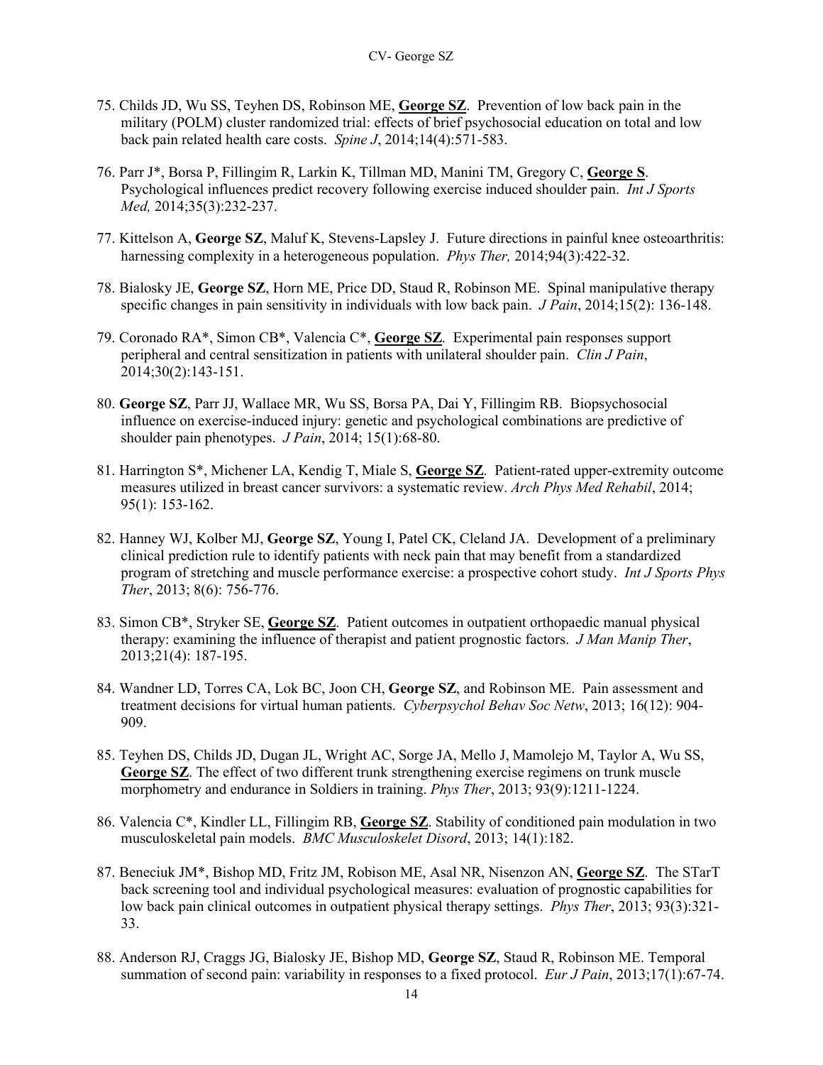75. Childs JD, Wu SS, Teyhen DS, Robinson ME, **George SZ**. Prevention of low back pain in the military (POLM) cluster randomized trial: effects of brief psychosocial education on total and low back pain related health care costs. *Spine J*, 2014;14(4):571-583.

76. Parr J*, Borsa P, Fillingim R, Larkin K, Tillman MD, Manini TM, Gregory C, **George S**. Psychological influences predict recovery following exercise induced shoulder pain. *Int J Sports Med,* 2014;35(3):232-237.

77. Kittelson A, **George SZ**, Maluf K, Stevens-Lapsley J. Future directions in painful knee osteoarthritis: harnessing complexity in a heterogeneous population. *Phys Ther,* 2014;94(3):422-32.

78. Bialosky JE, **George SZ**, Horn ME, Price DD, Staud R, Robinson ME. Spinal manipulative therapy specific changes in pain sensitivity in individuals with low back pain. *J Pain*, 2014;15(2): 136-148.

79. Coronado RA*, Simon CB*, Valencia C*, **George SZ**. Experimental pain responses support peripheral and central sensitization in patients with unilateral shoulder pain. *Clin J Pain*, 2014;30(2):143-151.

80. **George SZ**, Parr JJ, Wallace MR, Wu SS, Borsa PA, Dai Y, Fillingim RB. Biopsychosocial influence on exercise-induced injury: genetic and psychological combinations are predictive of shoulder pain phenotypes. *J Pain*, 2014; 15(1):68-80.

81. Harrington S*, Michener LA, Kendig T, Miale S, **George SZ**. Patient-rated upper-extremity outcome measures utilized in breast cancer survivors: a systematic review. *Arch Phys Med Rehabil*, 2014; 95(1): 153-162.

82. Hanney WJ, Kolber MJ, **George SZ**, Young I, Patel CK, Cleland JA. Development of a preliminary clinical prediction rule to identify patients with neck pain that may benefit from a standardized program of stretching and muscle performance exercise: a prospective cohort study. *Int J Sports Phys Ther*, 2013; 8(6): 756-776.

83. Simon CB*, Stryker SE, **George SZ**. Patient outcomes in outpatient orthopaedic manual physical therapy: examining the influence of therapist and patient prognostic factors. *J Man Manip Ther*, 2013;21(4): 187-195.

84. Wandner LD, Torres CA, Lok BC, Joon CH, **George SZ**, and Robinson ME. Pain assessment and treatment decisions for virtual human patients. *Cyberpsychol Behav Soc Netw*, 2013; 16(12): 904-909.

85. Teyhen DS, Childs JD, Dugan JL, Wright AC, Sorge JA, Mello J, Mamolejo M, Taylor A, Wu SS, **George SZ**. The effect of two different trunk strengthening exercise regimens on trunk muscle morphometry and endurance in Soldiers in training. *Phys Ther*, 2013; 93(9):1211-1224.

86. Valencia C*, Kindler LL, Fillingim RB, **George SZ**. Stability of conditioned pain modulation in two musculoskeletal pain models. *BMC Musculoskelet Disord*, 2013; 14(1):182.

87. Beneciuk JM*, Bishop MD, Fritz JM, Robison ME, Asal NR, Nisenzon AN, **George SZ**. The STarT back screening tool and individual psychological measures: evaluation of prognostic capabilities for low back pain clinical outcomes in outpatient physical therapy settings. *Phys Ther*, 2013; 93(3):321-33.

88. Anderson RJ, Craggs JG, Bialosky JE, Bishop MD, **George SZ**, Staud R, Robinson ME. Temporal summation of second pain: variability in responses to a fixed protocol. *Eur J Pain*, 2013;17(1):67-74.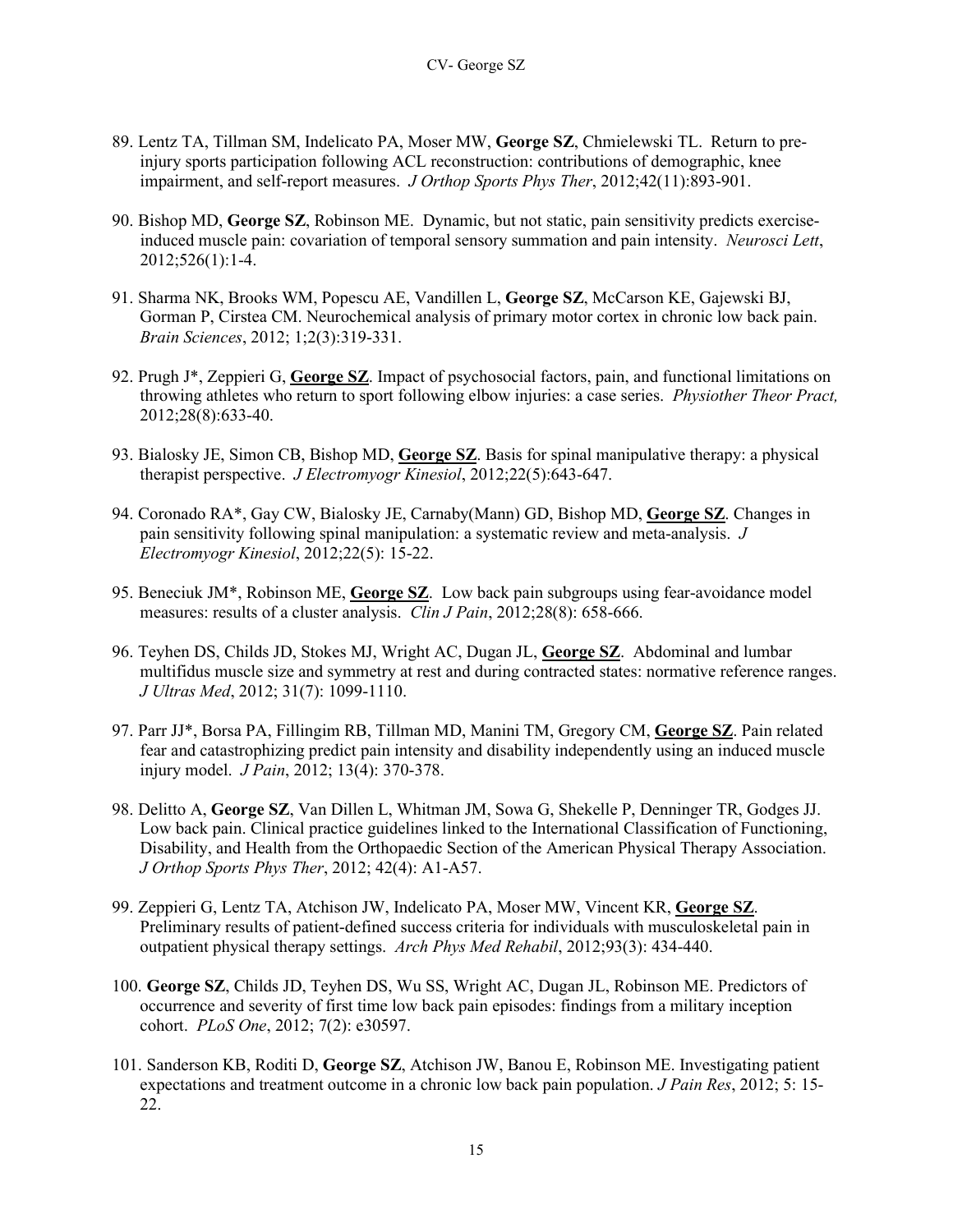89. Lentz TA, Tillman SM, Indelicato PA, Moser MW, **George SZ**, Chmielewski TL. Return to pre-injury sports participation following ACL reconstruction: contributions of demographic, knee impairment, and self-report measures. *J Orthop Sports Phys Ther*, 2012;42(11):893-901.

90. Bishop MD, **George SZ**, Robinson ME. Dynamic, but not static, pain sensitivity predicts exercise-induced muscle pain: covariation of temporal sensory summation and pain intensity. *Neurosci Lett*, 2012;526(1):1-4.

91. Sharma NK, Brooks WM, Popescu AE, Vandillen L, **George SZ**, McCarson KE, Gajewski BJ, Gorman P, Cirstea CM. Neurochemical analysis of primary motor cortex in chronic low back pain. *Brain Sciences*, 2012; 1;2(3):319-331.

92. Prugh J*, Zeppieri G, **George SZ**. Impact of psychosocial factors, pain, and functional limitations on throwing athletes who return to sport following elbow injuries: a case series. *Physiother Theor Pract,* 2012;28(8):633-40.

93. Bialosky JE, Simon CB, Bishop MD, **George SZ**. Basis for spinal manipulative therapy: a physical therapist perspective. *J Electromyogr Kinesiol*, 2012;22(5):643-647.

94. Coronado RA*, Gay CW, Bialosky JE, Carnaby(Mann) GD, Bishop MD, **George SZ**. Changes in pain sensitivity following spinal manipulation: a systematic review and meta-analysis. *J Electromyogr Kinesiol*, 2012;22(5): 15-22.

95. Beneciuk JM*, Robinson ME, **George SZ**. Low back pain subgroups using fear-avoidance model measures: results of a cluster analysis. *Clin J Pain*, 2012;28(8): 658-666.

96. Teyhen DS, Childs JD, Stokes MJ, Wright AC, Dugan JL, **George SZ**. Abdominal and lumbar multifidus muscle size and symmetry at rest and during contracted states: normative reference ranges. *J Ultras Med*, 2012; 31(7): 1099-1110.

97. Parr JJ*, Borsa PA, Fillingim RB, Tillman MD, Manini TM, Gregory CM, **George SZ**. Pain related fear and catastrophizing predict pain intensity and disability independently using an induced muscle injury model. *J Pain*, 2012; 13(4): 370-378.

98. Delitto A, **George SZ**, Van Dillen L, Whitman JM, Sowa G, Shekelle P, Denninger TR, Godges JJ. Low back pain. Clinical practice guidelines linked to the International Classification of Functioning, Disability, and Health from the Orthopaedic Section of the American Physical Therapy Association. *J Orthop Sports Phys Ther*, 2012; 42(4): A1-A57.

99. Zeppieri G, Lentz TA, Atchison JW, Indelicato PA, Moser MW, Vincent KR, **George SZ**. Preliminary results of patient-defined success criteria for individuals with musculoskeletal pain in outpatient physical therapy settings. *Arch Phys Med Rehabil*, 2012;93(3): 434-440.

100. **George SZ**, Childs JD, Teyhen DS, Wu SS, Wright AC, Dugan JL, Robinson ME. Predictors of occurrence and severity of first time low back pain episodes: findings from a military inception cohort. *PLoS One*, 2012; 7(2): e30597.

101. Sanderson KB, Roditi D, **George SZ**, Atchison JW, Banou E, Robinson ME. Investigating patient expectations and treatment outcome in a chronic low back pain population. *J Pain Res*, 2012; 5: 15-22.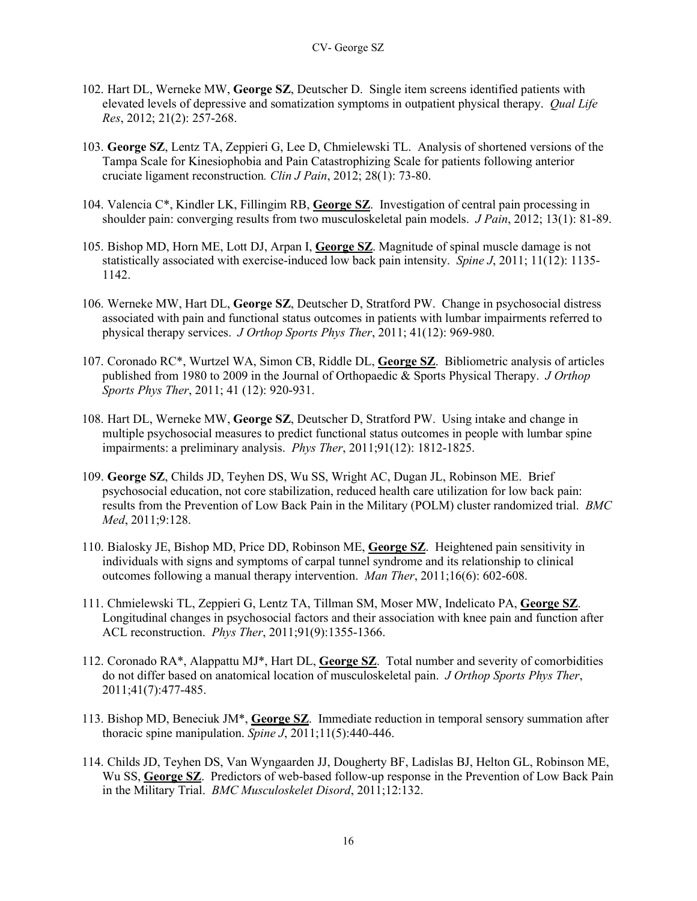102. Hart DL, Werneke MW, **George SZ**, Deutscher D. Single item screens identified patients with elevated levels of depressive and somatization symptoms in outpatient physical therapy. *Qual Life Res*, 2012; 21(2): 257-268.

103. **George SZ**, Lentz TA, Zeppieri G, Lee D, Chmielewski TL. Analysis of shortened versions of the Tampa Scale for Kinesiophobia and Pain Catastrophizing Scale for patients following anterior cruciate ligament reconstruction*. Clin J Pain*, 2012; 28(1): 73-80.

104. Valencia C*, Kindler LK, Fillingim RB, **George SZ**. Investigation of central pain processing in shoulder pain: converging results from two musculoskeletal pain models. *J Pain*, 2012; 13(1): 81-89.

105. Bishop MD, Horn ME, Lott DJ, Arpan I, **George SZ**. Magnitude of spinal muscle damage is not statistically associated with exercise-induced low back pain intensity. *Spine J*, 2011; 11(12): 1135-1142.

106. Werneke MW, Hart DL, **George SZ**, Deutscher D, Stratford PW. Change in psychosocial distress associated with pain and functional status outcomes in patients with lumbar impairments referred to physical therapy services. *J Orthop Sports Phys Ther*, 2011; 41(12): 969-980.

107. Coronado RC*, Wurtzel WA, Simon CB, Riddle DL, **George SZ**. Bibliometric analysis of articles published from 1980 to 2009 in the Journal of Orthopaedic & Sports Physical Therapy. *J Orthop Sports Phys Ther*, 2011; 41 (12): 920-931.

108. Hart DL, Werneke MW, **George SZ**, Deutscher D, Stratford PW. Using intake and change in multiple psychosocial measures to predict functional status outcomes in people with lumbar spine impairments: a preliminary analysis. *Phys Ther*, 2011;91(12): 1812-1825.

109. **George SZ**, Childs JD, Teyhen DS, Wu SS, Wright AC, Dugan JL, Robinson ME. Brief psychosocial education, not core stabilization, reduced health care utilization for low back pain: results from the Prevention of Low Back Pain in the Military (POLM) cluster randomized trial. *BMC Med*, 2011;9:128.

110. Bialosky JE, Bishop MD, Price DD, Robinson ME, **George SZ**. Heightened pain sensitivity in individuals with signs and symptoms of carpal tunnel syndrome and its relationship to clinical outcomes following a manual therapy intervention. *Man Ther*, 2011;16(6): 602-608.

111. Chmielewski TL, Zeppieri G, Lentz TA, Tillman SM, Moser MW, Indelicato PA, **George SZ**. Longitudinal changes in psychosocial factors and their association with knee pain and function after ACL reconstruction. *Phys Ther*, 2011;91(9):1355-1366.

112. Coronado RA*, Alappattu MJ*, Hart DL, **George SZ**. Total number and severity of comorbidities do not differ based on anatomical location of musculoskeletal pain. *J Orthop Sports Phys Ther*, 2011;41(7):477-485.

113. Bishop MD, Beneciuk JM*, **George SZ**. Immediate reduction in temporal sensory summation after thoracic spine manipulation. *Spine J*, 2011;11(5):440-446.

114. Childs JD, Teyhen DS, Van Wyngaarden JJ, Dougherty BF, Ladislas BJ, Helton GL, Robinson ME, Wu SS, **George SZ**. Predictors of web-based follow-up response in the Prevention of Low Back Pain in the Military Trial. *BMC Musculoskelet Disord*, 2011;12:132.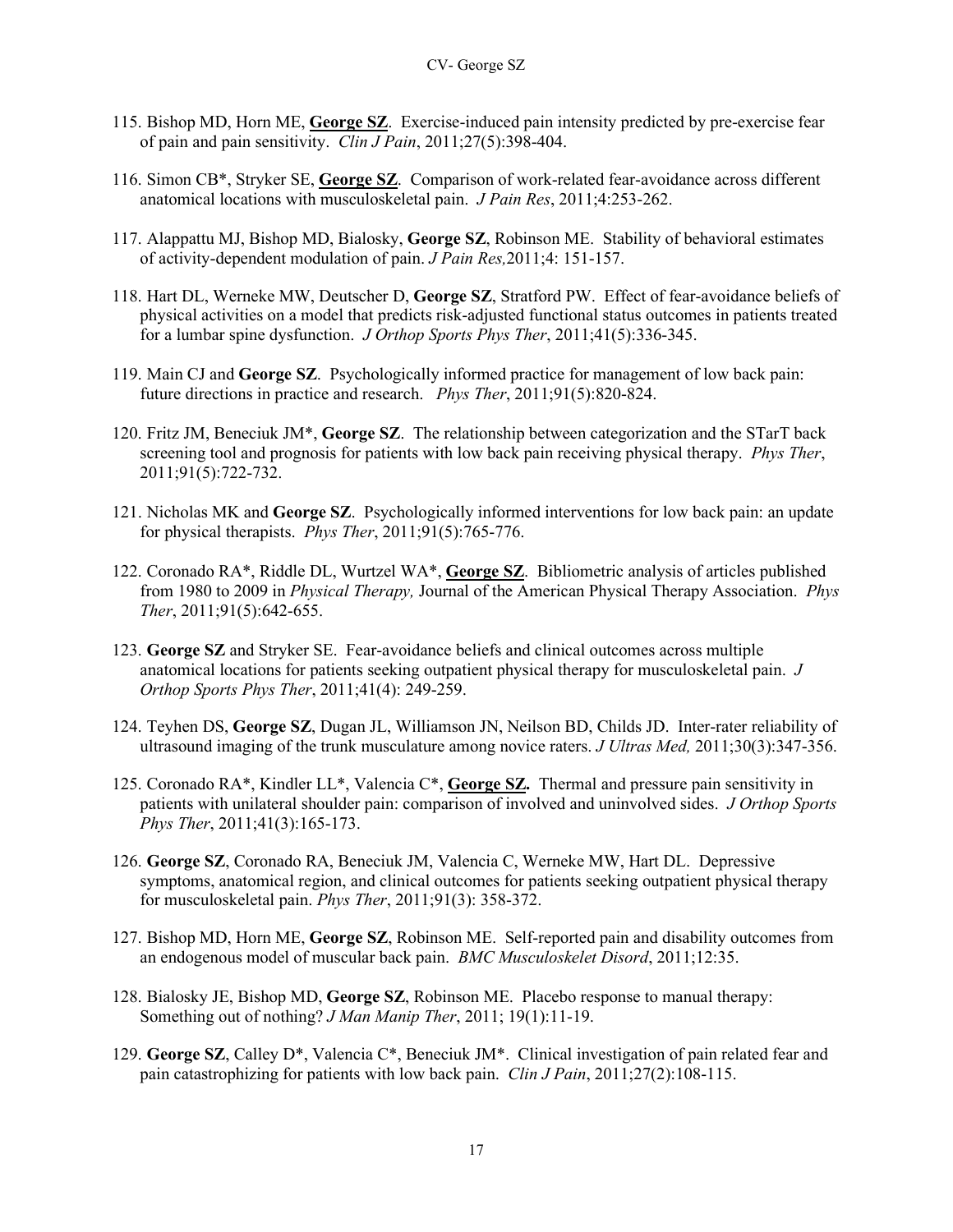115. Bishop MD, Horn ME, **George SZ**. Exercise-induced pain intensity predicted by pre-exercise fear of pain and pain sensitivity. *Clin J Pain*, 2011;27(5):398-404.

116. Simon CB*, Stryker SE, **George SZ**. Comparison of work-related fear-avoidance across different anatomical locations with musculoskeletal pain. *J Pain Res*, 2011;4:253-262.

117. Alappattu MJ, Bishop MD, Bialosky, **George SZ**, Robinson ME. Stability of behavioral estimates of activity-dependent modulation of pain. *J Pain Res,*2011;4: 151-157.

118. Hart DL, Werneke MW, Deutscher D, **George SZ**, Stratford PW. Effect of fear-avoidance beliefs of physical activities on a model that predicts risk-adjusted functional status outcomes in patients treated for a lumbar spine dysfunction. *J Orthop Sports Phys Ther*, 2011;41(5):336-345.

119. Main CJ and **George SZ**. Psychologically informed practice for management of low back pain: future directions in practice and research. *Phys Ther*, 2011;91(5):820-824.

120. Fritz JM, Beneciuk JM*, **George SZ**. The relationship between categorization and the STarT back screening tool and prognosis for patients with low back pain receiving physical therapy. *Phys Ther*, 2011;91(5):722-732.

121. Nicholas MK and **George SZ**. Psychologically informed interventions for low back pain: an update for physical therapists. *Phys Ther*, 2011;91(5):765-776.

122. Coronado RA*, Riddle DL, Wurtzel WA*, **George SZ**. Bibliometric analysis of articles published from 1980 to 2009 in *Physical Therapy,* Journal of the American Physical Therapy Association. *Phys Ther*, 2011;91(5):642-655.

123. **George SZ** and Stryker SE. Fear-avoidance beliefs and clinical outcomes across multiple anatomical locations for patients seeking outpatient physical therapy for musculoskeletal pain. *J Orthop Sports Phys Ther*, 2011;41(4): 249-259.

124. Teyhen DS, **George SZ**, Dugan JL, Williamson JN, Neilson BD, Childs JD. Inter-rater reliability of ultrasound imaging of the trunk musculature among novice raters. *J Ultras Med,* 2011;30(3):347-356.

125. Coronado RA*, Kindler LL*, Valencia C*, **George SZ.** Thermal and pressure pain sensitivity in patients with unilateral shoulder pain: comparison of involved and uninvolved sides. *J Orthop Sports Phys Ther*, 2011;41(3):165-173.

126. **George SZ**, Coronado RA, Beneciuk JM, Valencia C, Werneke MW, Hart DL. Depressive symptoms, anatomical region, and clinical outcomes for patients seeking outpatient physical therapy for musculoskeletal pain. *Phys Ther*, 2011;91(3): 358-372.

127. Bishop MD, Horn ME, **George SZ**, Robinson ME. Self-reported pain and disability outcomes from an endogenous model of muscular back pain. *BMC Musculoskelet Disord*, 2011;12:35.

128. Bialosky JE, Bishop MD, **George SZ**, Robinson ME. Placebo response to manual therapy: Something out of nothing? *J Man Manip Ther*, 2011; 19(1):11-19.

129. **George SZ**, Calley D*, Valencia C*, Beneciuk JM*. Clinical investigation of pain related fear and pain catastrophizing for patients with low back pain. *Clin J Pain*, 2011;27(2):108-115.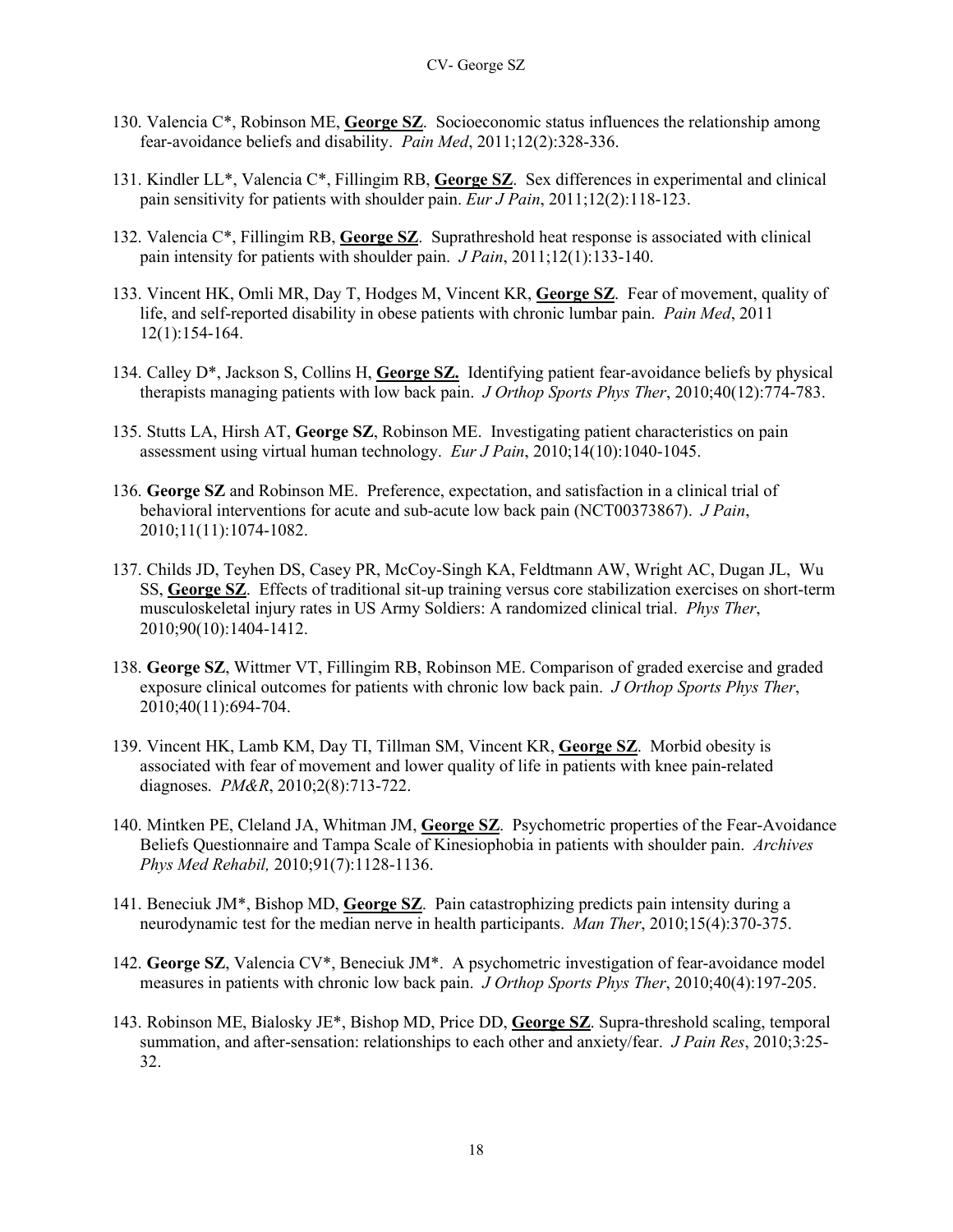130. Valencia C*, Robinson ME, **George SZ**. Socioeconomic status influences the relationship among fear-avoidance beliefs and disability. *Pain Med*, 2011;12(2):328-336.

131. Kindler LL*, Valencia C*, Fillingim RB, **George SZ**. Sex differences in experimental and clinical pain sensitivity for patients with shoulder pain. *Eur J Pain*, 2011;12(2):118-123.

132. Valencia C*, Fillingim RB, **George SZ**. Suprathreshold heat response is associated with clinical pain intensity for patients with shoulder pain. *J Pain*, 2011;12(1):133-140.

133. Vincent HK, Omli MR, Day T, Hodges M, Vincent KR, **George SZ**. Fear of movement, quality of life, and self-reported disability in obese patients with chronic lumbar pain. *Pain Med*, 2011 12(1):154-164.

134. Calley D*, Jackson S, Collins H, **George SZ.** Identifying patient fear-avoidance beliefs by physical therapists managing patients with low back pain. *J Orthop Sports Phys Ther*, 2010;40(12):774-783.

135. Stutts LA, Hirsh AT, **George SZ**, Robinson ME. Investigating patient characteristics on pain assessment using virtual human technology. *Eur J Pain*, 2010;14(10):1040-1045.

136. **George SZ** and Robinson ME. Preference, expectation, and satisfaction in a clinical trial of behavioral interventions for acute and sub-acute low back pain (NCT00373867). *J Pain*, 2010;11(11):1074-1082.

137. Childs JD, Teyhen DS, Casey PR, McCoy-Singh KA, Feldtmann AW, Wright AC, Dugan JL, Wu SS, **George SZ**. Effects of traditional sit-up training versus core stabilization exercises on short-term musculoskeletal injury rates in US Army Soldiers: A randomized clinical trial. *Phys Ther*, 2010;90(10):1404-1412.

138. **George SZ**, Wittmer VT, Fillingim RB, Robinson ME. Comparison of graded exercise and graded exposure clinical outcomes for patients with chronic low back pain. *J Orthop Sports Phys Ther*, 2010;40(11):694-704.

139. Vincent HK, Lamb KM, Day TI, Tillman SM, Vincent KR, **George SZ**. Morbid obesity is associated with fear of movement and lower quality of life in patients with knee pain-related diagnoses. *PM&R*, 2010;2(8):713-722.

140. Mintken PE, Cleland JA, Whitman JM, **George SZ**. Psychometric properties of the Fear-Avoidance Beliefs Questionnaire and Tampa Scale of Kinesiophobia in patients with shoulder pain. *Archives Phys Med Rehabil,* 2010;91(7):1128-1136.

141. Beneciuk JM*, Bishop MD, **George SZ**. Pain catastrophizing predicts pain intensity during a neurodynamic test for the median nerve in health participants. *Man Ther*, 2010;15(4):370-375.

142. **George SZ**, Valencia CV*, Beneciuk JM*. A psychometric investigation of fear-avoidance model measures in patients with chronic low back pain. *J Orthop Sports Phys Ther*, 2010;40(4):197-205.

143. Robinson ME, Bialosky JE*, Bishop MD, Price DD, **George SZ**. Supra-threshold scaling, temporal summation, and after-sensation: relationships to each other and anxiety/fear. *J Pain Res*, 2010;3:25-32.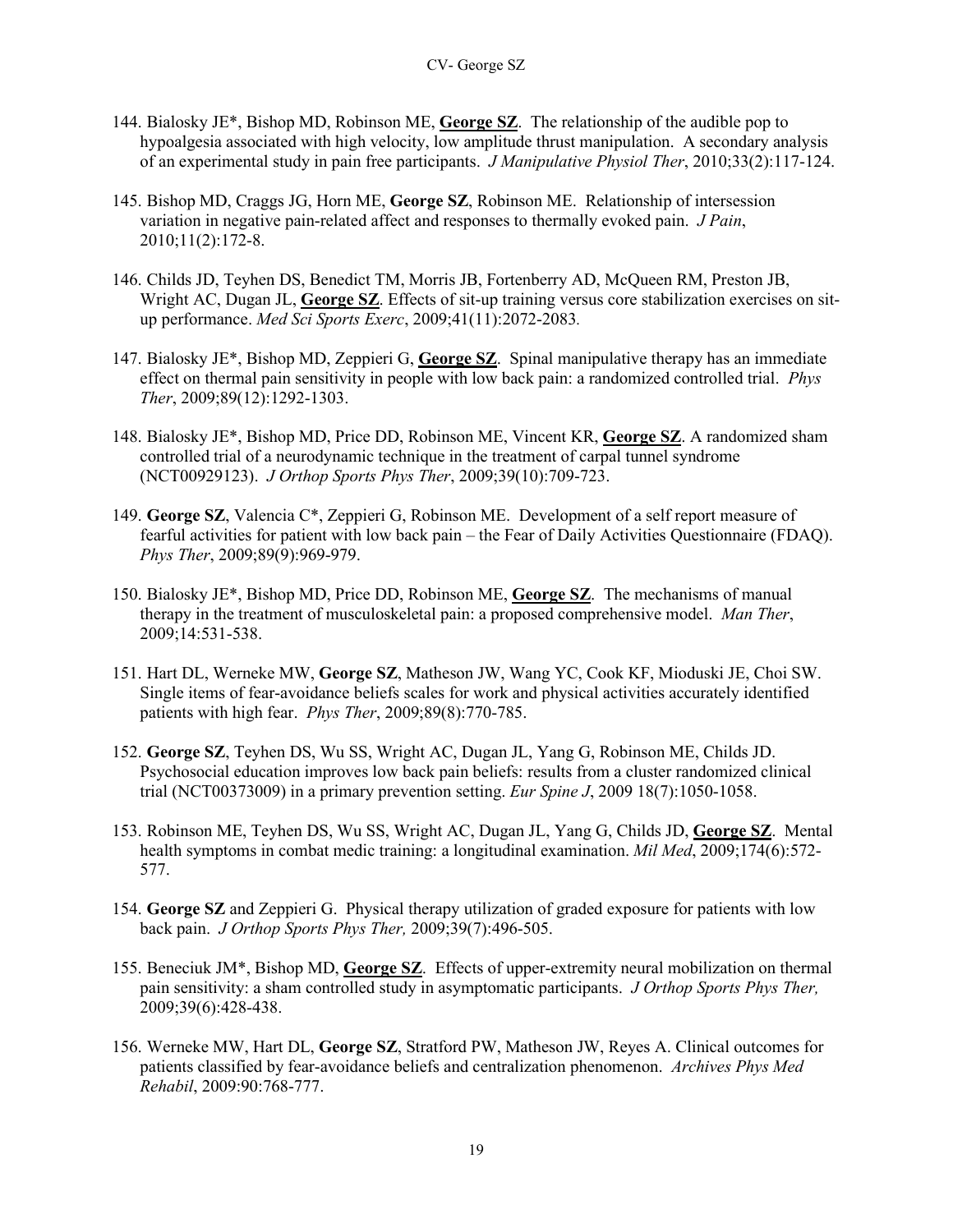144. Bialosky JE*, Bishop MD, Robinson ME, **George SZ**. The relationship of the audible pop to hypoalgesia associated with high velocity, low amplitude thrust manipulation. A secondary analysis of an experimental study in pain free participants. *J Manipulative Physiol Ther*, 2010;33(2):117-124.

145. Bishop MD, Craggs JG, Horn ME, **George SZ**, Robinson ME. Relationship of intersession variation in negative pain-related affect and responses to thermally evoked pain. *J Pain*, 2010;11(2):172-8.

146. Childs JD, Teyhen DS, Benedict TM, Morris JB, Fortenberry AD, McQueen RM, Preston JB, Wright AC, Dugan JL, **George SZ**. Effects of sit-up training versus core stabilization exercises on sit-up performance. *Med Sci Sports Exerc*, 2009;41(11):2072-2083.

147. Bialosky JE*, Bishop MD, Zeppieri G, **George SZ**. Spinal manipulative therapy has an immediate effect on thermal pain sensitivity in people with low back pain: a randomized controlled trial. *Phys Ther*, 2009;89(12):1292-1303.

148. Bialosky JE*, Bishop MD, Price DD, Robinson ME, Vincent KR, **George SZ**. A randomized sham controlled trial of a neurodynamic technique in the treatment of carpal tunnel syndrome (NCT00929123). *J Orthop Sports Phys Ther*, 2009;39(10):709-723.

149. **George SZ**, Valencia C*, Zeppieri G, Robinson ME. Development of a self report measure of fearful activities for patient with low back pain – the Fear of Daily Activities Questionnaire (FDAQ). *Phys Ther*, 2009;89(9):969-979.

150. Bialosky JE*, Bishop MD, Price DD, Robinson ME, **George SZ**. The mechanisms of manual therapy in the treatment of musculoskeletal pain: a proposed comprehensive model. *Man Ther*, 2009;14:531-538.

151. Hart DL, Werneke MW, **George SZ**, Matheson JW, Wang YC, Cook KF, Mioduski JE, Choi SW. Single items of fear-avoidance beliefs scales for work and physical activities accurately identified patients with high fear. *Phys Ther*, 2009;89(8):770-785.

152. **George SZ**, Teyhen DS, Wu SS, Wright AC, Dugan JL, Yang G, Robinson ME, Childs JD. Psychosocial education improves low back pain beliefs: results from a cluster randomized clinical trial (NCT00373009) in a primary prevention setting. *Eur Spine J*, 2009 18(7):1050-1058.

153. Robinson ME, Teyhen DS, Wu SS, Wright AC, Dugan JL, Yang G, Childs JD, **George SZ**. Mental health symptoms in combat medic training: a longitudinal examination. *Mil Med*, 2009;174(6):572-577.

154. **George SZ** and Zeppieri G. Physical therapy utilization of graded exposure for patients with low back pain. *J Orthop Sports Phys Ther,* 2009;39(7):496-505.

155. Beneciuk JM*, Bishop MD, **George SZ**. Effects of upper-extremity neural mobilization on thermal pain sensitivity: a sham controlled study in asymptomatic participants. *J Orthop Sports Phys Ther,* 2009;39(6):428-438.

156. Werneke MW, Hart DL, **George SZ**, Stratford PW, Matheson JW, Reyes A. Clinical outcomes for patients classified by fear-avoidance beliefs and centralization phenomenon. *Archives Phys Med Rehabil*, 2009:90:768-777.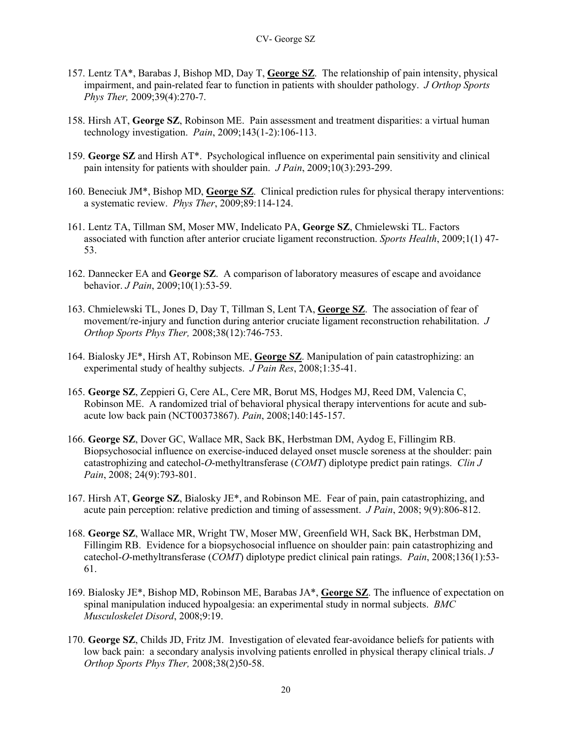157. Lentz TA*, Barabas J, Bishop MD, Day T, **George SZ**. The relationship of pain intensity, physical impairment, and pain-related fear to function in patients with shoulder pathology. *J Orthop Sports Phys Ther,* 2009;39(4):270-7.

158. Hirsh AT, **George SZ**, Robinson ME. Pain assessment and treatment disparities: a virtual human technology investigation. *Pain*, 2009;143(1-2):106-113.

159. **George SZ** and Hirsh AT*. Psychological influence on experimental pain sensitivity and clinical pain intensity for patients with shoulder pain. *J Pain*, 2009;10(3):293-299.

160. Beneciuk JM*, Bishop MD, **George SZ**. Clinical prediction rules for physical therapy interventions: a systematic review. *Phys Ther*, 2009;89:114-124.

161. Lentz TA, Tillman SM, Moser MW, Indelicato PA, **George SZ**, Chmielewski TL. Factors associated with function after anterior cruciate ligament reconstruction. *Sports Health*, 2009;1(1) 47-53.

162. Dannecker EA and **George SZ**. A comparison of laboratory measures of escape and avoidance behavior. *J Pain*, 2009;10(1):53-59.

163. Chmielewski TL, Jones D, Day T, Tillman S, Lent TA, **George SZ**. The association of fear of movement/re-injury and function during anterior cruciate ligament reconstruction rehabilitation. *J Orthop Sports Phys Ther,* 2008;38(12):746-753.

164. Bialosky JE*, Hirsh AT, Robinson ME, **George SZ**. Manipulation of pain catastrophizing: an experimental study of healthy subjects. *J Pain Res*, 2008;1:35-41.

165. **George SZ**, Zeppieri G, Cere AL, Cere MR, Borut MS, Hodges MJ, Reed DM, Valencia C, Robinson ME. A randomized trial of behavioral physical therapy interventions for acute and sub-acute low back pain (NCT00373867). *Pain*, 2008;140:145-157.

166. **George SZ**, Dover GC, Wallace MR, Sack BK, Herbstman DM, Aydog E, Fillingim RB. Biopsychosocial influence on exercise-induced delayed onset muscle soreness at the shoulder: pain catastrophizing and catechol-*O*-methyltransferase (*COMT*) diplotype predict pain ratings. *Clin J Pain*, 2008; 24(9):793-801.

167. Hirsh AT, **George SZ**, Bialosky JE*, and Robinson ME. Fear of pain, pain catastrophizing, and acute pain perception: relative prediction and timing of assessment. *J Pain*, 2008; 9(9):806-812.

168. **George SZ**, Wallace MR, Wright TW, Moser MW, Greenfield WH, Sack BK, Herbstman DM, Fillingim RB. Evidence for a biopsychosocial influence on shoulder pain: pain catastrophizing and catechol-*O*-methyltransferase (*COMT*) diplotype predict clinical pain ratings. *Pain*, 2008;136(1):53-61.

169. Bialosky JE*, Bishop MD, Robinson ME, Barabas JA*, **George SZ**. The influence of expectation on spinal manipulation induced hypoalgesia: an experimental study in normal subjects. *BMC Musculoskelet Disord*, 2008;9:19.

170. **George SZ**, Childs JD, Fritz JM. Investigation of elevated fear-avoidance beliefs for patients with low back pain: a secondary analysis involving patients enrolled in physical therapy clinical trials. *J Orthop Sports Phys Ther,* 2008;38(2)50-58.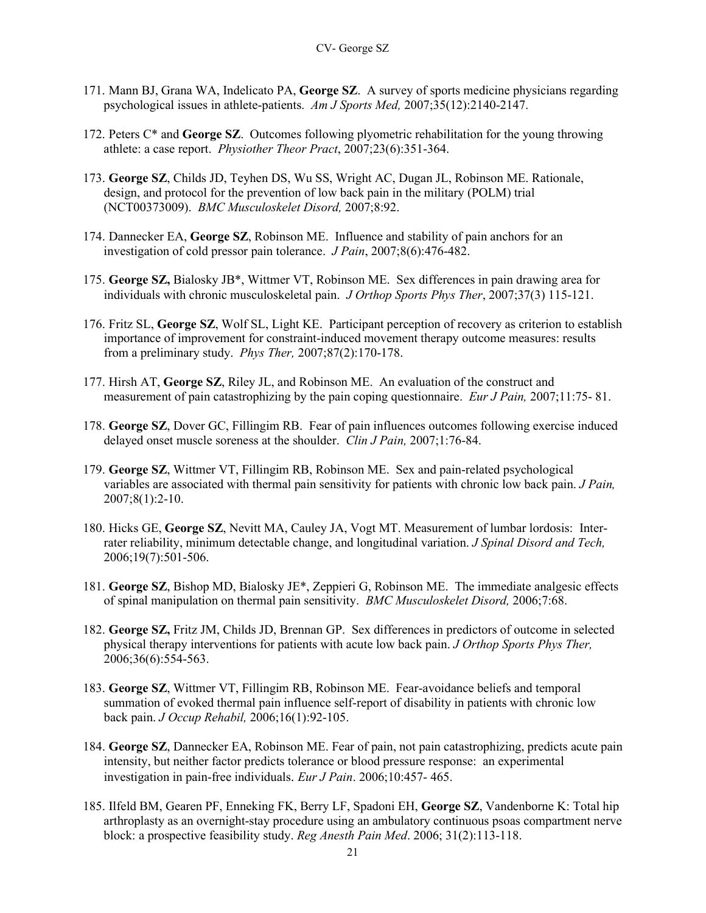171. Mann BJ, Grana WA, Indelicato PA, **George SZ**. A survey of sports medicine physicians regarding psychological issues in athlete-patients. *Am J Sports Med,* 2007;35(12):2140-2147.

172. Peters C* and **George SZ**. Outcomes following plyometric rehabilitation for the young throwing athlete: a case report. *Physiother Theor Pract*, 2007;23(6):351-364.

173. **George SZ**, Childs JD, Teyhen DS, Wu SS, Wright AC, Dugan JL, Robinson ME. Rationale, design, and protocol for the prevention of low back pain in the military (POLM) trial (NCT00373009). *BMC Musculoskelet Disord,* 2007;8:92.

174. Dannecker EA, **George SZ**, Robinson ME. Influence and stability of pain anchors for an investigation of cold pressor pain tolerance. *J Pain*, 2007;8(6):476-482.

175. **George SZ,** Bialosky JB*, Wittmer VT, Robinson ME. Sex differences in pain drawing area for individuals with chronic musculoskeletal pain. *J Orthop Sports Phys Ther*, 2007;37(3) 115-121.

176. Fritz SL, **George SZ**, Wolf SL, Light KE. Participant perception of recovery as criterion to establish importance of improvement for constraint-induced movement therapy outcome measures: results from a preliminary study. *Phys Ther,* 2007;87(2):170-178.

177. Hirsh AT, **George SZ**, Riley JL, and Robinson ME. An evaluation of the construct and measurement of pain catastrophizing by the pain coping questionnaire. *Eur J Pain,* 2007;11:75- 81.

178. **George SZ**, Dover GC, Fillingim RB. Fear of pain influences outcomes following exercise induced delayed onset muscle soreness at the shoulder. *Clin J Pain,* 2007;1:76-84.

179. **George SZ**, Wittmer VT, Fillingim RB, Robinson ME. Sex and pain-related psychological variables are associated with thermal pain sensitivity for patients with chronic low back pain. *J Pain,* 2007;8(1):2-10.

180. Hicks GE, **George SZ**, Nevitt MA, Cauley JA, Vogt MT. Measurement of lumbar lordosis: Inter-rater reliability, minimum detectable change, and longitudinal variation. *J Spinal Disord and Tech,* 2006;19(7):501-506.

181. **George SZ**, Bishop MD, Bialosky JE*, Zeppieri G, Robinson ME. The immediate analgesic effects of spinal manipulation on thermal pain sensitivity. *BMC Musculoskelet Disord,* 2006;7:68.

182. **George SZ,** Fritz JM, Childs JD, Brennan GP. Sex differences in predictors of outcome in selected physical therapy interventions for patients with acute low back pain. *J Orthop Sports Phys Ther,* 2006;36(6):554-563.

183. **George SZ**, Wittmer VT, Fillingim RB, Robinson ME. Fear-avoidance beliefs and temporal summation of evoked thermal pain influence self-report of disability in patients with chronic low back pain. *J Occup Rehabil,* 2006;16(1):92-105.

184. **George SZ**, Dannecker EA, Robinson ME. Fear of pain, not pain catastrophizing, predicts acute pain intensity, but neither factor predicts tolerance or blood pressure response: an experimental investigation in pain-free individuals. *Eur J Pain*. 2006;10:457- 465.

185. Ilfeld BM, Gearen PF, Enneking FK, Berry LF, Spadoni EH, **George SZ**, Vandenborne K: Total hip arthroplasty as an overnight-stay procedure using an ambulatory continuous psoas compartment nerve block: a prospective feasibility study. *Reg Anesth Pain Med*. 2006; 31(2):113-118.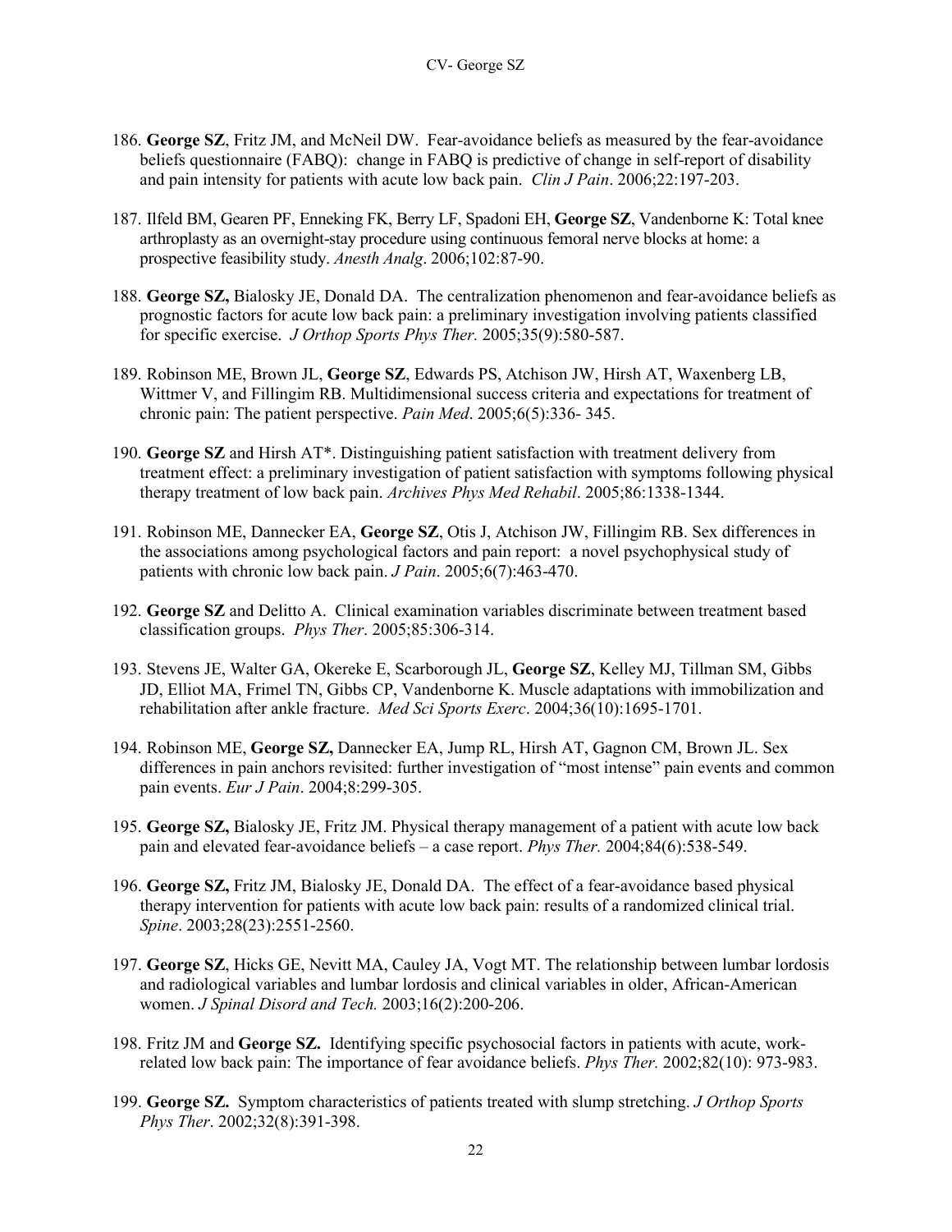186. **George SZ**, Fritz JM, and McNeil DW. Fear-avoidance beliefs as measured by the fear-avoidance beliefs questionnaire (FABQ): change in FABQ is predictive of change in self-report of disability and pain intensity for patients with acute low back pain. *Clin J Pain*. 2006;22:197-203.

187. Ilfeld BM, Gearen PF, Enneking FK, Berry LF, Spadoni EH, **George SZ**, Vandenborne K: Total knee arthroplasty as an overnight-stay procedure using continuous femoral nerve blocks at home: a prospective feasibility study. *Anesth Analg*. 2006;102:87-90.

188. **George SZ,** Bialosky JE, Donald DA. The centralization phenomenon and fear-avoidance beliefs as prognostic factors for acute low back pain: a preliminary investigation involving patients classified for specific exercise. *J Orthop Sports Phys Ther.* 2005;35(9):580-587.

189. Robinson ME, Brown JL, **George SZ**, Edwards PS, Atchison JW, Hirsh AT, Waxenberg LB, Wittmer V, and Fillingim RB. Multidimensional success criteria and expectations for treatment of chronic pain: The patient perspective. *Pain Med*. 2005;6(5):336- 345.

190. **George SZ** and Hirsh AT*. Distinguishing patient satisfaction with treatment delivery from treatment effect: a preliminary investigation of patient satisfaction with symptoms following physical therapy treatment of low back pain. *Archives Phys Med Rehabil*. 2005;86:1338-1344.

191. Robinson ME, Dannecker EA, **George SZ**, Otis J, Atchison JW, Fillingim RB. Sex differences in the associations among psychological factors and pain report: a novel psychophysical study of patients with chronic low back pain. *J Pain*. 2005;6(7):463-470.

192. **George SZ** and Delitto A. Clinical examination variables discriminate between treatment based classification groups. *Phys Ther*. 2005;85:306-314.

193. Stevens JE, Walter GA, Okereke E, Scarborough JL, **George SZ**, Kelley MJ, Tillman SM, Gibbs JD, Elliot MA, Frimel TN, Gibbs CP, Vandenborne K. Muscle adaptations with immobilization and rehabilitation after ankle fracture. *Med Sci Sports Exerc*. 2004;36(10):1695-1701.

194. Robinson ME, **George SZ,** Dannecker EA, Jump RL, Hirsh AT, Gagnon CM, Brown JL. Sex differences in pain anchors revisited: further investigation of "most intense" pain events and common pain events. *Eur J Pain*. 2004;8:299-305.

195. **George SZ,** Bialosky JE, Fritz JM. Physical therapy management of a patient with acute low back pain and elevated fear-avoidance beliefs – a case report. *Phys Ther.* 2004;84(6):538-549.

196. **George SZ,** Fritz JM, Bialosky JE, Donald DA. The effect of a fear-avoidance based physical therapy intervention for patients with acute low back pain: results of a randomized clinical trial. *Spine*. 2003;28(23):2551-2560.

197. **George SZ**, Hicks GE, Nevitt MA, Cauley JA, Vogt MT. The relationship between lumbar lordosis and radiological variables and lumbar lordosis and clinical variables in older, African-American women. *J Spinal Disord and Tech.* 2003;16(2):200-206.

198. Fritz JM and **George SZ.** Identifying specific psychosocial factors in patients with acute, work-related low back pain: The importance of fear avoidance beliefs. *Phys Ther.* 2002;82(10): 973-983.

199. **George SZ.** Symptom characteristics of patients treated with slump stretching. *J Orthop Sports Phys Ther*. 2002;32(8):391-398.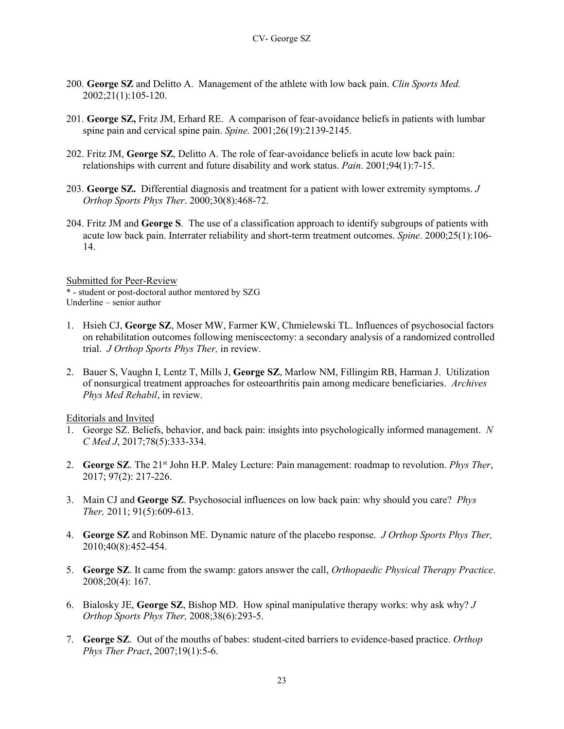200. **George SZ** and Delitto A. Management of the athlete with low back pain. *Clin Sports Med.* 2002;21(1):105-120.

201. **George SZ,** Fritz JM, Erhard RE. A comparison of fear-avoidance beliefs in patients with lumbar spine pain and cervical spine pain. *Spine.* 2001;26(19):2139-2145.

202. Fritz JM, **George SZ**, Delitto A. The role of fear-avoidance beliefs in acute low back pain: relationships with current and future disability and work status. *Pain*. 2001;94(1):7-15.

203. **George SZ.** Differential diagnosis and treatment for a patient with lower extremity symptoms. *J Orthop Sports Phys Ther*. 2000;30(8):468-72.

204. Fritz JM and **George S**. The use of a classification approach to identify subgroups of patients with acute low back pain. Interrater reliability and short-term treatment outcomes. *Spine*. 2000;25(1):106-14.

Submitted for Peer-Review

* - student or post-doctoral author mentored by SZG
Underline – senior author

1. Hsieh CJ, **George SZ**, Moser MW, Farmer KW, Chmielewski TL. Influences of psychosocial factors on rehabilitation outcomes following meniscectomy: a secondary analysis of a randomized controlled trial. *J Orthop Sports Phys Ther,* in review.
2. Bauer S, Vaughn I, Lentz T, Mills J, **George SZ**, Marlow NM, Fillingim RB, Harman J. Utilization of nonsurgical treatment approaches for osteoarthritis pain among medicare beneficiaries. *Archives Phys Med Rehabil*, in review.

Editorials and Invited

1. George SZ. Beliefs, behavior, and back pain: insights into psychologically informed management. *N C Med J*, 2017;78(5):333-334.
2. **George SZ**. The 21st John H.P. Maley Lecture: Pain management: roadmap to revolution. *Phys Ther*, 2017; 97(2): 217-226.
3. Main CJ and **George SZ**. Psychosocial influences on low back pain: why should you care? *Phys Ther,* 2011; 91(5):609-613.
4. **George SZ** and Robinson ME. Dynamic nature of the placebo response. *J Orthop Sports Phys Ther,* 2010;40(8):452-454.
5. **George SZ**. It came from the swamp: gators answer the call, *Orthopaedic Physical Therapy Practice*. 2008;20(4): 167.
6. Bialosky JE, **George SZ**, Bishop MD. How spinal manipulative therapy works: why ask why? *J Orthop Sports Phys Ther,* 2008;38(6):293-5.
7. **George SZ**. Out of the mouths of babes: student-cited barriers to evidence-based practice. *Orthop Phys Ther Pract*, 2007;19(1):5-6.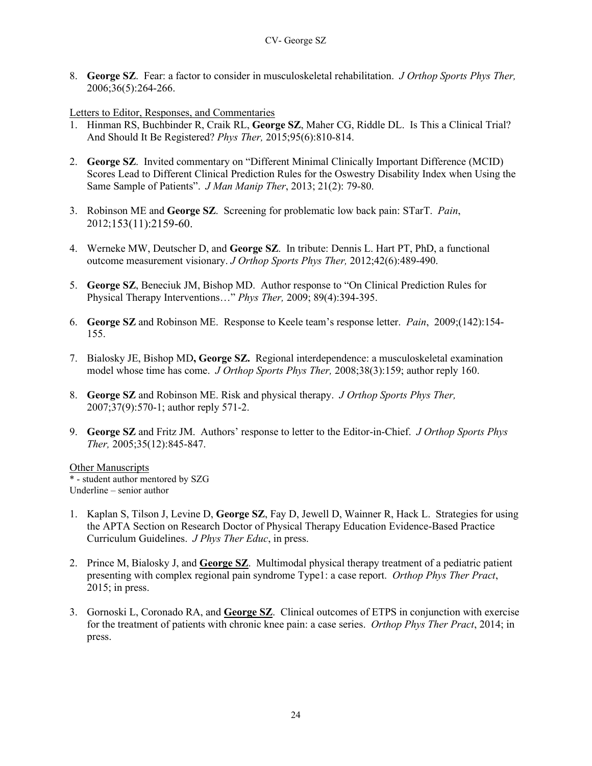8. **George SZ**. Fear: a factor to consider in musculoskeletal rehabilitation. *J Orthop Sports Phys Ther,* 2006;36(5):264-266.

<u>Letters to Editor, Responses, and Commentaries</u>

1. Hinman RS, Buchbinder R, Craik RL, **George SZ**, Maher CG, Riddle DL. Is This a Clinical Trial? And Should It Be Registered? *Phys Ther,* 2015;95(6):810-814.

2. **George SZ**. Invited commentary on "Different Minimal Clinically Important Difference (MCID) Scores Lead to Different Clinical Prediction Rules for the Oswestry Disability Index when Using the Same Sample of Patients". *J Man Manip Ther*, 2013; 21(2): 79-80.

3. Robinson ME and **George SZ**. Screening for problematic low back pain: STarT. *Pain*, 2012;153(11):2159-60.

4. Werneke MW, Deutscher D, and **George SZ**. In tribute: Dennis L. Hart PT, PhD, a functional outcome measurement visionary. *J Orthop Sports Phys Ther,* 2012;42(6):489-490.

5. **George SZ**, Beneciuk JM, Bishop MD. Author response to "On Clinical Prediction Rules for Physical Therapy Interventions…" *Phys Ther,* 2009; 89(4):394-395.

6. **George SZ** and Robinson ME. Response to Keele team's response letter. *Pain*, 2009;(142):154-155.

7. Bialosky JE, Bishop MD**, George SZ.** Regional interdependence: a musculoskeletal examination model whose time has come. *J Orthop Sports Phys Ther,* 2008;38(3):159; author reply 160.

8. **George SZ** and Robinson ME. Risk and physical therapy. *J Orthop Sports Phys Ther,* 2007;37(9):570-1; author reply 571-2.

9. **George SZ** and Fritz JM. Authors' response to letter to the Editor-in-Chief. *J Orthop Sports Phys Ther,* 2005;35(12):845-847.

<u>Other Manuscripts</u>

* - student author mentored by SZG
Underline – senior author

1. Kaplan S, Tilson J, Levine D, **George SZ**, Fay D, Jewell D, Wainner R, Hack L. Strategies for using the APTA Section on Research Doctor of Physical Therapy Education Evidence-Based Practice Curriculum Guidelines. *J Phys Ther Educ*, in press.

2. Prince M, Bialosky J, and <u>**George SZ**</u>. Multimodal physical therapy treatment of a pediatric patient presenting with complex regional pain syndrome Type1: a case report. *Orthop Phys Ther Pract*, 2015; in press.

3. Gornoski L, Coronado RA, and <u>**George SZ**</u>. Clinical outcomes of ETPS in conjunction with exercise for the treatment of patients with chronic knee pain: a case series. *Orthop Phys Ther Pract*, 2014; in press.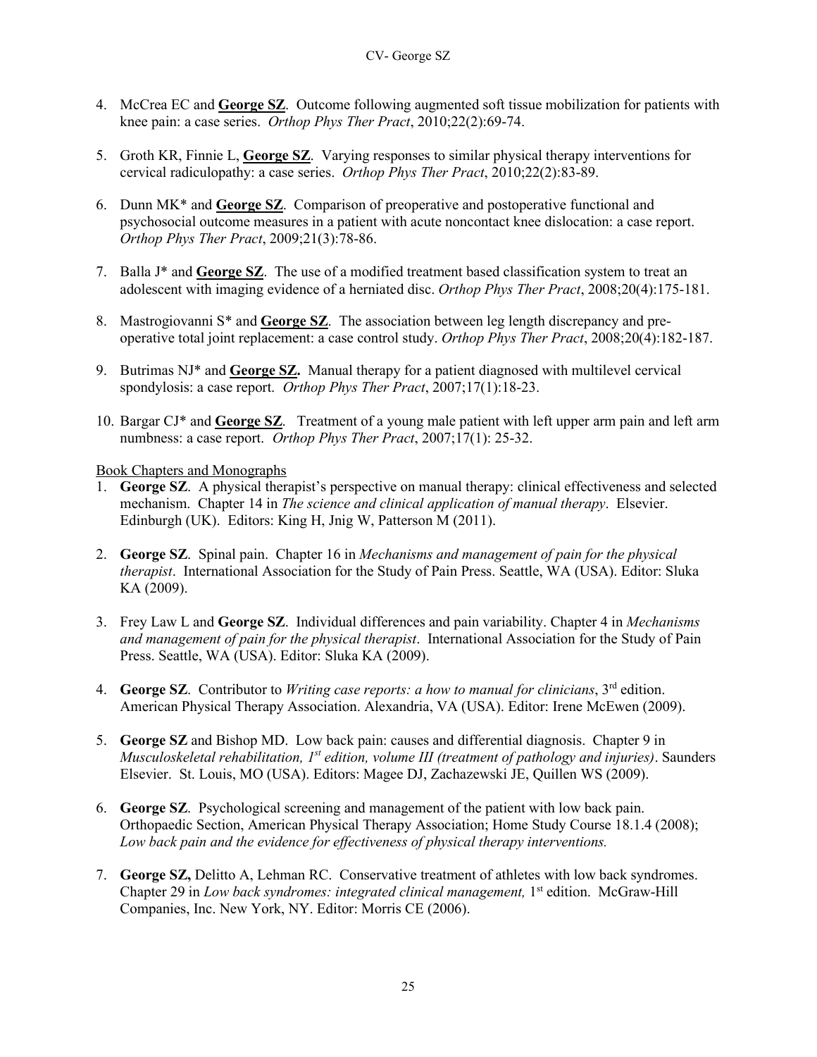4. McCrea EC and **George SZ**. Outcome following augmented soft tissue mobilization for patients with knee pain: a case series. *Orthop Phys Ther Pract*, 2010;22(2):69-74.

5. Groth KR, Finnie L, **George SZ**. Varying responses to similar physical therapy interventions for cervical radiculopathy: a case series. *Orthop Phys Ther Pract*, 2010;22(2):83-89.

6. Dunn MK* and **George SZ**. Comparison of preoperative and postoperative functional and psychosocial outcome measures in a patient with acute noncontact knee dislocation: a case report. *Orthop Phys Ther Pract*, 2009;21(3):78-86.

7. Balla J* and **George SZ**. The use of a modified treatment based classification system to treat an adolescent with imaging evidence of a herniated disc. *Orthop Phys Ther Pract*, 2008;20(4):175-181.

8. Mastrogiovanni S* and **George SZ**. The association between leg length discrepancy and pre-operative total joint replacement: a case control study. *Orthop Phys Ther Pract*, 2008;20(4):182-187.

9. Butrimas NJ* and **George SZ.** Manual therapy for a patient diagnosed with multilevel cervical spondylosis: a case report. *Orthop Phys Ther Pract*, 2007;17(1):18-23.

10. Bargar CJ* and **George SZ**. Treatment of a young male patient with left upper arm pain and left arm numbness: a case report. *Orthop Phys Ther Pract*, 2007;17(1): 25-32.

Book Chapters and Monographs

1. **George SZ**. A physical therapist's perspective on manual therapy: clinical effectiveness and selected mechanism. Chapter 14 in *The science and clinical application of manual therapy*. Elsevier. Edinburgh (UK). Editors: King H, Jnig W, Patterson M (2011).

2. **George SZ**. Spinal pain. Chapter 16 in *Mechanisms and management of pain for the physical therapist*. International Association for the Study of Pain Press. Seattle, WA (USA). Editor: Sluka KA (2009).

3. Frey Law L and **George SZ**. Individual differences and pain variability. Chapter 4 in *Mechanisms and management of pain for the physical therapist*. International Association for the Study of Pain Press. Seattle, WA (USA). Editor: Sluka KA (2009).

4. **George SZ**. Contributor to *Writing case reports: a how to manual for clinicians*, 3rd edition. American Physical Therapy Association. Alexandria, VA (USA). Editor: Irene McEwen (2009).

5. **George SZ** and Bishop MD. Low back pain: causes and differential diagnosis. Chapter 9 in *Musculoskeletal rehabilitation, 1st edition, volume III (treatment of pathology and injuries)*. Saunders Elsevier. St. Louis, MO (USA). Editors: Magee DJ, Zachazewski JE, Quillen WS (2009).

6. **George SZ**. Psychological screening and management of the patient with low back pain. Orthopaedic Section, American Physical Therapy Association; Home Study Course 18.1.4 (2008); *Low back pain and the evidence for effectiveness of physical therapy interventions.*

7. **George SZ,** Delitto A, Lehman RC. Conservative treatment of athletes with low back syndromes. Chapter 29 in *Low back syndromes: integrated clinical management,* 1st edition. McGraw-Hill Companies, Inc. New York, NY. Editor: Morris CE (2006).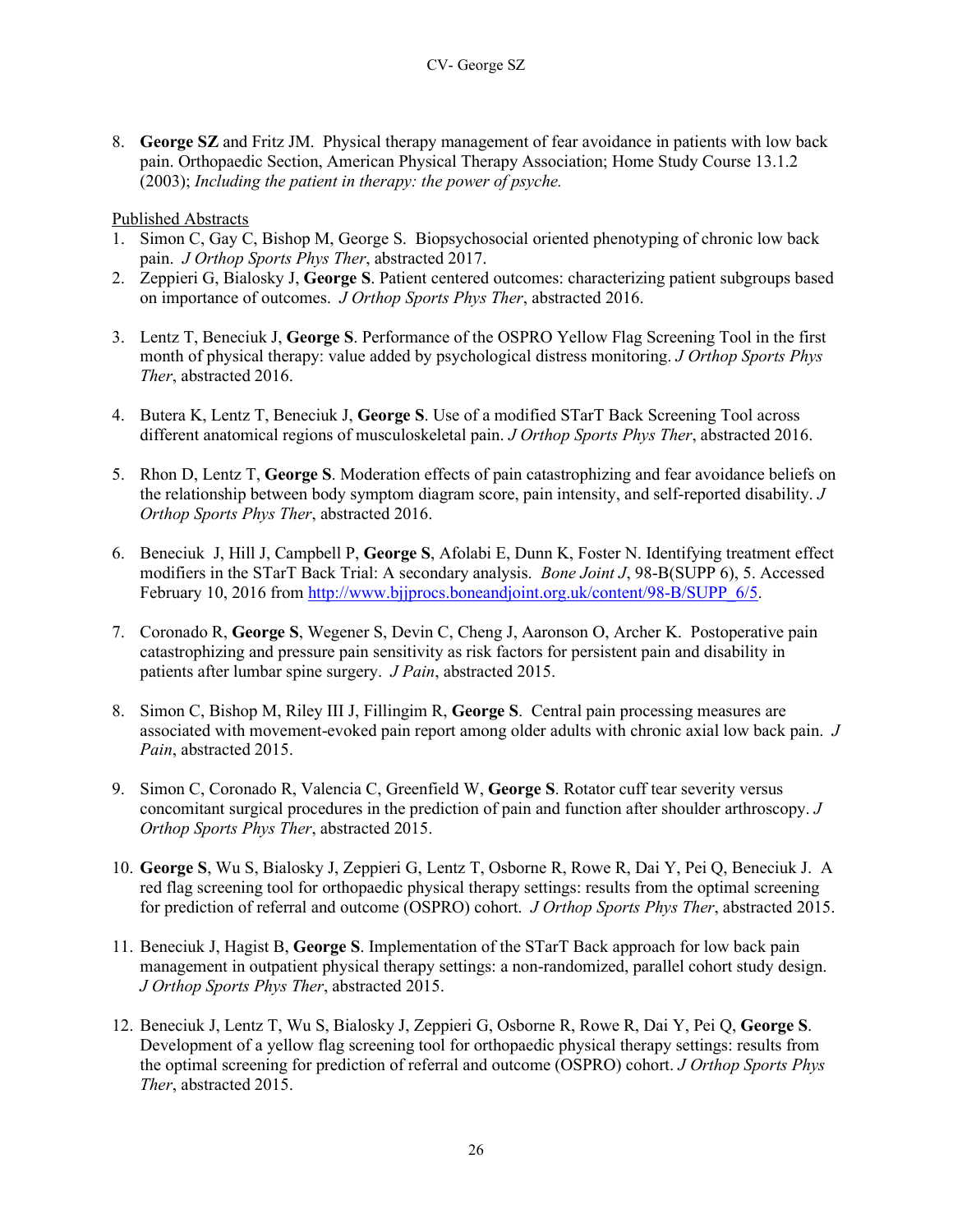8. **George SZ** and Fritz JM. Physical therapy management of fear avoidance in patients with low back pain. Orthopaedic Section, American Physical Therapy Association; Home Study Course 13.1.2 (2003); *Including the patient in therapy: the power of psyche.*

<u>Published Abstracts</u>

1. Simon C, Gay C, Bishop M, George S. Biopsychosocial oriented phenotyping of chronic low back pain. *J Orthop Sports Phys Ther*, abstracted 2017.
2. Zeppieri G, Bialosky J, **George S**. Patient centered outcomes: characterizing patient subgroups based on importance of outcomes. *J Orthop Sports Phys Ther*, abstracted 2016.
3. Lentz T, Beneciuk J, **George S**. Performance of the OSPRO Yellow Flag Screening Tool in the first month of physical therapy: value added by psychological distress monitoring. *J Orthop Sports Phys Ther*, abstracted 2016.
4. Butera K, Lentz T, Beneciuk J, **George S**. Use of a modified STarT Back Screening Tool across different anatomical regions of musculoskeletal pain. *J Orthop Sports Phys Ther*, abstracted 2016.
5. Rhon D, Lentz T, **George S**. Moderation effects of pain catastrophizing and fear avoidance beliefs on the relationship between body symptom diagram score, pain intensity, and self-reported disability. *J Orthop Sports Phys Ther*, abstracted 2016.
6. Beneciuk J, Hill J, Campbell P, **George S**, Afolabi E, Dunn K, Foster N. Identifying treatment effect modifiers in the STarT Back Trial: A secondary analysis. *Bone Joint J*, 98-B(SUPP 6), 5. Accessed February 10, 2016 from http://www.bjjprocs.boneandjoint.org.uk/content/98-B/SUPP_6/5.
7. Coronado R, **George S**, Wegener S, Devin C, Cheng J, Aaronson O, Archer K. Postoperative pain catastrophizing and pressure pain sensitivity as risk factors for persistent pain and disability in patients after lumbar spine surgery. *J Pain*, abstracted 2015.
8. Simon C, Bishop M, Riley III J, Fillingim R, **George S**. Central pain processing measures are associated with movement-evoked pain report among older adults with chronic axial low back pain. *J Pain*, abstracted 2015.
9. Simon C, Coronado R, Valencia C, Greenfield W, **George S**. Rotator cuff tear severity versus concomitant surgical procedures in the prediction of pain and function after shoulder arthroscopy. *J Orthop Sports Phys Ther*, abstracted 2015.
10. **George S**, Wu S, Bialosky J, Zeppieri G, Lentz T, Osborne R, Rowe R, Dai Y, Pei Q, Beneciuk J. A red flag screening tool for orthopaedic physical therapy settings: results from the optimal screening for prediction of referral and outcome (OSPRO) cohort. *J Orthop Sports Phys Ther*, abstracted 2015.
11. Beneciuk J, Hagist B, **George S**. Implementation of the STarT Back approach for low back pain management in outpatient physical therapy settings: a non-randomized, parallel cohort study design. *J Orthop Sports Phys Ther*, abstracted 2015.
12. Beneciuk J, Lentz T, Wu S, Bialosky J, Zeppieri G, Osborne R, Rowe R, Dai Y, Pei Q, **George S**. Development of a yellow flag screening tool for orthopaedic physical therapy settings: results from the optimal screening for prediction of referral and outcome (OSPRO) cohort. *J Orthop Sports Phys Ther*, abstracted 2015.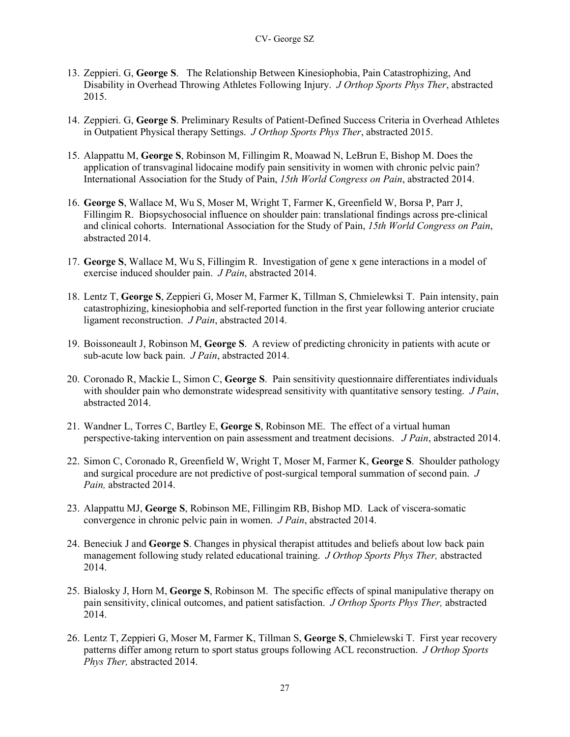13. Zeppieri. G, **George S**. The Relationship Between Kinesiophobia, Pain Catastrophizing, And Disability in Overhead Throwing Athletes Following Injury. *J Orthop Sports Phys Ther*, abstracted 2015.

14. Zeppieri. G, **George S**. Preliminary Results of Patient-Defined Success Criteria in Overhead Athletes in Outpatient Physical therapy Settings. *J Orthop Sports Phys Ther*, abstracted 2015.

15. Alappattu M, **George S**, Robinson M, Fillingim R, Moawad N, LeBrun E, Bishop M. Does the application of transvaginal lidocaine modify pain sensitivity in women with chronic pelvic pain? International Association for the Study of Pain, *15th World Congress on Pain*, abstracted 2014.

16. **George S**, Wallace M, Wu S, Moser M, Wright T, Farmer K, Greenfield W, Borsa P, Parr J, Fillingim R. Biopsychosocial influence on shoulder pain: translational findings across pre-clinical and clinical cohorts. International Association for the Study of Pain, *15th World Congress on Pain*, abstracted 2014.

17. **George S**, Wallace M, Wu S, Fillingim R. Investigation of gene x gene interactions in a model of exercise induced shoulder pain. *J Pain*, abstracted 2014.

18. Lentz T, **George S**, Zeppieri G, Moser M, Farmer K, Tillman S, Chmielewksi T. Pain intensity, pain catastrophizing, kinesiophobia and self-reported function in the first year following anterior cruciate ligament reconstruction. *J Pain*, abstracted 2014.

19. Boissoneault J, Robinson M, **George S**. A review of predicting chronicity in patients with acute or sub-acute low back pain. *J Pain*, abstracted 2014.

20. Coronado R, Mackie L, Simon C, **George S**. Pain sensitivity questionnaire differentiates individuals with shoulder pain who demonstrate widespread sensitivity with quantitative sensory testing. *J Pain*, abstracted 2014.

21. Wandner L, Torres C, Bartley E, **George S**, Robinson ME. The effect of a virtual human perspective-taking intervention on pain assessment and treatment decisions. *J Pain*, abstracted 2014.

22. Simon C, Coronado R, Greenfield W, Wright T, Moser M, Farmer K, **George S**. Shoulder pathology and surgical procedure are not predictive of post-surgical temporal summation of second pain. *J Pain,* abstracted 2014.

23. Alappattu MJ, **George S**, Robinson ME, Fillingim RB, Bishop MD. Lack of viscera-somatic convergence in chronic pelvic pain in women. *J Pain*, abstracted 2014.

24. Beneciuk J and **George S**. Changes in physical therapist attitudes and beliefs about low back pain management following study related educational training. *J Orthop Sports Phys Ther,* abstracted 2014.

25. Bialosky J, Horn M, **George S**, Robinson M. The specific effects of spinal manipulative therapy on pain sensitivity, clinical outcomes, and patient satisfaction. *J Orthop Sports Phys Ther,* abstracted 2014.

26. Lentz T, Zeppieri G, Moser M, Farmer K, Tillman S, **George S**, Chmielewski T. First year recovery patterns differ among return to sport status groups following ACL reconstruction. *J Orthop Sports Phys Ther,* abstracted 2014.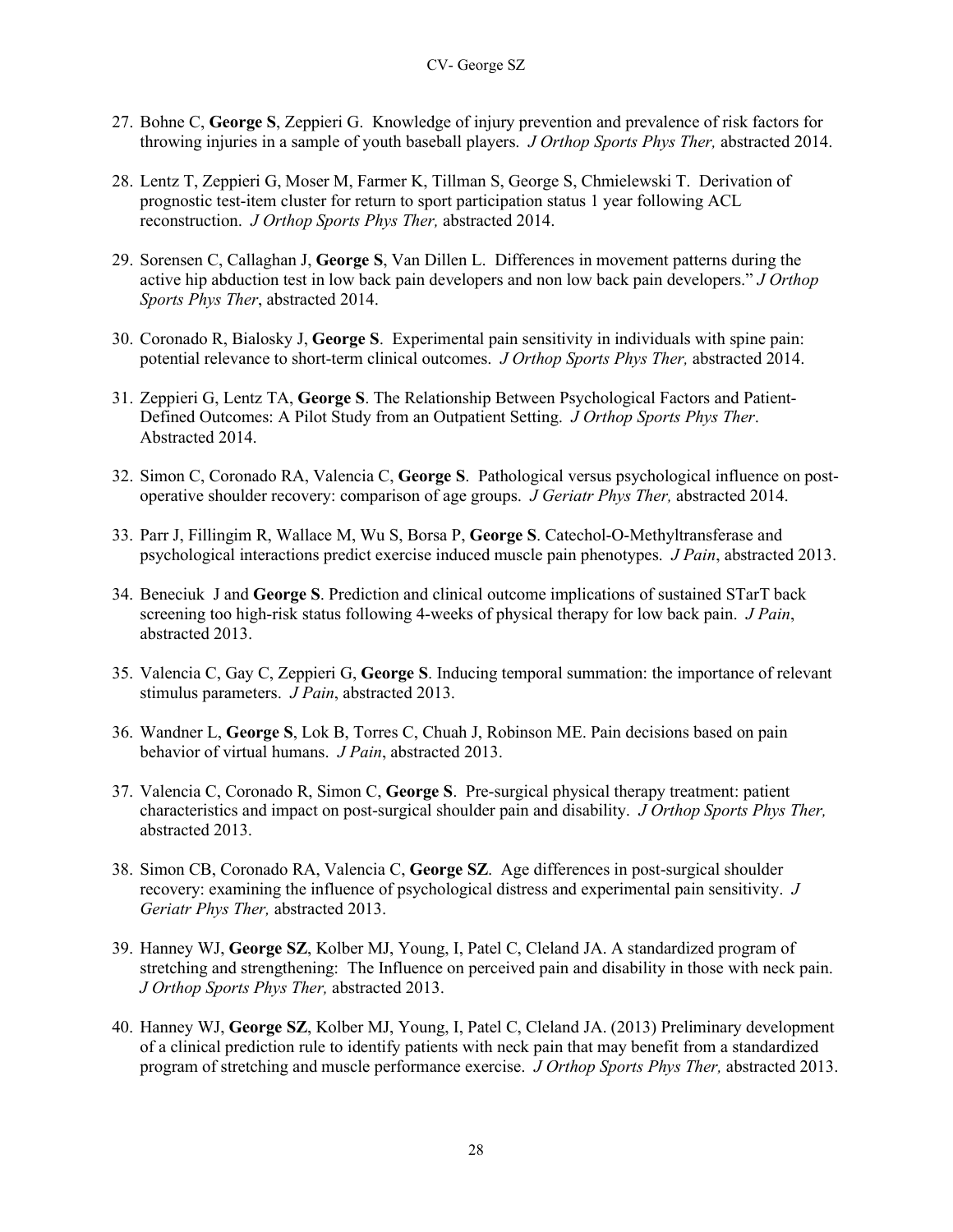27. Bohne C, **George S**, Zeppieri G. Knowledge of injury prevention and prevalence of risk factors for throwing injuries in a sample of youth baseball players. *J Orthop Sports Phys Ther,* abstracted 2014.

28. Lentz T, Zeppieri G, Moser M, Farmer K, Tillman S, George S, Chmielewski T. Derivation of prognostic test-item cluster for return to sport participation status 1 year following ACL reconstruction. *J Orthop Sports Phys Ther,* abstracted 2014.

29. Sorensen C, Callaghan J, **George S**, Van Dillen L. Differences in movement patterns during the active hip abduction test in low back pain developers and non low back pain developers." *J Orthop Sports Phys Ther*, abstracted 2014.

30. Coronado R, Bialosky J, **George S**. Experimental pain sensitivity in individuals with spine pain: potential relevance to short-term clinical outcomes. *J Orthop Sports Phys Ther,* abstracted 2014.

31. Zeppieri G, Lentz TA, **George S**. The Relationship Between Psychological Factors and Patient-Defined Outcomes: A Pilot Study from an Outpatient Setting. *J Orthop Sports Phys Ther*. Abstracted 2014.

32. Simon C, Coronado RA, Valencia C, **George S**. Pathological versus psychological influence on post-operative shoulder recovery: comparison of age groups. *J Geriatr Phys Ther,* abstracted 2014.

33. Parr J, Fillingim R, Wallace M, Wu S, Borsa P, **George S**. Catechol-O-Methyltransferase and psychological interactions predict exercise induced muscle pain phenotypes. *J Pain*, abstracted 2013.

34. Beneciuk J and **George S**. Prediction and clinical outcome implications of sustained STarT back screening too high-risk status following 4-weeks of physical therapy for low back pain. *J Pain*, abstracted 2013.

35. Valencia C, Gay C, Zeppieri G, **George S**. Inducing temporal summation: the importance of relevant stimulus parameters. *J Pain*, abstracted 2013.

36. Wandner L, **George S**, Lok B, Torres C, Chuah J, Robinson ME. Pain decisions based on pain behavior of virtual humans. *J Pain*, abstracted 2013.

37. Valencia C, Coronado R, Simon C, **George S**. Pre-surgical physical therapy treatment: patient characteristics and impact on post-surgical shoulder pain and disability. *J Orthop Sports Phys Ther,* abstracted 2013.

38. Simon CB, Coronado RA, Valencia C, **George SZ**. Age differences in post-surgical shoulder recovery: examining the influence of psychological distress and experimental pain sensitivity. *J Geriatr Phys Ther,* abstracted 2013.

39. Hanney WJ, **George SZ**, Kolber MJ, Young, I, Patel C, Cleland JA. A standardized program of stretching and strengthening: The Influence on perceived pain and disability in those with neck pain. *J Orthop Sports Phys Ther,* abstracted 2013.

40. Hanney WJ, **George SZ**, Kolber MJ, Young, I, Patel C, Cleland JA. (2013) Preliminary development of a clinical prediction rule to identify patients with neck pain that may benefit from a standardized program of stretching and muscle performance exercise. *J Orthop Sports Phys Ther,* abstracted 2013.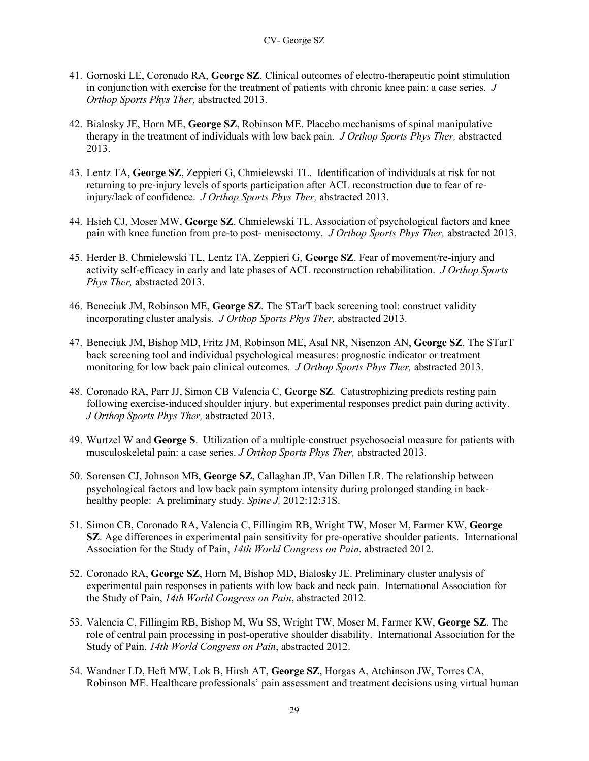41. Gornoski LE, Coronado RA, **George SZ**. Clinical outcomes of electro-therapeutic point stimulation in conjunction with exercise for the treatment of patients with chronic knee pain: a case series. *J Orthop Sports Phys Ther,* abstracted 2013.

42. Bialosky JE, Horn ME, **George SZ**, Robinson ME. Placebo mechanisms of spinal manipulative therapy in the treatment of individuals with low back pain. *J Orthop Sports Phys Ther,* abstracted 2013.

43. Lentz TA, **George SZ**, Zeppieri G, Chmielewski TL. Identification of individuals at risk for not returning to pre-injury levels of sports participation after ACL reconstruction due to fear of re-injury/lack of confidence. *J Orthop Sports Phys Ther,* abstracted 2013.

44. Hsieh CJ, Moser MW, **George SZ**, Chmielewski TL. Association of psychological factors and knee pain with knee function from pre-to post- menisectomy. *J Orthop Sports Phys Ther,* abstracted 2013.

45. Herder B, Chmielewski TL, Lentz TA, Zeppieri G, **George SZ**. Fear of movement/re-injury and activity self-efficacy in early and late phases of ACL reconstruction rehabilitation. *J Orthop Sports Phys Ther,* abstracted 2013.

46. Beneciuk JM, Robinson ME, **George SZ**. The STarT back screening tool: construct validity incorporating cluster analysis. *J Orthop Sports Phys Ther,* abstracted 2013.

47. Beneciuk JM, Bishop MD, Fritz JM, Robinson ME, Asal NR, Nisenzon AN, **George SZ**. The STarT back screening tool and individual psychological measures: prognostic indicator or treatment monitoring for low back pain clinical outcomes. *J Orthop Sports Phys Ther,* abstracted 2013.

48. Coronado RA, Parr JJ, Simon CB Valencia C, **George SZ**. Catastrophizing predicts resting pain following exercise-induced shoulder injury, but experimental responses predict pain during activity. *J Orthop Sports Phys Ther,* abstracted 2013.

49. Wurtzel W and **George S**. Utilization of a multiple-construct psychosocial measure for patients with musculoskeletal pain: a case series. *J Orthop Sports Phys Ther,* abstracted 2013.

50. Sorensen CJ, Johnson MB, **George SZ**, Callaghan JP, Van Dillen LR. The relationship between psychological factors and low back pain symptom intensity during prolonged standing in back-healthy people: A preliminary study*. Spine J,* 2012:12:31S.

51. Simon CB, Coronado RA, Valencia C, Fillingim RB, Wright TW, Moser M, Farmer KW, **George SZ**. Age differences in experimental pain sensitivity for pre-operative shoulder patients. International Association for the Study of Pain, *14th World Congress on Pain*, abstracted 2012.

52. Coronado RA, **George SZ**, Horn M, Bishop MD, Bialosky JE. Preliminary cluster analysis of experimental pain responses in patients with low back and neck pain. International Association for the Study of Pain, *14th World Congress on Pain*, abstracted 2012.

53. Valencia C, Fillingim RB, Bishop M, Wu SS, Wright TW, Moser M, Farmer KW, **George SZ**. The role of central pain processing in post-operative shoulder disability. International Association for the Study of Pain, *14th World Congress on Pain*, abstracted 2012.

54. Wandner LD, Heft MW, Lok B, Hirsh AT, **George SZ**, Horgas A, Atchinson JW, Torres CA, Robinson ME. Healthcare professionals' pain assessment and treatment decisions using virtual human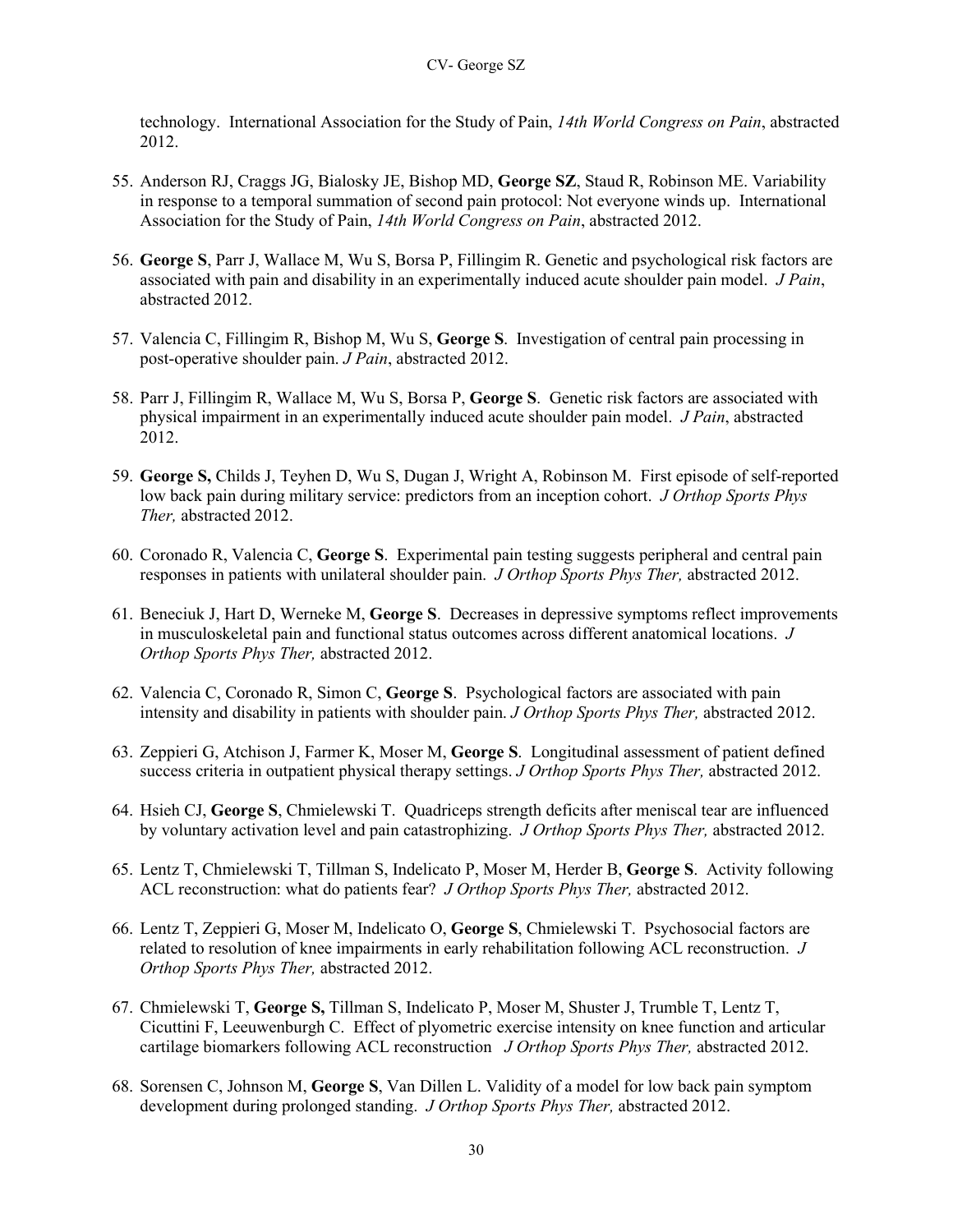technology. International Association for the Study of Pain, *14th World Congress on Pain*, abstracted 2012.

55. Anderson RJ, Craggs JG, Bialosky JE, Bishop MD, **George SZ**, Staud R, Robinson ME. Variability in response to a temporal summation of second pain protocol: Not everyone winds up. International Association for the Study of Pain, *14th World Congress on Pain*, abstracted 2012.

56. **George S**, Parr J, Wallace M, Wu S, Borsa P, Fillingim R. Genetic and psychological risk factors are associated with pain and disability in an experimentally induced acute shoulder pain model. *J Pain*, abstracted 2012.

57. Valencia C, Fillingim R, Bishop M, Wu S, **George S**. Investigation of central pain processing in post-operative shoulder pain. *J Pain*, abstracted 2012.

58. Parr J, Fillingim R, Wallace M, Wu S, Borsa P, **George S**. Genetic risk factors are associated with physical impairment in an experimentally induced acute shoulder pain model. *J Pain*, abstracted 2012.

59. **George S,** Childs J, Teyhen D, Wu S, Dugan J, Wright A, Robinson M. First episode of self-reported low back pain during military service: predictors from an inception cohort. *J Orthop Sports Phys Ther,* abstracted 2012.

60. Coronado R, Valencia C, **George S**. Experimental pain testing suggests peripheral and central pain responses in patients with unilateral shoulder pain. *J Orthop Sports Phys Ther,* abstracted 2012.

61. Beneciuk J, Hart D, Werneke M, **George S**. Decreases in depressive symptoms reflect improvements in musculoskeletal pain and functional status outcomes across different anatomical locations. *J Orthop Sports Phys Ther,* abstracted 2012.

62. Valencia C, Coronado R, Simon C, **George S**. Psychological factors are associated with pain intensity and disability in patients with shoulder pain. *J Orthop Sports Phys Ther,* abstracted 2012.

63. Zeppieri G, Atchison J, Farmer K, Moser M, **George S**. Longitudinal assessment of patient defined success criteria in outpatient physical therapy settings. *J Orthop Sports Phys Ther,* abstracted 2012.

64. Hsieh CJ, **George S**, Chmielewski T. Quadriceps strength deficits after meniscal tear are influenced by voluntary activation level and pain catastrophizing. *J Orthop Sports Phys Ther,* abstracted 2012.

65. Lentz T, Chmielewski T, Tillman S, Indelicato P, Moser M, Herder B, **George S**. Activity following ACL reconstruction: what do patients fear? *J Orthop Sports Phys Ther,* abstracted 2012.

66. Lentz T, Zeppieri G, Moser M, Indelicato O, **George S**, Chmielewski T. Psychosocial factors are related to resolution of knee impairments in early rehabilitation following ACL reconstruction. *J Orthop Sports Phys Ther,* abstracted 2012.

67. Chmielewski T, **George S,** Tillman S, Indelicato P, Moser M, Shuster J, Trumble T, Lentz T, Cicuttini F, Leeuwenburgh C. Effect of plyometric exercise intensity on knee function and articular cartilage biomarkers following ACL reconstruction *J Orthop Sports Phys Ther,* abstracted 2012.

68. Sorensen C, Johnson M, **George S**, Van Dillen L. Validity of a model for low back pain symptom development during prolonged standing. *J Orthop Sports Phys Ther,* abstracted 2012.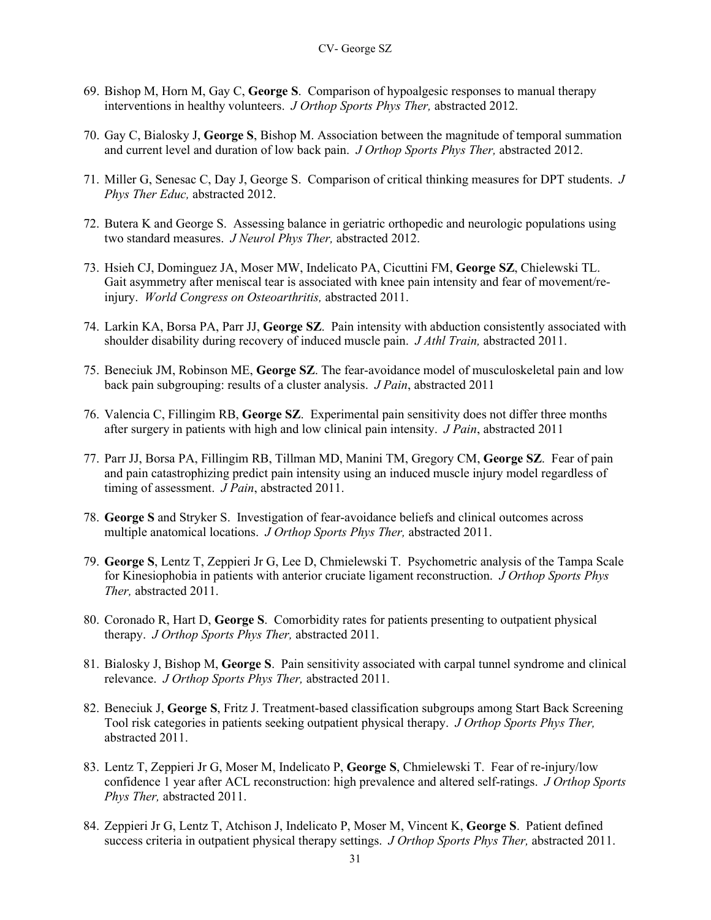69. Bishop M, Horn M, Gay C, **George S**. Comparison of hypoalgesic responses to manual therapy interventions in healthy volunteers. *J Orthop Sports Phys Ther,* abstracted 2012.

70. Gay C, Bialosky J, **George S**, Bishop M. Association between the magnitude of temporal summation and current level and duration of low back pain. *J Orthop Sports Phys Ther,* abstracted 2012.

71. Miller G, Senesac C, Day J, George S. Comparison of critical thinking measures for DPT students. *J Phys Ther Educ,* abstracted 2012.

72. Butera K and George S. Assessing balance in geriatric orthopedic and neurologic populations using two standard measures. *J Neurol Phys Ther,* abstracted 2012.

73. Hsieh CJ, Dominguez JA, Moser MW, Indelicato PA, Cicuttini FM, **George SZ**, Chielewski TL. Gait asymmetry after meniscal tear is associated with knee pain intensity and fear of movement/re-injury. *World Congress on Osteoarthritis,* abstracted 2011.

74. Larkin KA, Borsa PA, Parr JJ, **George SZ**. Pain intensity with abduction consistently associated with shoulder disability during recovery of induced muscle pain. *J Athl Train,* abstracted 2011.

75. Beneciuk JM, Robinson ME, **George SZ**. The fear-avoidance model of musculoskeletal pain and low back pain subgrouping: results of a cluster analysis. *J Pain*, abstracted 2011

76. Valencia C, Fillingim RB, **George SZ**. Experimental pain sensitivity does not differ three months after surgery in patients with high and low clinical pain intensity. *J Pain*, abstracted 2011

77. Parr JJ, Borsa PA, Fillingim RB, Tillman MD, Manini TM, Gregory CM, **George SZ**. Fear of pain and pain catastrophizing predict pain intensity using an induced muscle injury model regardless of timing of assessment. *J Pain*, abstracted 2011.

78. **George S** and Stryker S. Investigation of fear-avoidance beliefs and clinical outcomes across multiple anatomical locations. *J Orthop Sports Phys Ther,* abstracted 2011.

79. **George S**, Lentz T, Zeppieri Jr G, Lee D, Chmielewski T. Psychometric analysis of the Tampa Scale for Kinesiophobia in patients with anterior cruciate ligament reconstruction. *J Orthop Sports Phys Ther,* abstracted 2011.

80. Coronado R, Hart D, **George S**. Comorbidity rates for patients presenting to outpatient physical therapy. *J Orthop Sports Phys Ther,* abstracted 2011.

81. Bialosky J, Bishop M, **George S**. Pain sensitivity associated with carpal tunnel syndrome and clinical relevance. *J Orthop Sports Phys Ther,* abstracted 2011.

82. Beneciuk J, **George S**, Fritz J. Treatment-based classification subgroups among Start Back Screening Tool risk categories in patients seeking outpatient physical therapy. *J Orthop Sports Phys Ther,* abstracted 2011.

83. Lentz T, Zeppieri Jr G, Moser M, Indelicato P, **George S**, Chmielewski T. Fear of re-injury/low confidence 1 year after ACL reconstruction: high prevalence and altered self-ratings. *J Orthop Sports Phys Ther,* abstracted 2011.

84. Zeppieri Jr G, Lentz T, Atchison J, Indelicato P, Moser M, Vincent K, **George S**. Patient defined success criteria in outpatient physical therapy settings. *J Orthop Sports Phys Ther,* abstracted 2011.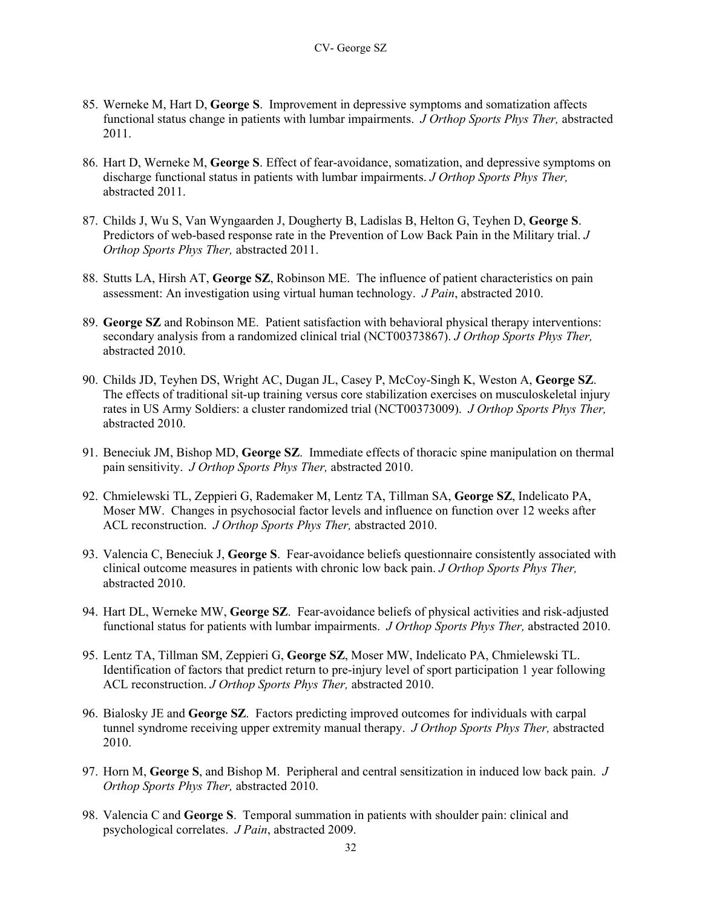85. Werneke M, Hart D, **George S**. Improvement in depressive symptoms and somatization affects functional status change in patients with lumbar impairments. *J Orthop Sports Phys Ther,* abstracted 2011.

86. Hart D, Werneke M, **George S**. Effect of fear-avoidance, somatization, and depressive symptoms on discharge functional status in patients with lumbar impairments. *J Orthop Sports Phys Ther,* abstracted 2011.

87. Childs J, Wu S, Van Wyngaarden J, Dougherty B, Ladislas B, Helton G, Teyhen D, **George S**. Predictors of web-based response rate in the Prevention of Low Back Pain in the Military trial. *J Orthop Sports Phys Ther,* abstracted 2011.

88. Stutts LA, Hirsh AT, **George SZ**, Robinson ME. The influence of patient characteristics on pain assessment: An investigation using virtual human technology. *J Pain*, abstracted 2010.

89. **George SZ** and Robinson ME. Patient satisfaction with behavioral physical therapy interventions: secondary analysis from a randomized clinical trial (NCT00373867). *J Orthop Sports Phys Ther,* abstracted 2010.

90. Childs JD, Teyhen DS, Wright AC, Dugan JL, Casey P, McCoy-Singh K, Weston A, **George SZ**. The effects of traditional sit-up training versus core stabilization exercises on musculoskeletal injury rates in US Army Soldiers: a cluster randomized trial (NCT00373009). *J Orthop Sports Phys Ther,* abstracted 2010.

91. Beneciuk JM, Bishop MD, **George SZ**. Immediate effects of thoracic spine manipulation on thermal pain sensitivity. *J Orthop Sports Phys Ther,* abstracted 2010.

92. Chmielewski TL, Zeppieri G, Rademaker M, Lentz TA, Tillman SA, **George SZ**, Indelicato PA, Moser MW. Changes in psychosocial factor levels and influence on function over 12 weeks after ACL reconstruction. *J Orthop Sports Phys Ther,* abstracted 2010.

93. Valencia C, Beneciuk J, **George S**. Fear-avoidance beliefs questionnaire consistently associated with clinical outcome measures in patients with chronic low back pain. *J Orthop Sports Phys Ther,* abstracted 2010.

94. Hart DL, Werneke MW, **George SZ**. Fear-avoidance beliefs of physical activities and risk-adjusted functional status for patients with lumbar impairments. *J Orthop Sports Phys Ther,* abstracted 2010.

95. Lentz TA, Tillman SM, Zeppieri G, **George SZ**, Moser MW, Indelicato PA, Chmielewski TL. Identification of factors that predict return to pre-injury level of sport participation 1 year following ACL reconstruction. *J Orthop Sports Phys Ther,* abstracted 2010.

96. Bialosky JE and **George SZ**. Factors predicting improved outcomes for individuals with carpal tunnel syndrome receiving upper extremity manual therapy. *J Orthop Sports Phys Ther,* abstracted 2010.

97. Horn M, **George S**, and Bishop M. Peripheral and central sensitization in induced low back pain. *J Orthop Sports Phys Ther,* abstracted 2010.

98. Valencia C and **George S**. Temporal summation in patients with shoulder pain: clinical and psychological correlates. *J Pain*, abstracted 2009.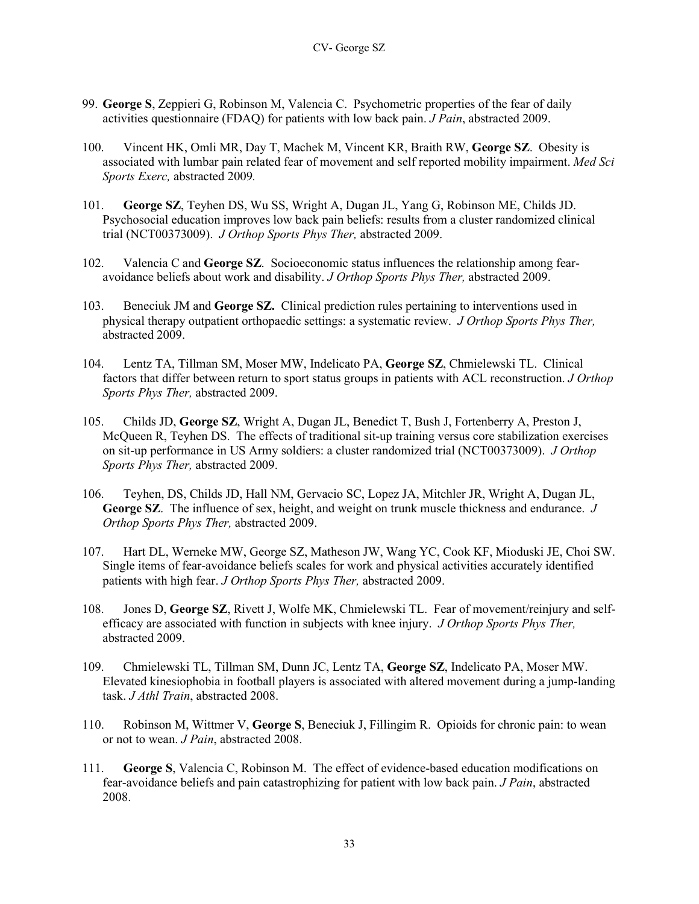99. **George S**, Zeppieri G, Robinson M, Valencia C. Psychometric properties of the fear of daily activities questionnaire (FDAQ) for patients with low back pain. *J Pain*, abstracted 2009.

100. Vincent HK, Omli MR, Day T, Machek M, Vincent KR, Braith RW, **George SZ**. Obesity is associated with lumbar pain related fear of movement and self reported mobility impairment. *Med Sci Sports Exerc,* abstracted 2009*.*

101. **George SZ**, Teyhen DS, Wu SS, Wright A, Dugan JL, Yang G, Robinson ME, Childs JD. Psychosocial education improves low back pain beliefs: results from a cluster randomized clinical trial (NCT00373009). *J Orthop Sports Phys Ther,* abstracted 2009.

102. Valencia C and **George SZ**. Socioeconomic status influences the relationship among fear-avoidance beliefs about work and disability. *J Orthop Sports Phys Ther,* abstracted 2009.

103. Beneciuk JM and **George SZ.** Clinical prediction rules pertaining to interventions used in physical therapy outpatient orthopaedic settings: a systematic review. *J Orthop Sports Phys Ther,* abstracted 2009.

104. Lentz TA, Tillman SM, Moser MW, Indelicato PA, **George SZ**, Chmielewski TL. Clinical factors that differ between return to sport status groups in patients with ACL reconstruction. *J Orthop Sports Phys Ther,* abstracted 2009.

105. Childs JD, **George SZ**, Wright A, Dugan JL, Benedict T, Bush J, Fortenberry A, Preston J, McQueen R, Teyhen DS. The effects of traditional sit-up training versus core stabilization exercises on sit-up performance in US Army soldiers: a cluster randomized trial (NCT00373009). *J Orthop Sports Phys Ther,* abstracted 2009.

106. Teyhen, DS, Childs JD, Hall NM, Gervacio SC, Lopez JA, Mitchler JR, Wright A, Dugan JL, **George SZ**. The influence of sex, height, and weight on trunk muscle thickness and endurance. *J Orthop Sports Phys Ther,* abstracted 2009.

107. Hart DL, Werneke MW, George SZ, Matheson JW, Wang YC, Cook KF, Mioduski JE, Choi SW. Single items of fear-avoidance beliefs scales for work and physical activities accurately identified patients with high fear. *J Orthop Sports Phys Ther,* abstracted 2009.

108. Jones D, **George SZ**, Rivett J, Wolfe MK, Chmielewski TL. Fear of movement/reinjury and self-efficacy are associated with function in subjects with knee injury. *J Orthop Sports Phys Ther,* abstracted 2009.

109. Chmielewski TL, Tillman SM, Dunn JC, Lentz TA, **George SZ**, Indelicato PA, Moser MW. Elevated kinesiophobia in football players is associated with altered movement during a jump-landing task. *J Athl Train*, abstracted 2008.

110. Robinson M, Wittmer V, **George S**, Beneciuk J, Fillingim R. Opioids for chronic pain: to wean or not to wean. *J Pain*, abstracted 2008.

111. **George S**, Valencia C, Robinson M. The effect of evidence-based education modifications on fear-avoidance beliefs and pain catastrophizing for patient with low back pain. *J Pain*, abstracted 2008.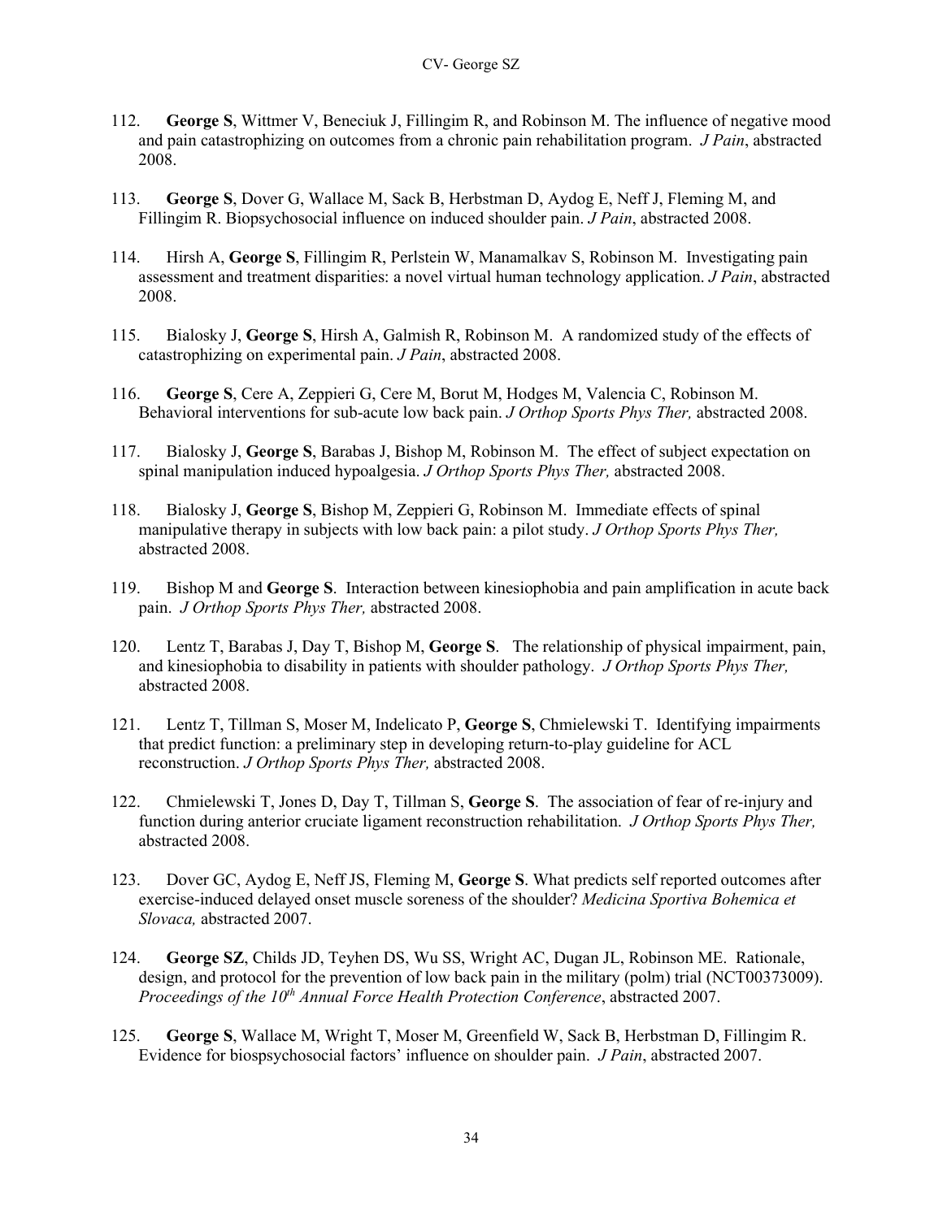112. **George S**, Wittmer V, Beneciuk J, Fillingim R, and Robinson M. The influence of negative mood and pain catastrophizing on outcomes from a chronic pain rehabilitation program. *J Pain*, abstracted 2008.

113. **George S**, Dover G, Wallace M, Sack B, Herbstman D, Aydog E, Neff J, Fleming M, and Fillingim R. Biopsychosocial influence on induced shoulder pain. *J Pain*, abstracted 2008.

114. Hirsh A, **George S**, Fillingim R, Perlstein W, Manamalkav S, Robinson M. Investigating pain assessment and treatment disparities: a novel virtual human technology application. *J Pain*, abstracted 2008.

115. Bialosky J, **George S**, Hirsh A, Galmish R, Robinson M. A randomized study of the effects of catastrophizing on experimental pain. *J Pain*, abstracted 2008.

116. **George S**, Cere A, Zeppieri G, Cere M, Borut M, Hodges M, Valencia C, Robinson M. Behavioral interventions for sub-acute low back pain. *J Orthop Sports Phys Ther,* abstracted 2008.

117. Bialosky J, **George S**, Barabas J, Bishop M, Robinson M. The effect of subject expectation on spinal manipulation induced hypoalgesia. *J Orthop Sports Phys Ther,* abstracted 2008.

118. Bialosky J, **George S**, Bishop M, Zeppieri G, Robinson M. Immediate effects of spinal manipulative therapy in subjects with low back pain: a pilot study. *J Orthop Sports Phys Ther,* abstracted 2008.

119. Bishop M and **George S**. Interaction between kinesiophobia and pain amplification in acute back pain. *J Orthop Sports Phys Ther,* abstracted 2008.

120. Lentz T, Barabas J, Day T, Bishop M, **George S**. The relationship of physical impairment, pain, and kinesiophobia to disability in patients with shoulder pathology. *J Orthop Sports Phys Ther,* abstracted 2008.

121. Lentz T, Tillman S, Moser M, Indelicato P, **George S**, Chmielewski T. Identifying impairments that predict function: a preliminary step in developing return-to-play guideline for ACL reconstruction. *J Orthop Sports Phys Ther,* abstracted 2008.

122. Chmielewski T, Jones D, Day T, Tillman S, **George S**. The association of fear of re-injury and function during anterior cruciate ligament reconstruction rehabilitation. *J Orthop Sports Phys Ther,* abstracted 2008.

123. Dover GC, Aydog E, Neff JS, Fleming M, **George S**. What predicts self reported outcomes after exercise-induced delayed onset muscle soreness of the shoulder? *Medicina Sportiva Bohemica et Slovaca,* abstracted 2007.

124. **George SZ**, Childs JD, Teyhen DS, Wu SS, Wright AC, Dugan JL, Robinson ME. Rationale, design, and protocol for the prevention of low back pain in the military (polm) trial (NCT00373009). *Proceedings of the 10th Annual Force Health Protection Conference*, abstracted 2007.

125. **George S**, Wallace M, Wright T, Moser M, Greenfield W, Sack B, Herbstman D, Fillingim R. Evidence for biospsychosocial factors' influence on shoulder pain. *J Pain*, abstracted 2007.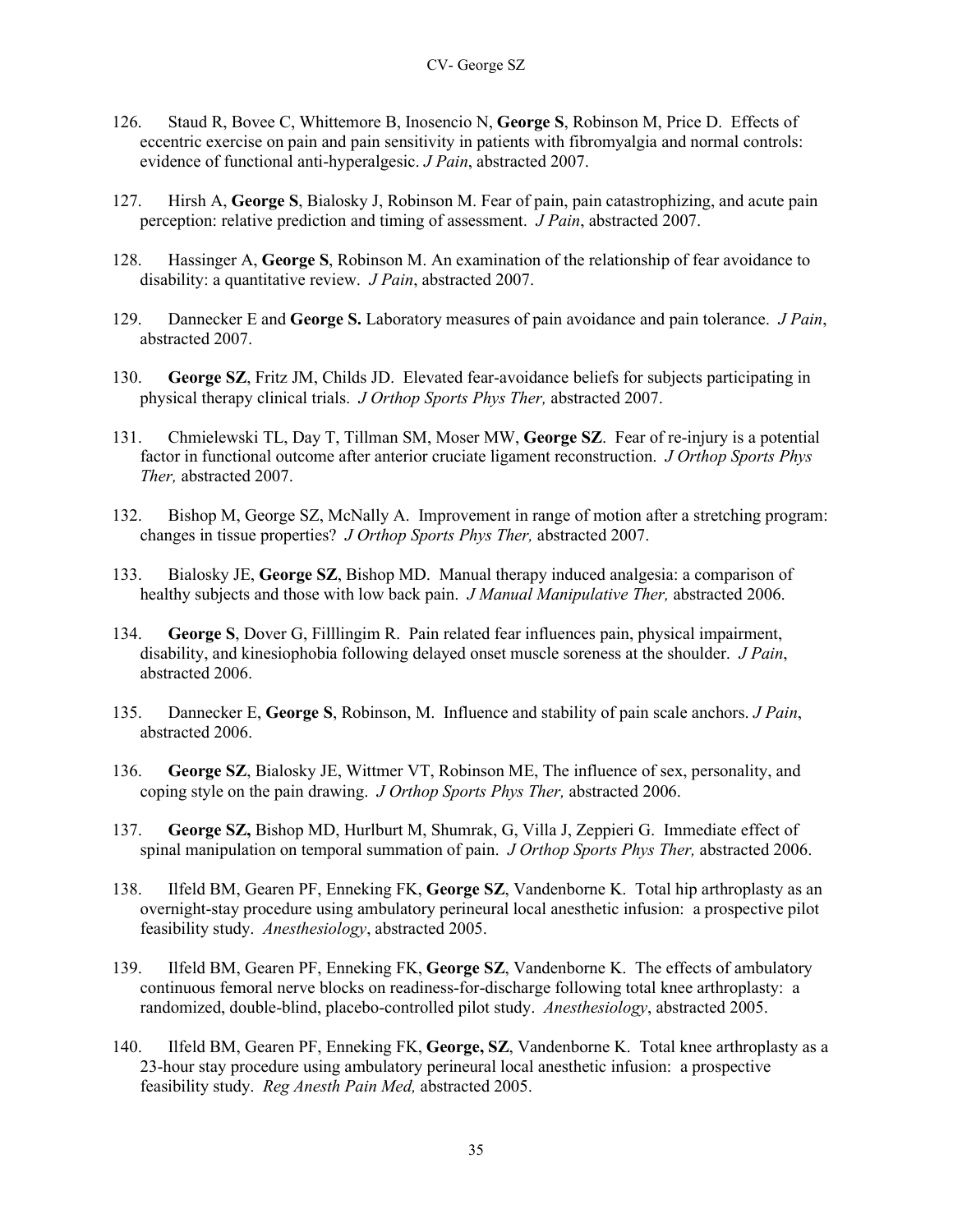126. Staud R, Bovee C, Whittemore B, Inosencio N, **George S**, Robinson M, Price D. Effects of eccentric exercise on pain and pain sensitivity in patients with fibromyalgia and normal controls: evidence of functional anti-hyperalgesic. *J Pain*, abstracted 2007.

127. Hirsh A, **George S**, Bialosky J, Robinson M. Fear of pain, pain catastrophizing, and acute pain perception: relative prediction and timing of assessment. *J Pain*, abstracted 2007.

128. Hassinger A, **George S**, Robinson M. An examination of the relationship of fear avoidance to disability: a quantitative review. *J Pain*, abstracted 2007.

129. Dannecker E and **George S.** Laboratory measures of pain avoidance and pain tolerance. *J Pain*, abstracted 2007.

130. **George SZ**, Fritz JM, Childs JD. Elevated fear-avoidance beliefs for subjects participating in physical therapy clinical trials. *J Orthop Sports Phys Ther,* abstracted 2007.

131. Chmielewski TL, Day T, Tillman SM, Moser MW, **George SZ**. Fear of re-injury is a potential factor in functional outcome after anterior cruciate ligament reconstruction. *J Orthop Sports Phys Ther,* abstracted 2007.

132. Bishop M, George SZ, McNally A. Improvement in range of motion after a stretching program: changes in tissue properties? *J Orthop Sports Phys Ther,* abstracted 2007.

133. Bialosky JE, **George SZ**, Bishop MD. Manual therapy induced analgesia: a comparison of healthy subjects and those with low back pain. *J Manual Manipulative Ther,* abstracted 2006.

134. **George S**, Dover G, Filllingim R. Pain related fear influences pain, physical impairment, disability, and kinesiophobia following delayed onset muscle soreness at the shoulder. *J Pain*, abstracted 2006.

135. Dannecker E, **George S**, Robinson, M. Influence and stability of pain scale anchors. *J Pain*, abstracted 2006.

136. **George SZ**, Bialosky JE, Wittmer VT, Robinson ME, The influence of sex, personality, and coping style on the pain drawing. *J Orthop Sports Phys Ther,* abstracted 2006.

137. **George SZ,** Bishop MD, Hurlburt M, Shumrak, G, Villa J, Zeppieri G. Immediate effect of spinal manipulation on temporal summation of pain. *J Orthop Sports Phys Ther,* abstracted 2006.

138. Ilfeld BM, Gearen PF, Enneking FK, **George SZ**, Vandenborne K. Total hip arthroplasty as an overnight-stay procedure using ambulatory perineural local anesthetic infusion: a prospective pilot feasibility study. *Anesthesiology*, abstracted 2005.

139. Ilfeld BM, Gearen PF, Enneking FK, **George SZ**, Vandenborne K. The effects of ambulatory continuous femoral nerve blocks on readiness-for-discharge following total knee arthroplasty: a randomized, double-blind, placebo-controlled pilot study. *Anesthesiology*, abstracted 2005.

140. Ilfeld BM, Gearen PF, Enneking FK, **George, SZ**, Vandenborne K. Total knee arthroplasty as a 23-hour stay procedure using ambulatory perineural local anesthetic infusion: a prospective feasibility study. *Reg Anesth Pain Med,* abstracted 2005.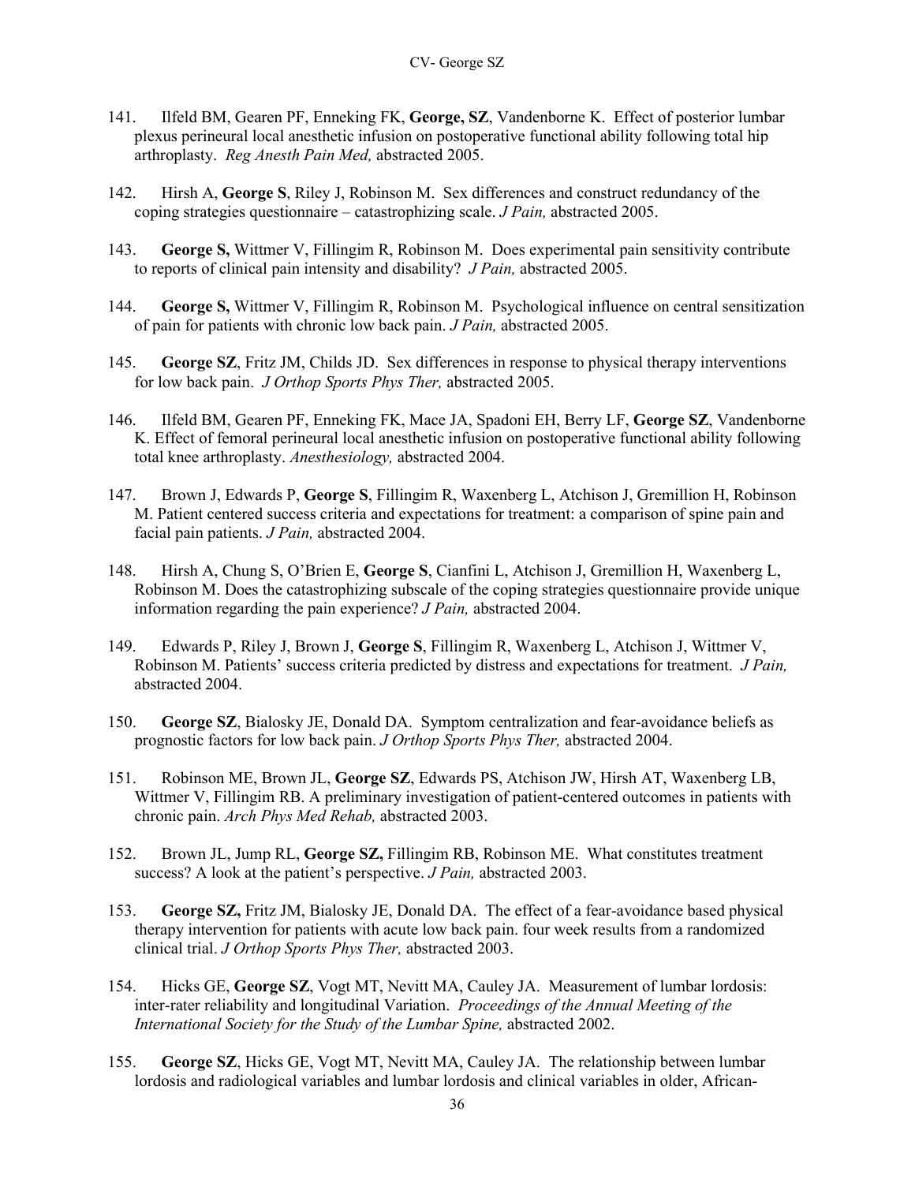141. Ilfeld BM, Gearen PF, Enneking FK, **George, SZ**, Vandenborne K. Effect of posterior lumbar plexus perineural local anesthetic infusion on postoperative functional ability following total hip arthroplasty. *Reg Anesth Pain Med,* abstracted 2005.

142. Hirsh A, **George S**, Riley J, Robinson M. Sex differences and construct redundancy of the coping strategies questionnaire – catastrophizing scale. *J Pain,* abstracted 2005.

143. **George S,** Wittmer V, Fillingim R, Robinson M. Does experimental pain sensitivity contribute to reports of clinical pain intensity and disability? *J Pain,* abstracted 2005.

144. **George S,** Wittmer V, Fillingim R, Robinson M. Psychological influence on central sensitization of pain for patients with chronic low back pain. *J Pain,* abstracted 2005.

145. **George SZ**, Fritz JM, Childs JD. Sex differences in response to physical therapy interventions for low back pain. *J Orthop Sports Phys Ther,* abstracted 2005.

146. Ilfeld BM, Gearen PF, Enneking FK, Mace JA, Spadoni EH, Berry LF, **George SZ**, Vandenborne K. Effect of femoral perineural local anesthetic infusion on postoperative functional ability following total knee arthroplasty. *Anesthesiology,* abstracted 2004.

147. Brown J, Edwards P, **George S**, Fillingim R, Waxenberg L, Atchison J, Gremillion H, Robinson M. Patient centered success criteria and expectations for treatment: a comparison of spine pain and facial pain patients. *J Pain,* abstracted 2004.

148. Hirsh A, Chung S, O'Brien E, **George S**, Cianfini L, Atchison J, Gremillion H, Waxenberg L, Robinson M. Does the catastrophizing subscale of the coping strategies questionnaire provide unique information regarding the pain experience? *J Pain,* abstracted 2004.

149. Edwards P, Riley J, Brown J, **George S**, Fillingim R, Waxenberg L, Atchison J, Wittmer V, Robinson M. Patients' success criteria predicted by distress and expectations for treatment. *J Pain,* abstracted 2004.

150. **George SZ**, Bialosky JE, Donald DA. Symptom centralization and fear-avoidance beliefs as prognostic factors for low back pain. *J Orthop Sports Phys Ther,* abstracted 2004.

151. Robinson ME, Brown JL, **George SZ**, Edwards PS, Atchison JW, Hirsh AT, Waxenberg LB, Wittmer V, Fillingim RB. A preliminary investigation of patient-centered outcomes in patients with chronic pain. *Arch Phys Med Rehab,* abstracted 2003.

152. Brown JL, Jump RL, **George SZ,** Fillingim RB, Robinson ME. What constitutes treatment success? A look at the patient's perspective. *J Pain,* abstracted 2003.

153. **George SZ,** Fritz JM, Bialosky JE, Donald DA. The effect of a fear-avoidance based physical therapy intervention for patients with acute low back pain. four week results from a randomized clinical trial. *J Orthop Sports Phys Ther,* abstracted 2003.

154. Hicks GE, **George SZ**, Vogt MT, Nevitt MA, Cauley JA. Measurement of lumbar lordosis: inter-rater reliability and longitudinal Variation. *Proceedings of the Annual Meeting of the International Society for the Study of the Lumbar Spine,* abstracted 2002.

155. **George SZ**, Hicks GE, Vogt MT, Nevitt MA, Cauley JA. The relationship between lumbar lordosis and radiological variables and lumbar lordosis and clinical variables in older, African-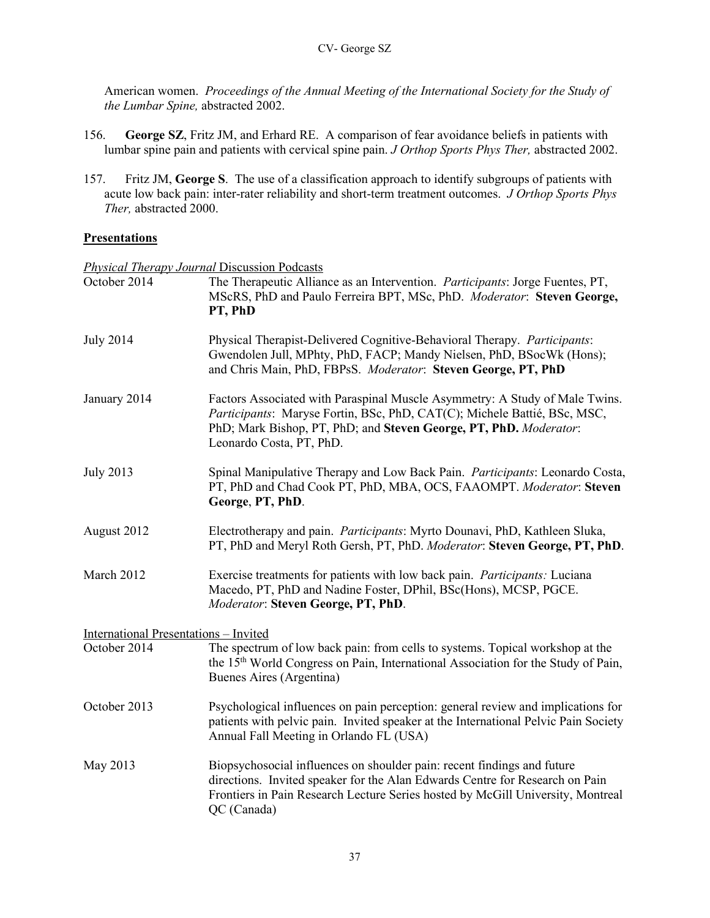American women. *Proceedings of the Annual Meeting of the International Society for the Study of the Lumbar Spine,* abstracted 2002.

156. **George SZ**, Fritz JM, and Erhard RE. A comparison of fear avoidance beliefs in patients with lumbar spine pain and patients with cervical spine pain. *J Orthop Sports Phys Ther,* abstracted 2002.

157. Fritz JM, **George S**. The use of a classification approach to identify subgroups of patients with acute low back pain: inter-rater reliability and short-term treatment outcomes. *J Orthop Sports Phys Ther,* abstracted 2000.

## Presentations

*Physical Therapy Journal* Discussion Podcasts

| | |
|---|---|
| October 2014 | The Therapeutic Alliance as an Intervention. *Participants*: Jorge Fuentes, PT, MScRS, PhD and Paulo Ferreira BPT, MSc, PhD. *Moderator*: **Steven George, PT, PhD** |
| July 2014 | Physical Therapist-Delivered Cognitive-Behavioral Therapy. *Participants*: Gwendolen Jull, MPhty, PhD, FACP; Mandy Nielsen, PhD, BSocWk (Hons); and Chris Main, PhD, FBPsS. *Moderator*: **Steven George, PT, PhD** |
| January 2014 | Factors Associated with Paraspinal Muscle Asymmetry: A Study of Male Twins. *Participants*: Maryse Fortin, BSc, PhD, CAT(C); Michele Battié, BSc, MSC, PhD; Mark Bishop, PT, PhD; and **Steven George, PT, PhD.** *Moderator*: Leonardo Costa, PT, PhD. |
| July 2013 | Spinal Manipulative Therapy and Low Back Pain. *Participants*: Leonardo Costa, PT, PhD and Chad Cook PT, PhD, MBA, OCS, FAAOMPT. *Moderator*: **Steven George**, **PT, PhD**. |
| August 2012 | Electrotherapy and pain. *Participants*: Myrto Dounavi, PhD, Kathleen Sluka, PT, PhD and Meryl Roth Gersh, PT, PhD. *Moderator*: **Steven George, PT, PhD**. |
| March 2012 | Exercise treatments for patients with low back pain. *Participants:* Luciana Macedo, PT, PhD and Nadine Foster, DPhil, BSc(Hons), MCSP, PGCE. *Moderator*: **Steven George, PT, PhD**. |

International Presentations – Invited

| | |
|---|---|
| October 2014 | The spectrum of low back pain: from cells to systems. Topical workshop at the the 15th World Congress on Pain, International Association for the Study of Pain, Buenes Aires (Argentina) |
| October 2013 | Psychological influences on pain perception: general review and implications for patients with pelvic pain. Invited speaker at the International Pelvic Pain Society Annual Fall Meeting in Orlando FL (USA) |
| May 2013 | Biopsychosocial influences on shoulder pain: recent findings and future directions. Invited speaker for the Alan Edwards Centre for Research on Pain Frontiers in Pain Research Lecture Series hosted by McGill University, Montreal QC (Canada) |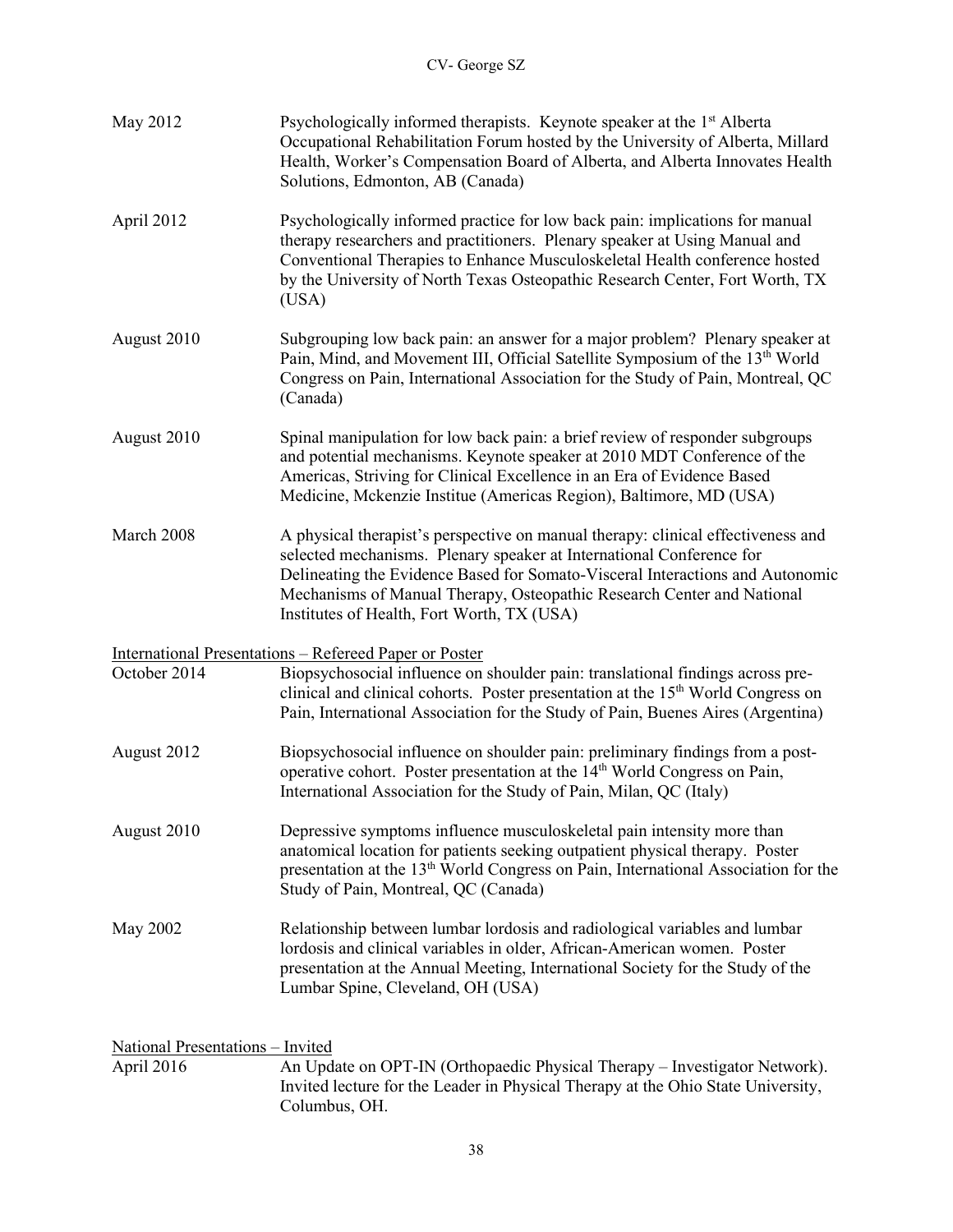May 2012 — Psychologically informed therapists. Keynote speaker at the 1st Alberta Occupational Rehabilitation Forum hosted by the University of Alberta, Millard Health, Worker's Compensation Board of Alberta, and Alberta Innovates Health Solutions, Edmonton, AB (Canada)

April 2012 — Psychologically informed practice for low back pain: implications for manual therapy researchers and practitioners. Plenary speaker at Using Manual and Conventional Therapies to Enhance Musculoskeletal Health conference hosted by the University of North Texas Osteopathic Research Center, Fort Worth, TX (USA)

August 2010 — Subgrouping low back pain: an answer for a major problem? Plenary speaker at Pain, Mind, and Movement III, Official Satellite Symposium of the 13th World Congress on Pain, International Association for the Study of Pain, Montreal, QC (Canada)

August 2010 — Spinal manipulation for low back pain: a brief review of responder subgroups and potential mechanisms. Keynote speaker at 2010 MDT Conference of the Americas, Striving for Clinical Excellence in an Era of Evidence Based Medicine, Mckenzie Institue (Americas Region), Baltimore, MD (USA)

March 2008 — A physical therapist's perspective on manual therapy: clinical effectiveness and selected mechanisms. Plenary speaker at International Conference for Delineating the Evidence Based for Somato-Visceral Interactions and Autonomic Mechanisms of Manual Therapy, Osteopathic Research Center and National Institutes of Health, Fort Worth, TX (USA)

<u>International Presentations – Refereed Paper or Poster</u>

October 2014 — Biopsychosocial influence on shoulder pain: translational findings across pre-clinical and clinical cohorts. Poster presentation at the 15th World Congress on Pain, International Association for the Study of Pain, Buenes Aires (Argentina)

August 2012 — Biopsychosocial influence on shoulder pain: preliminary findings from a post-operative cohort. Poster presentation at the 14th World Congress on Pain, International Association for the Study of Pain, Milan, QC (Italy)

August 2010 — Depressive symptoms influence musculoskeletal pain intensity more than anatomical location for patients seeking outpatient physical therapy. Poster presentation at the 13th World Congress on Pain, International Association for the Study of Pain, Montreal, QC (Canada)

May 2002 — Relationship between lumbar lordosis and radiological variables and lumbar lordosis and clinical variables in older, African-American women. Poster presentation at the Annual Meeting, International Society for the Study of the Lumbar Spine, Cleveland, OH (USA)

<u>National Presentations – Invited</u>

April 2016 — An Update on OPT-IN (Orthopaedic Physical Therapy – Investigator Network). Invited lecture for the Leader in Physical Therapy at the Ohio State University, Columbus, OH.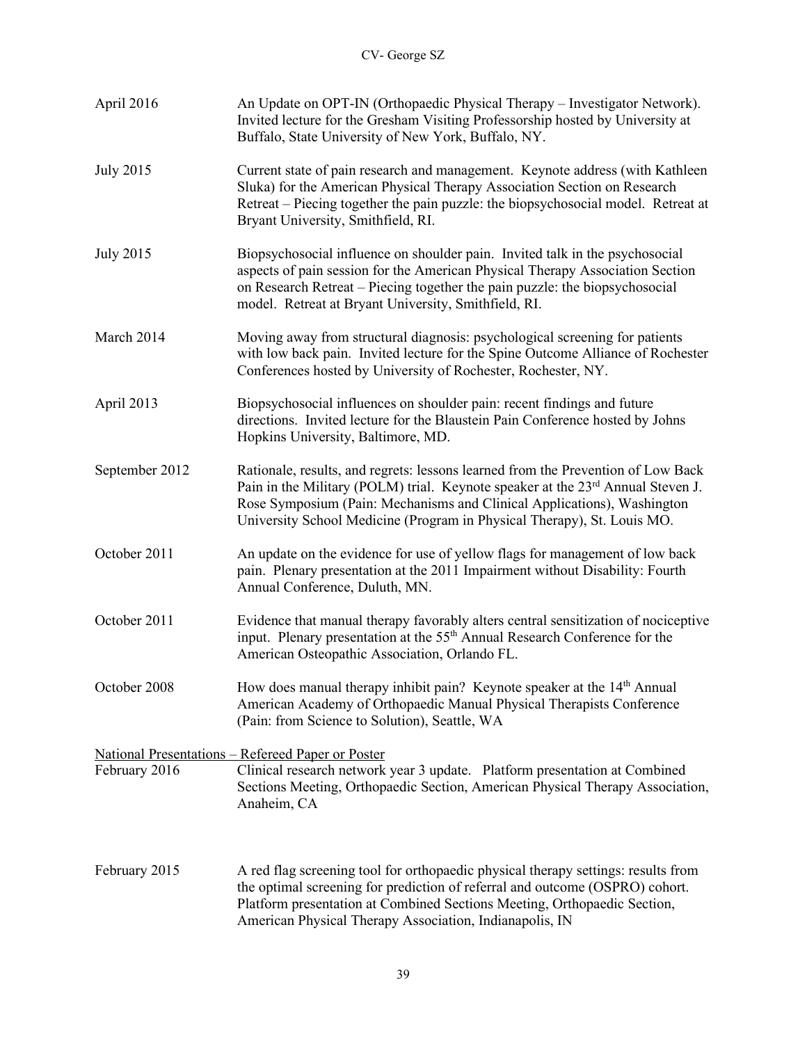| | |
|---|---|
| April 2016 | An Update on OPT-IN (Orthopaedic Physical Therapy – Investigator Network). Invited lecture for the Gresham Visiting Professorship hosted by University at Buffalo, State University of New York, Buffalo, NY. |
| July 2015 | Current state of pain research and management. Keynote address (with Kathleen Sluka) for the American Physical Therapy Association Section on Research Retreat – Piecing together the pain puzzle: the biopsychosocial model. Retreat at Bryant University, Smithfield, RI. |
| July 2015 | Biopsychosocial influence on shoulder pain. Invited talk in the psychosocial aspects of pain session for the American Physical Therapy Association Section on Research Retreat – Piecing together the pain puzzle: the biopsychosocial model. Retreat at Bryant University, Smithfield, RI. |
| March 2014 | Moving away from structural diagnosis: psychological screening for patients with low back pain. Invited lecture for the Spine Outcome Alliance of Rochester Conferences hosted by University of Rochester, Rochester, NY. |
| April 2013 | Biopsychosocial influences on shoulder pain: recent findings and future directions. Invited lecture for the Blaustein Pain Conference hosted by Johns Hopkins University, Baltimore, MD. |
| September 2012 | Rationale, results, and regrets: lessons learned from the Prevention of Low Back Pain in the Military (POLM) trial. Keynote speaker at the 23rd Annual Steven J. Rose Symposium (Pain: Mechanisms and Clinical Applications), Washington University School Medicine (Program in Physical Therapy), St. Louis MO. |
| October 2011 | An update on the evidence for use of yellow flags for management of low back pain. Plenary presentation at the 2011 Impairment without Disability: Fourth Annual Conference, Duluth, MN. |
| October 2011 | Evidence that manual therapy favorably alters central sensitization of nociceptive input. Plenary presentation at the 55th Annual Research Conference for the American Osteopathic Association, Orlando FL. |
| October 2008 | How does manual therapy inhibit pain? Keynote speaker at the 14th Annual American Academy of Orthopaedic Manual Physical Therapists Conference (Pain: from Science to Solution), Seattle, WA |

National Presentations – Refereed Paper or Poster

| | |
|---|---|
| February 2016 | Clinical research network year 3 update. Platform presentation at Combined Sections Meeting, Orthopaedic Section, American Physical Therapy Association, Anaheim, CA |
| February 2015 | A red flag screening tool for orthopaedic physical therapy settings: results from the optimal screening for prediction of referral and outcome (OSPRO) cohort. Platform presentation at Combined Sections Meeting, Orthopaedic Section, American Physical Therapy Association, Indianapolis, IN |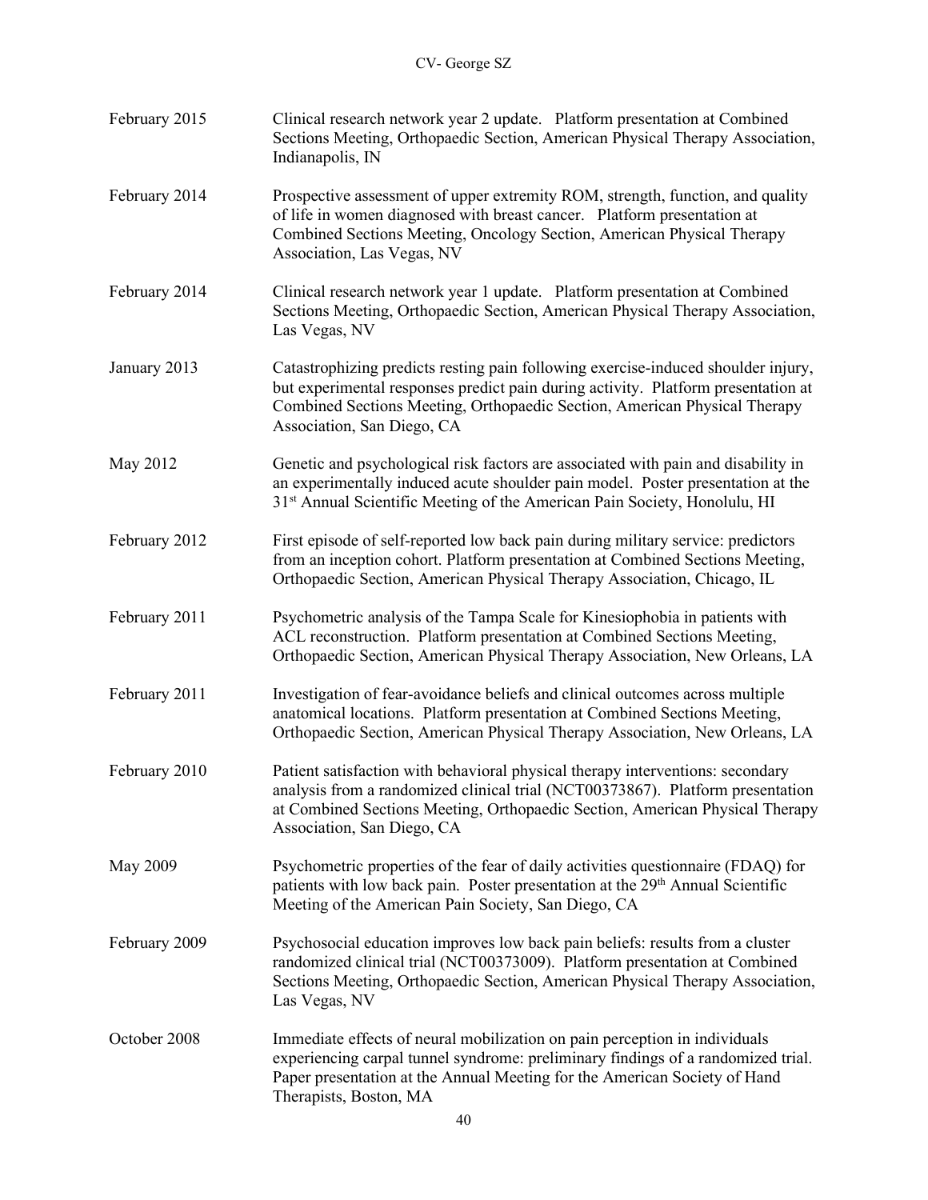| | |
|---|---|
| February 2015 | Clinical research network year 2 update. Platform presentation at Combined Sections Meeting, Orthopaedic Section, American Physical Therapy Association, Indianapolis, IN |
| February 2014 | Prospective assessment of upper extremity ROM, strength, function, and quality of life in women diagnosed with breast cancer. Platform presentation at Combined Sections Meeting, Oncology Section, American Physical Therapy Association, Las Vegas, NV |
| February 2014 | Clinical research network year 1 update. Platform presentation at Combined Sections Meeting, Orthopaedic Section, American Physical Therapy Association, Las Vegas, NV |
| January 2013 | Catastrophizing predicts resting pain following exercise-induced shoulder injury, but experimental responses predict pain during activity. Platform presentation at Combined Sections Meeting, Orthopaedic Section, American Physical Therapy Association, San Diego, CA |
| May 2012 | Genetic and psychological risk factors are associated with pain and disability in an experimentally induced acute shoulder pain model. Poster presentation at the 31st Annual Scientific Meeting of the American Pain Society, Honolulu, HI |
| February 2012 | First episode of self-reported low back pain during military service: predictors from an inception cohort. Platform presentation at Combined Sections Meeting, Orthopaedic Section, American Physical Therapy Association, Chicago, IL |
| February 2011 | Psychometric analysis of the Tampa Scale for Kinesiophobia in patients with ACL reconstruction. Platform presentation at Combined Sections Meeting, Orthopaedic Section, American Physical Therapy Association, New Orleans, LA |
| February 2011 | Investigation of fear-avoidance beliefs and clinical outcomes across multiple anatomical locations. Platform presentation at Combined Sections Meeting, Orthopaedic Section, American Physical Therapy Association, New Orleans, LA |
| February 2010 | Patient satisfaction with behavioral physical therapy interventions: secondary analysis from a randomized clinical trial (NCT00373867). Platform presentation at Combined Sections Meeting, Orthopaedic Section, American Physical Therapy Association, San Diego, CA |
| May 2009 | Psychometric properties of the fear of daily activities questionnaire (FDAQ) for patients with low back pain. Poster presentation at the 29th Annual Scientific Meeting of the American Pain Society, San Diego, CA |
| February 2009 | Psychosocial education improves low back pain beliefs: results from a cluster randomized clinical trial (NCT00373009). Platform presentation at Combined Sections Meeting, Orthopaedic Section, American Physical Therapy Association, Las Vegas, NV |
| October 2008 | Immediate effects of neural mobilization on pain perception in individuals experiencing carpal tunnel syndrome: preliminary findings of a randomized trial. Paper presentation at the Annual Meeting for the American Society of Hand Therapists, Boston, MA |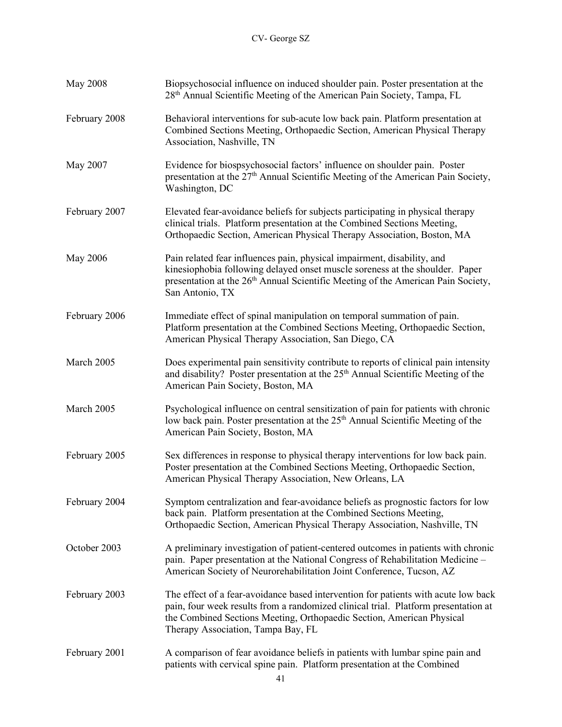| | |
|---|---|
| May 2008 | Biopsychosocial influence on induced shoulder pain. Poster presentation at the 28th Annual Scientific Meeting of the American Pain Society, Tampa, FL |
| February 2008 | Behavioral interventions for sub-acute low back pain. Platform presentation at Combined Sections Meeting, Orthopaedic Section, American Physical Therapy Association, Nashville, TN |
| May 2007 | Evidence for biospsychosocial factors' influence on shoulder pain. Poster presentation at the 27th Annual Scientific Meeting of the American Pain Society, Washington, DC |
| February 2007 | Elevated fear-avoidance beliefs for subjects participating in physical therapy clinical trials. Platform presentation at the Combined Sections Meeting, Orthopaedic Section, American Physical Therapy Association, Boston, MA |
| May 2006 | Pain related fear influences pain, physical impairment, disability, and kinesiophobia following delayed onset muscle soreness at the shoulder. Paper presentation at the 26th Annual Scientific Meeting of the American Pain Society, San Antonio, TX |
| February 2006 | Immediate effect of spinal manipulation on temporal summation of pain. Platform presentation at the Combined Sections Meeting, Orthopaedic Section, American Physical Therapy Association, San Diego, CA |
| March 2005 | Does experimental pain sensitivity contribute to reports of clinical pain intensity and disability? Poster presentation at the 25th Annual Scientific Meeting of the American Pain Society, Boston, MA |
| March 2005 | Psychological influence on central sensitization of pain for patients with chronic low back pain. Poster presentation at the 25th Annual Scientific Meeting of the American Pain Society, Boston, MA |
| February 2005 | Sex differences in response to physical therapy interventions for low back pain. Poster presentation at the Combined Sections Meeting, Orthopaedic Section, American Physical Therapy Association, New Orleans, LA |
| February 2004 | Symptom centralization and fear-avoidance beliefs as prognostic factors for low back pain. Platform presentation at the Combined Sections Meeting, Orthopaedic Section, American Physical Therapy Association, Nashville, TN |
| October 2003 | A preliminary investigation of patient-centered outcomes in patients with chronic pain. Paper presentation at the National Congress of Rehabilitation Medicine – American Society of Neurorehabilitation Joint Conference, Tucson, AZ |
| February 2003 | The effect of a fear-avoidance based intervention for patients with acute low back pain, four week results from a randomized clinical trial. Platform presentation at the Combined Sections Meeting, Orthopaedic Section, American Physical Therapy Association, Tampa Bay, FL |
| February 2001 | A comparison of fear avoidance beliefs in patients with lumbar spine pain and patients with cervical spine pain. Platform presentation at the Combined |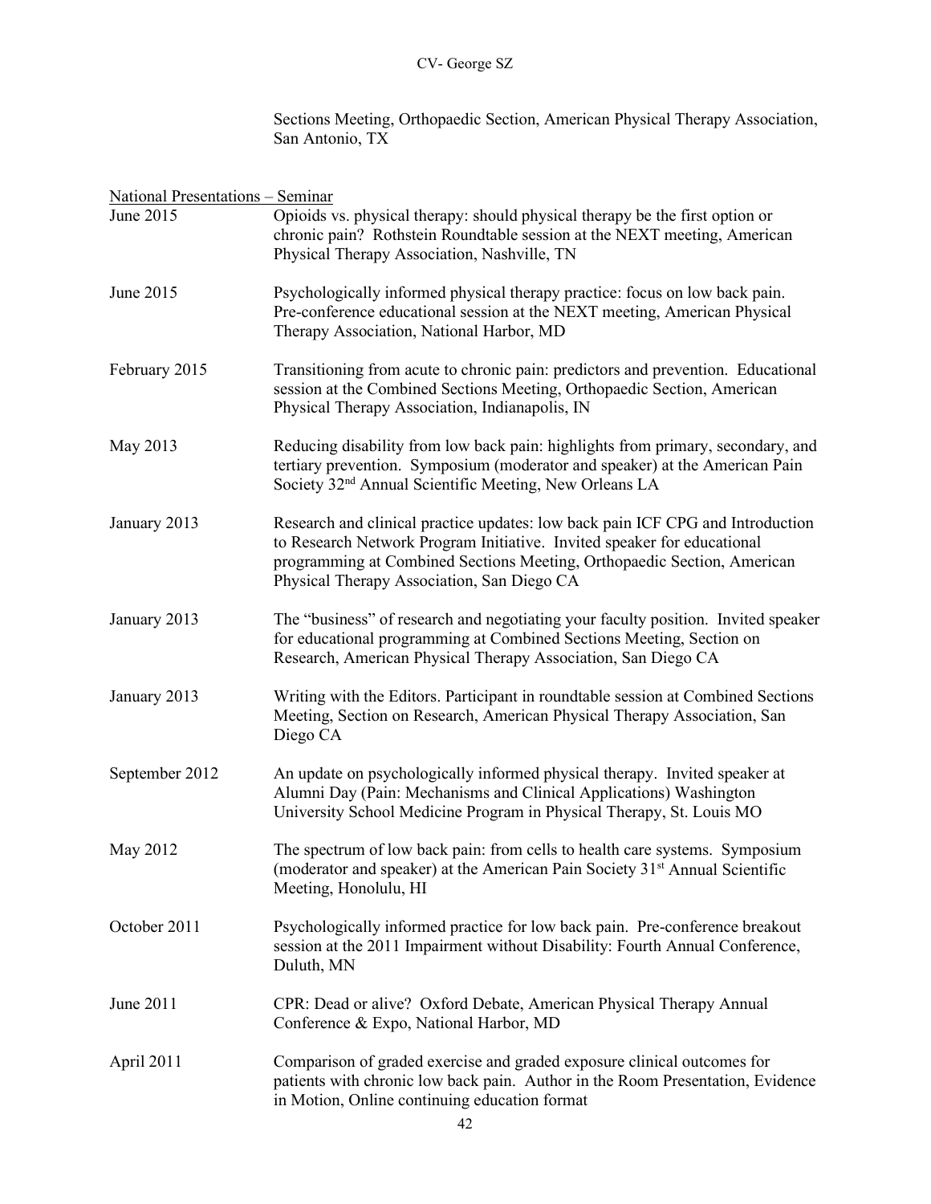Sections Meeting, Orthopaedic Section, American Physical Therapy Association, San Antonio, TX

<u>National Presentations – Seminar</u>

| | |
|---|---|
| June 2015 | Opioids vs. physical therapy: should physical therapy be the first option or chronic pain? Rothstein Roundtable session at the NEXT meeting, American Physical Therapy Association, Nashville, TN |
| June 2015 | Psychologically informed physical therapy practice: focus on low back pain. Pre-conference educational session at the NEXT meeting, American Physical Therapy Association, National Harbor, MD |
| February 2015 | Transitioning from acute to chronic pain: predictors and prevention. Educational session at the Combined Sections Meeting, Orthopaedic Section, American Physical Therapy Association, Indianapolis, IN |
| May 2013 | Reducing disability from low back pain: highlights from primary, secondary, and tertiary prevention. Symposium (moderator and speaker) at the American Pain Society 32nd Annual Scientific Meeting, New Orleans LA |
| January 2013 | Research and clinical practice updates: low back pain ICF CPG and Introduction to Research Network Program Initiative. Invited speaker for educational programming at Combined Sections Meeting, Orthopaedic Section, American Physical Therapy Association, San Diego CA |
| January 2013 | The "business" of research and negotiating your faculty position. Invited speaker for educational programming at Combined Sections Meeting, Section on Research, American Physical Therapy Association, San Diego CA |
| January 2013 | Writing with the Editors. Participant in roundtable session at Combined Sections Meeting, Section on Research, American Physical Therapy Association, San Diego CA |
| September 2012 | An update on psychologically informed physical therapy. Invited speaker at Alumni Day (Pain: Mechanisms and Clinical Applications) Washington University School Medicine Program in Physical Therapy, St. Louis MO |
| May 2012 | The spectrum of low back pain: from cells to health care systems. Symposium (moderator and speaker) at the American Pain Society 31st Annual Scientific Meeting, Honolulu, HI |
| October 2011 | Psychologically informed practice for low back pain. Pre-conference breakout session at the 2011 Impairment without Disability: Fourth Annual Conference, Duluth, MN |
| June 2011 | CPR: Dead or alive? Oxford Debate, American Physical Therapy Annual Conference & Expo, National Harbor, MD |
| April 2011 | Comparison of graded exercise and graded exposure clinical outcomes for patients with chronic low back pain. Author in the Room Presentation, Evidence in Motion, Online continuing education format |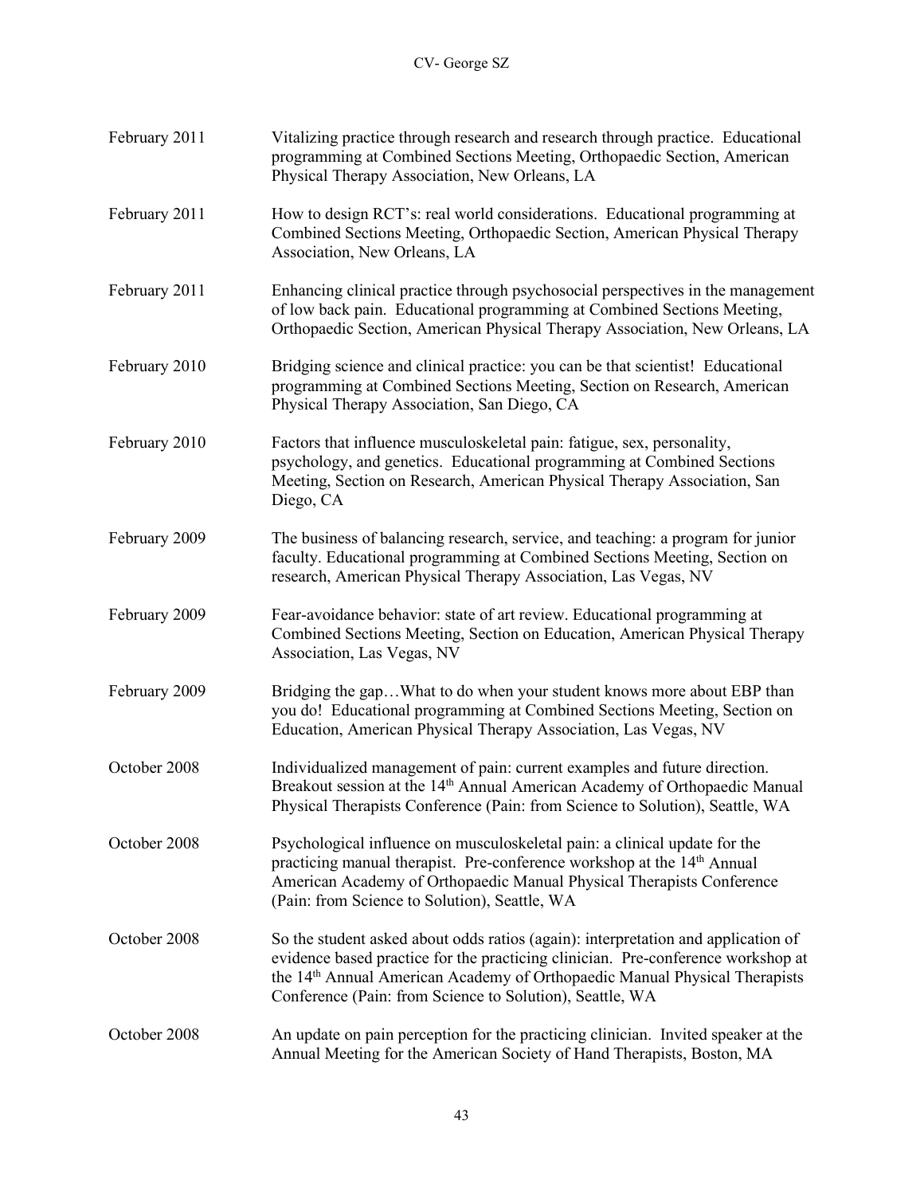February 2011 Vitalizing practice through research and research through practice. Educational programming at Combined Sections Meeting, Orthopaedic Section, American Physical Therapy Association, New Orleans, LA

February 2011 How to design RCT's: real world considerations. Educational programming at Combined Sections Meeting, Orthopaedic Section, American Physical Therapy Association, New Orleans, LA

February 2011 Enhancing clinical practice through psychosocial perspectives in the management of low back pain. Educational programming at Combined Sections Meeting, Orthopaedic Section, American Physical Therapy Association, New Orleans, LA

February 2010 Bridging science and clinical practice: you can be that scientist! Educational programming at Combined Sections Meeting, Section on Research, American Physical Therapy Association, San Diego, CA

February 2010 Factors that influence musculoskeletal pain: fatigue, sex, personality, psychology, and genetics. Educational programming at Combined Sections Meeting, Section on Research, American Physical Therapy Association, San Diego, CA

February 2009 The business of balancing research, service, and teaching: a program for junior faculty. Educational programming at Combined Sections Meeting, Section on research, American Physical Therapy Association, Las Vegas, NV

February 2009 Fear-avoidance behavior: state of art review. Educational programming at Combined Sections Meeting, Section on Education, American Physical Therapy Association, Las Vegas, NV

February 2009 Bridging the gap…What to do when your student knows more about EBP than you do! Educational programming at Combined Sections Meeting, Section on Education, American Physical Therapy Association, Las Vegas, NV

October 2008 Individualized management of pain: current examples and future direction. Breakout session at the 14th Annual American Academy of Orthopaedic Manual Physical Therapists Conference (Pain: from Science to Solution), Seattle, WA

October 2008 Psychological influence on musculoskeletal pain: a clinical update for the practicing manual therapist. Pre-conference workshop at the 14th Annual American Academy of Orthopaedic Manual Physical Therapists Conference (Pain: from Science to Solution), Seattle, WA

October 2008 So the student asked about odds ratios (again): interpretation and application of evidence based practice for the practicing clinician. Pre-conference workshop at the 14th Annual American Academy of Orthopaedic Manual Physical Therapists Conference (Pain: from Science to Solution), Seattle, WA

October 2008 An update on pain perception for the practicing clinician. Invited speaker at the Annual Meeting for the American Society of Hand Therapists, Boston, MA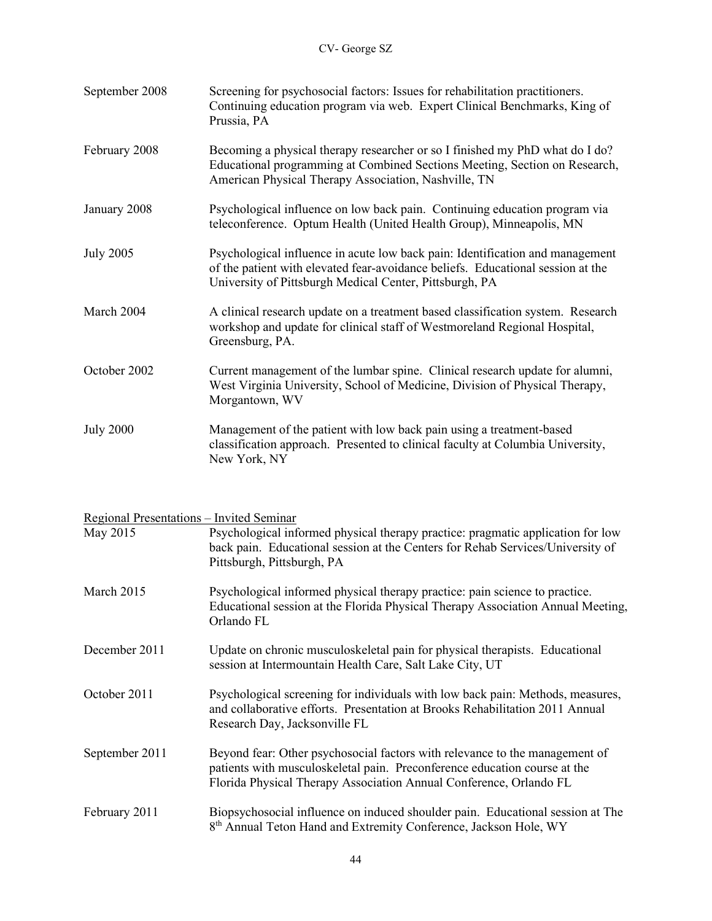September 2008 — Screening for psychosocial factors: Issues for rehabilitation practitioners. Continuing education program via web. Expert Clinical Benchmarks, King of Prussia, PA

February 2008 — Becoming a physical therapy researcher or so I finished my PhD what do I do? Educational programming at Combined Sections Meeting, Section on Research, American Physical Therapy Association, Nashville, TN

January 2008 — Psychological influence on low back pain. Continuing education program via teleconference. Optum Health (United Health Group), Minneapolis, MN

July 2005 — Psychological influence in acute low back pain: Identification and management of the patient with elevated fear-avoidance beliefs. Educational session at the University of Pittsburgh Medical Center, Pittsburgh, PA

March 2004 — A clinical research update on a treatment based classification system. Research workshop and update for clinical staff of Westmoreland Regional Hospital, Greensburg, PA.

October 2002 — Current management of the lumbar spine. Clinical research update for alumni, West Virginia University, School of Medicine, Division of Physical Therapy, Morgantown, WV

July 2000 — Management of the patient with low back pain using a treatment-based classification approach. Presented to clinical faculty at Columbia University, New York, NY

<u>Regional Presentations – Invited Seminar</u>

May 2015 — Psychological informed physical therapy practice: pragmatic application for low back pain. Educational session at the Centers for Rehab Services/University of Pittsburgh, Pittsburgh, PA

March 2015 — Psychological informed physical therapy practice: pain science to practice. Educational session at the Florida Physical Therapy Association Annual Meeting, Orlando FL

December 2011 — Update on chronic musculoskeletal pain for physical therapists. Educational session at Intermountain Health Care, Salt Lake City, UT

October 2011 — Psychological screening for individuals with low back pain: Methods, measures, and collaborative efforts. Presentation at Brooks Rehabilitation 2011 Annual Research Day, Jacksonville FL

September 2011 — Beyond fear: Other psychosocial factors with relevance to the management of patients with musculoskeletal pain. Preconference education course at the Florida Physical Therapy Association Annual Conference, Orlando FL

February 2011 — Biopsychosocial influence on induced shoulder pain. Educational session at The 8th Annual Teton Hand and Extremity Conference, Jackson Hole, WY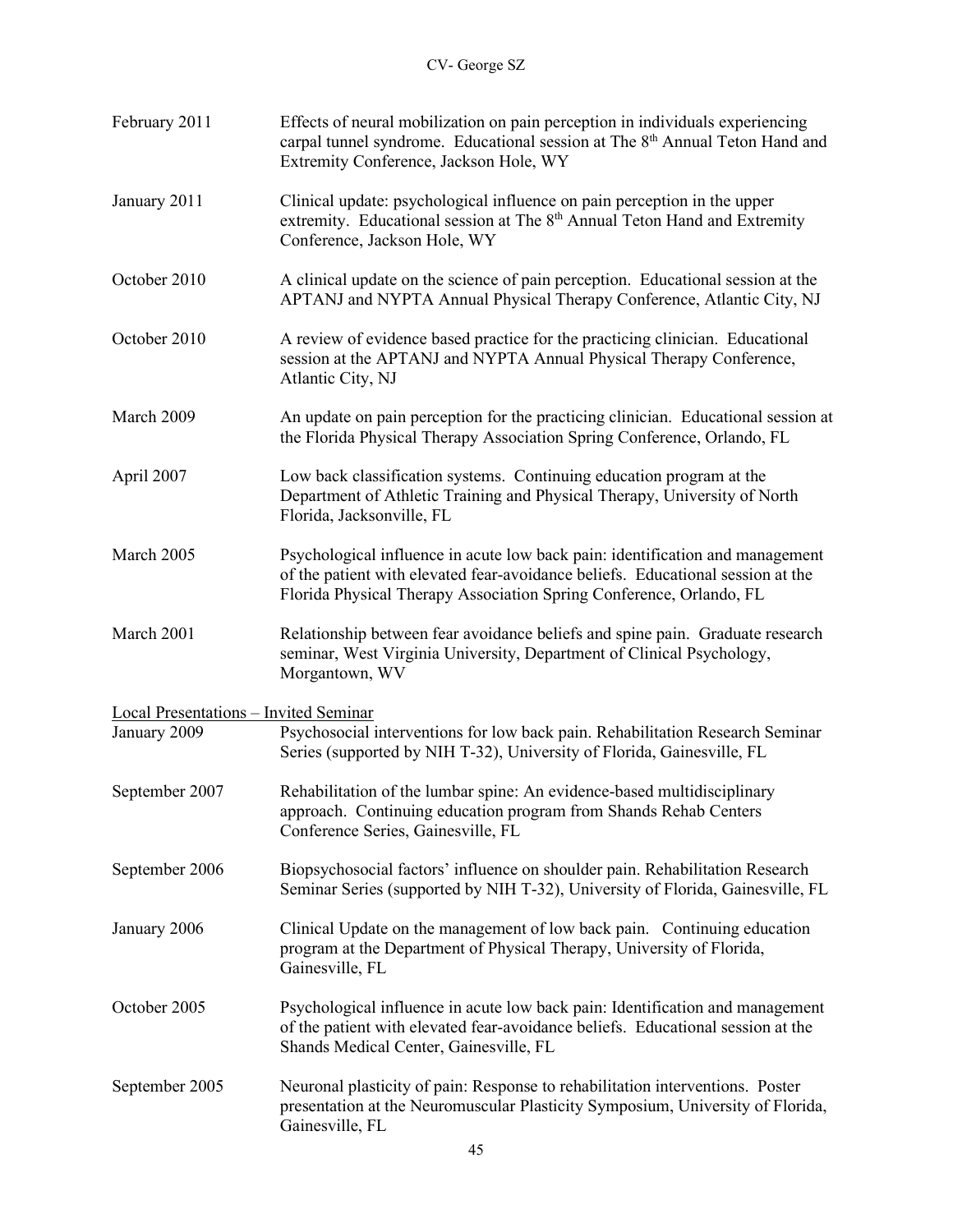| | |
|---|---|
| February 2011 | Effects of neural mobilization on pain perception in individuals experiencing carpal tunnel syndrome. Educational session at The 8th Annual Teton Hand and Extremity Conference, Jackson Hole, WY |
| January 2011 | Clinical update: psychological influence on pain perception in the upper extremity. Educational session at The 8th Annual Teton Hand and Extremity Conference, Jackson Hole, WY |
| October 2010 | A clinical update on the science of pain perception. Educational session at the APTANJ and NYPTA Annual Physical Therapy Conference, Atlantic City, NJ |
| October 2010 | A review of evidence based practice for the practicing clinician. Educational session at the APTANJ and NYPTA Annual Physical Therapy Conference, Atlantic City, NJ |
| March 2009 | An update on pain perception for the practicing clinician. Educational session at the Florida Physical Therapy Association Spring Conference, Orlando, FL |
| April 2007 | Low back classification systems. Continuing education program at the Department of Athletic Training and Physical Therapy, University of North Florida, Jacksonville, FL |
| March 2005 | Psychological influence in acute low back pain: identification and management of the patient with elevated fear-avoidance beliefs. Educational session at the Florida Physical Therapy Association Spring Conference, Orlando, FL |
| March 2001 | Relationship between fear avoidance beliefs and spine pain. Graduate research seminar, West Virginia University, Department of Clinical Psychology, Morgantown, WV |

Local Presentations – Invited Seminar

| | |
|---|---|
| January 2009 | Psychosocial interventions for low back pain. Rehabilitation Research Seminar Series (supported by NIH T-32), University of Florida, Gainesville, FL |
| September 2007 | Rehabilitation of the lumbar spine: An evidence-based multidisciplinary approach. Continuing education program from Shands Rehab Centers Conference Series, Gainesville, FL |
| September 2006 | Biopsychosocial factors' influence on shoulder pain. Rehabilitation Research Seminar Series (supported by NIH T-32), University of Florida, Gainesville, FL |
| January 2006 | Clinical Update on the management of low back pain. Continuing education program at the Department of Physical Therapy, University of Florida, Gainesville, FL |
| October 2005 | Psychological influence in acute low back pain: Identification and management of the patient with elevated fear-avoidance beliefs. Educational session at the Shands Medical Center, Gainesville, FL |
| September 2005 | Neuronal plasticity of pain: Response to rehabilitation interventions. Poster presentation at the Neuromuscular Plasticity Symposium, University of Florida, Gainesville, FL |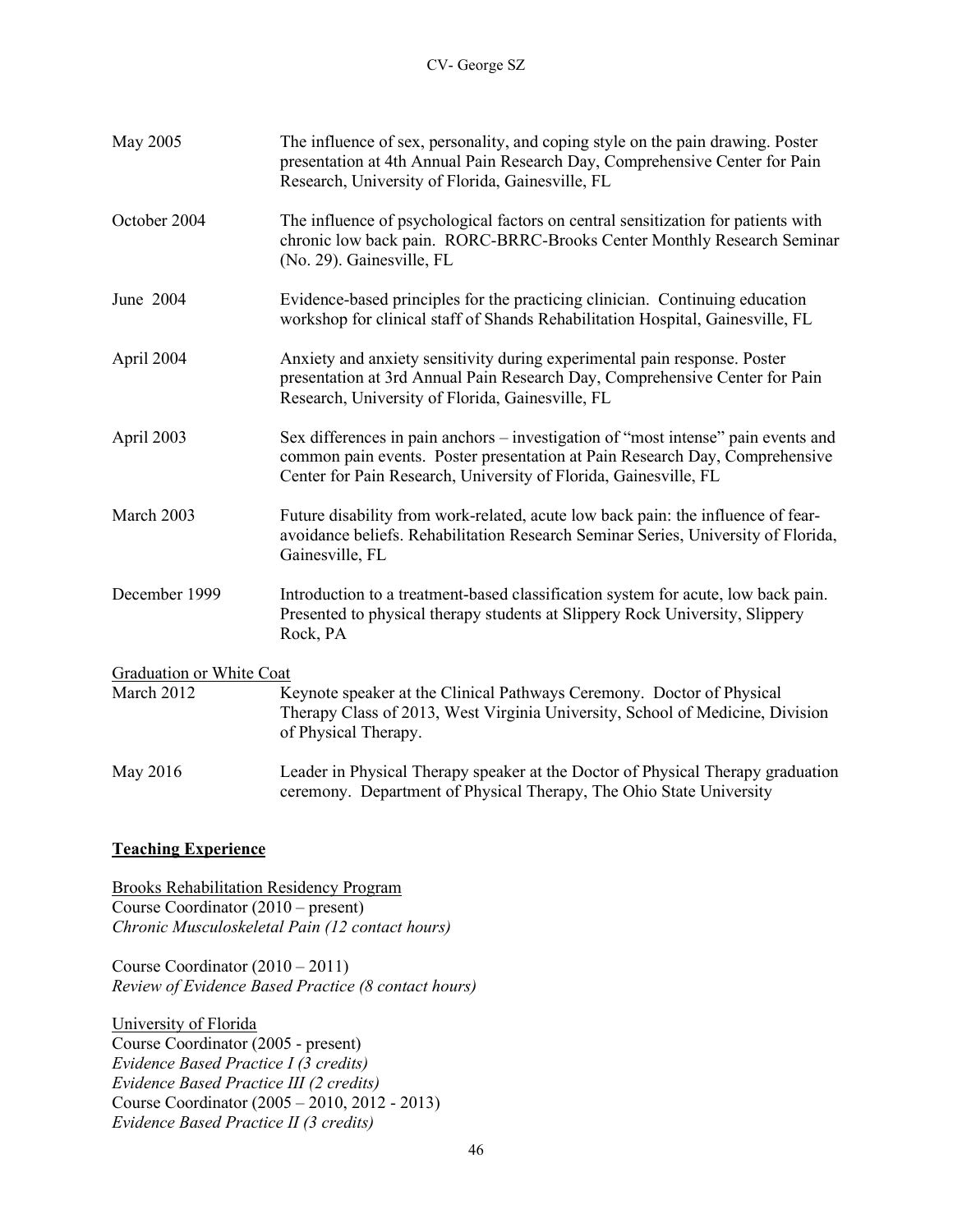| | |
|---|---|
| May 2005 | The influence of sex, personality, and coping style on the pain drawing. Poster presentation at 4th Annual Pain Research Day, Comprehensive Center for Pain Research, University of Florida, Gainesville, FL |
| October 2004 | The influence of psychological factors on central sensitization for patients with chronic low back pain. RORC-BRRC-Brooks Center Monthly Research Seminar (No. 29). Gainesville, FL |
| June 2004 | Evidence-based principles for the practicing clinician. Continuing education workshop for clinical staff of Shands Rehabilitation Hospital, Gainesville, FL |
| April 2004 | Anxiety and anxiety sensitivity during experimental pain response. Poster presentation at 3rd Annual Pain Research Day, Comprehensive Center for Pain Research, University of Florida, Gainesville, FL |
| April 2003 | Sex differences in pain anchors – investigation of "most intense" pain events and common pain events. Poster presentation at Pain Research Day, Comprehensive Center for Pain Research, University of Florida, Gainesville, FL |
| March 2003 | Future disability from work-related, acute low back pain: the influence of fear-avoidance beliefs. Rehabilitation Research Seminar Series, University of Florida, Gainesville, FL |
| December 1999 | Introduction to a treatment-based classification system for acute, low back pain. Presented to physical therapy students at Slippery Rock University, Slippery Rock, PA |

<u>Graduation or White Coat</u>

| | |
|---|---|
| March 2012 | Keynote speaker at the Clinical Pathways Ceremony. Doctor of Physical Therapy Class of 2013, West Virginia University, School of Medicine, Division of Physical Therapy. |
| May 2016 | Leader in Physical Therapy speaker at the Doctor of Physical Therapy graduation ceremony. Department of Physical Therapy, The Ohio State University |

## **<u>Teaching Experience</u>**

<u>Brooks Rehabilitation Residency Program</u>
Course Coordinator (2010 – present)
*Chronic Musculoskeletal Pain (12 contact hours)*

Course Coordinator (2010 – 2011)
*Review of Evidence Based Practice (8 contact hours)*

<u>University of Florida</u>
Course Coordinator (2005 - present)
*Evidence Based Practice I (3 credits)*
*Evidence Based Practice III (2 credits)*
Course Coordinator (2005 – 2010, 2012 - 2013)
*Evidence Based Practice II (3 credits)*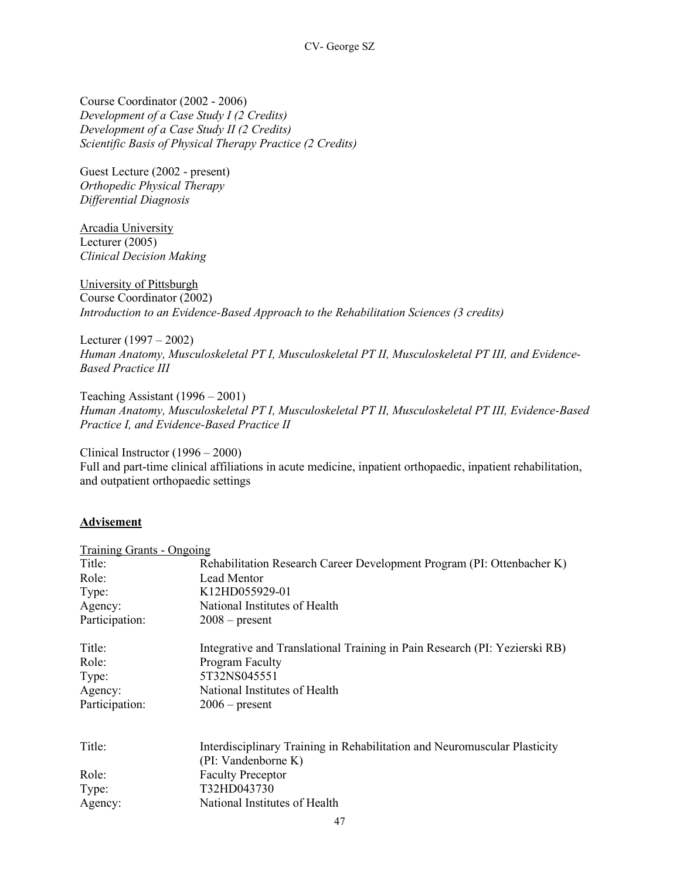Course Coordinator (2002 - 2006)
*Development of a Case Study I (2 Credits)*
*Development of a Case Study II (2 Credits)*
*Scientific Basis of Physical Therapy Practice (2 Credits)*

Guest Lecture (2002 - present)
*Orthopedic Physical Therapy*
*Differential Diagnosis*

<u>Arcadia University</u>
Lecturer (2005)
*Clinical Decision Making*

<u>University of Pittsburgh</u>
Course Coordinator (2002)
*Introduction to an Evidence-Based Approach to the Rehabilitation Sciences (3 credits)*

Lecturer (1997 – 2002)
*Human Anatomy, Musculoskeletal PT I, Musculoskeletal PT II, Musculoskeletal PT III, and Evidence-Based Practice III*

Teaching Assistant (1996 – 2001)
*Human Anatomy, Musculoskeletal PT I, Musculoskeletal PT II, Musculoskeletal PT III, Evidence-Based Practice I, and Evidence-Based Practice II*

Clinical Instructor (1996 – 2000)
Full and part-time clinical affiliations in acute medicine, inpatient orthopaedic, inpatient rehabilitation, and outpatient orthopaedic settings

## Advisement

<u>Training Grants - Ongoing</u>

| | |
|---|---|
| Title: | Rehabilitation Research Career Development Program (PI: Ottenbacher K) |
| Role: | Lead Mentor |
| Type: | K12HD055929-01 |
| Agency: | National Institutes of Health |
| Participation: | 2008 – present |

| | |
|---|---|
| Title: | Integrative and Translational Training in Pain Research (PI: Yezierski RB) |
| Role: | Program Faculty |
| Type: | 5T32NS045551 |
| Agency: | National Institutes of Health |
| Participation: | 2006 – present |

| | |
|---|---|
| Title: | Interdisciplinary Training in Rehabilitation and Neuromuscular Plasticity (PI: Vandenborne K) |
| Role: | Faculty Preceptor |
| Type: | T32HD043730 |
| Agency: | National Institutes of Health |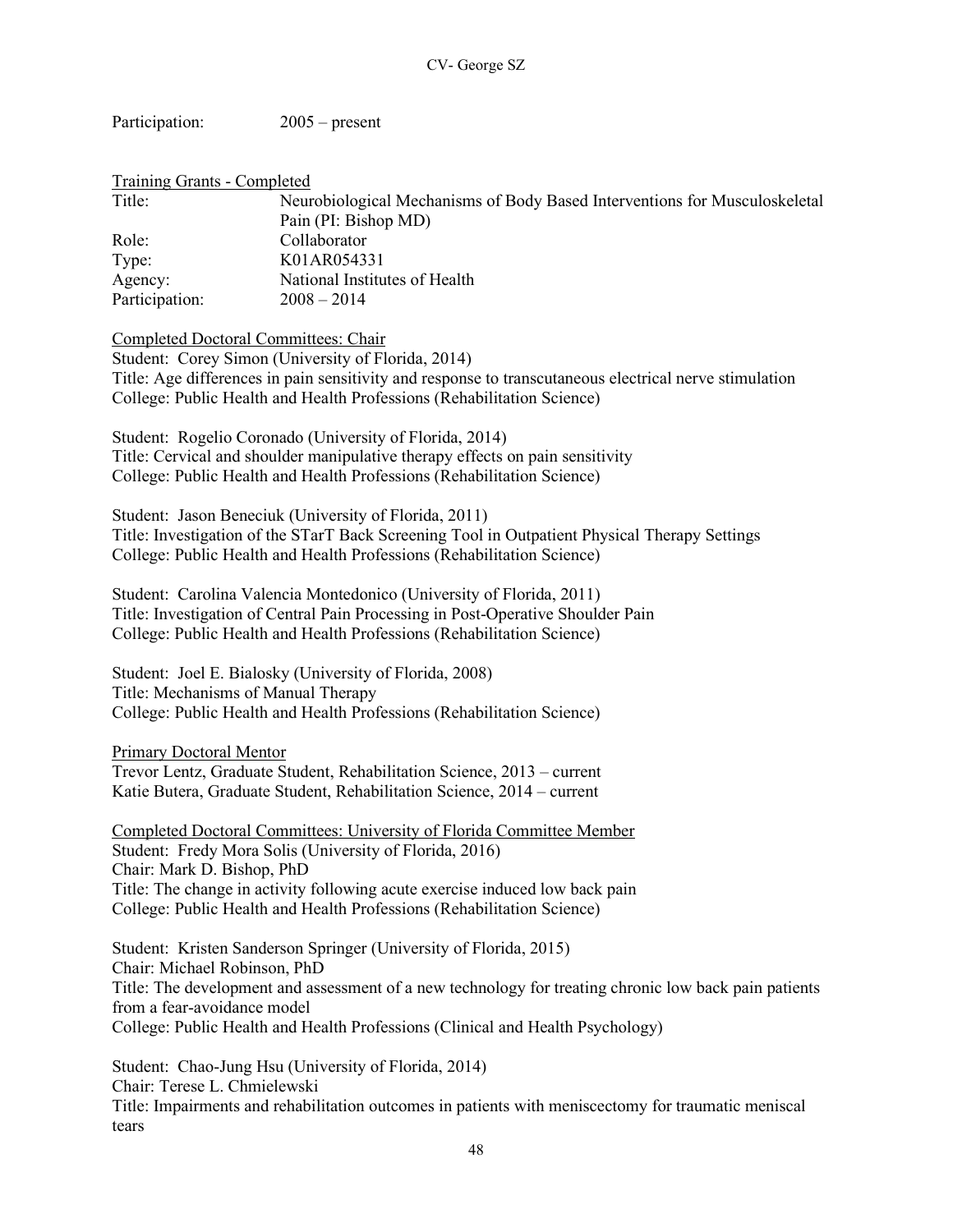Participation: 2005 – present

<u>Training Grants - Completed</u>

| | |
|---|---|
| Title: | Neurobiological Mechanisms of Body Based Interventions for Musculoskeletal Pain (PI: Bishop MD) |
| Role: | Collaborator |
| Type: | K01AR054331 |
| Agency: | National Institutes of Health |
| Participation: | 2008 – 2014 |

<u>Completed Doctoral Committees: Chair</u>

Student: Corey Simon (University of Florida, 2014)
Title: Age differences in pain sensitivity and response to transcutaneous electrical nerve stimulation
College: Public Health and Health Professions (Rehabilitation Science)

Student: Rogelio Coronado (University of Florida, 2014)
Title: Cervical and shoulder manipulative therapy effects on pain sensitivity
College: Public Health and Health Professions (Rehabilitation Science)

Student: Jason Beneciuk (University of Florida, 2011)
Title: Investigation of the STarT Back Screening Tool in Outpatient Physical Therapy Settings
College: Public Health and Health Professions (Rehabilitation Science)

Student: Carolina Valencia Montedonico (University of Florida, 2011)
Title: Investigation of Central Pain Processing in Post-Operative Shoulder Pain
College: Public Health and Health Professions (Rehabilitation Science)

Student: Joel E. Bialosky (University of Florida, 2008)
Title: Mechanisms of Manual Therapy
College: Public Health and Health Professions (Rehabilitation Science)

<u>Primary Doctoral Mentor</u>

Trevor Lentz, Graduate Student, Rehabilitation Science, 2013 – current
Katie Butera, Graduate Student, Rehabilitation Science, 2014 – current

<u>Completed Doctoral Committees: University of Florida Committee Member</u>

Student: Fredy Mora Solis (University of Florida, 2016)
Chair: Mark D. Bishop, PhD
Title: The change in activity following acute exercise induced low back pain
College: Public Health and Health Professions (Rehabilitation Science)

Student: Kristen Sanderson Springer (University of Florida, 2015)
Chair: Michael Robinson, PhD
Title: The development and assessment of a new technology for treating chronic low back pain patients from a fear-avoidance model
College: Public Health and Health Professions (Clinical and Health Psychology)

Student: Chao-Jung Hsu (University of Florida, 2014)
Chair: Terese L. Chmielewski
Title: Impairments and rehabilitation outcomes in patients with meniscectomy for traumatic meniscal tears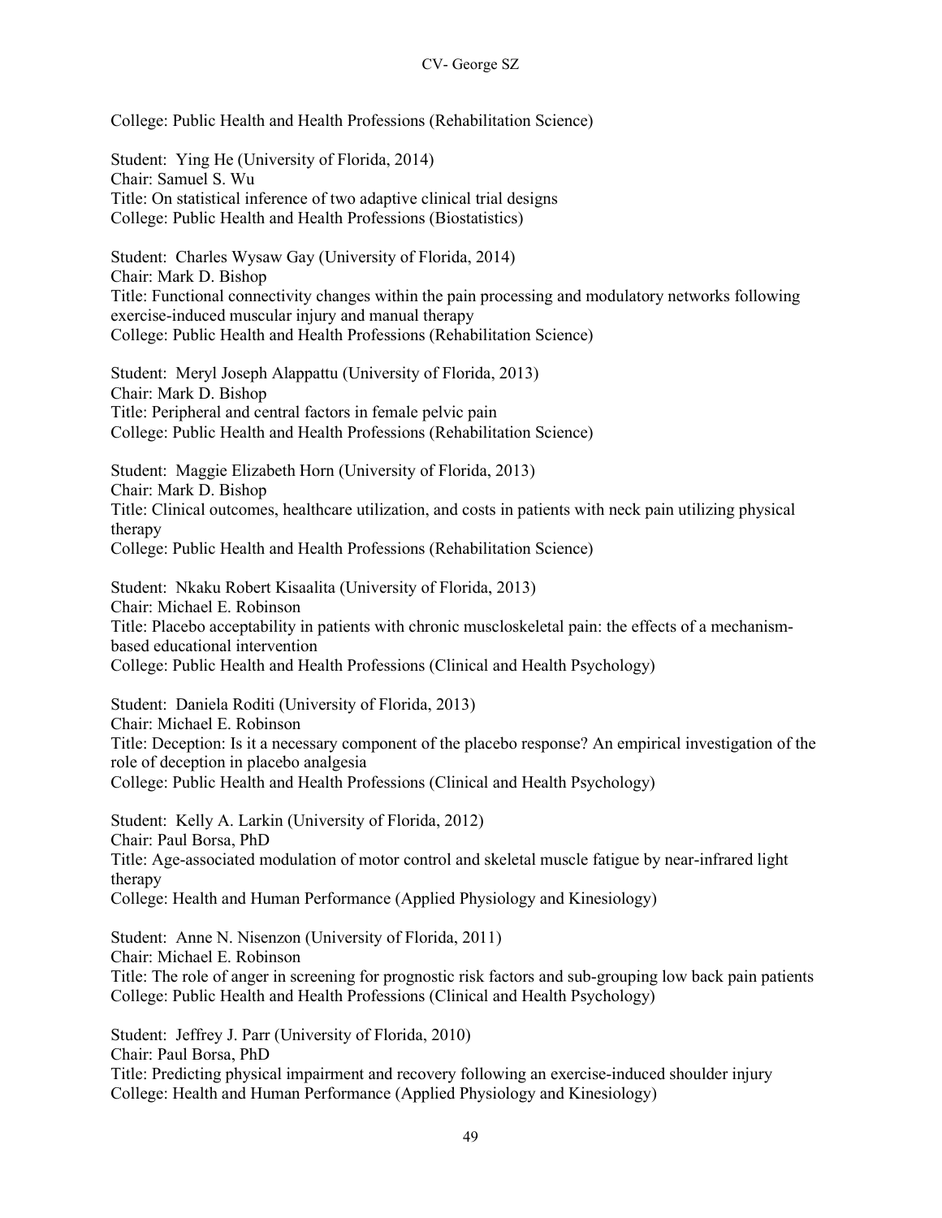College: Public Health and Health Professions (Rehabilitation Science)

Student: Ying He (University of Florida, 2014)
Chair: Samuel S. Wu
Title: On statistical inference of two adaptive clinical trial designs
College: Public Health and Health Professions (Biostatistics)

Student: Charles Wysaw Gay (University of Florida, 2014)
Chair: Mark D. Bishop
Title: Functional connectivity changes within the pain processing and modulatory networks following exercise-induced muscular injury and manual therapy
College: Public Health and Health Professions (Rehabilitation Science)

Student: Meryl Joseph Alappattu (University of Florida, 2013)
Chair: Mark D. Bishop
Title: Peripheral and central factors in female pelvic pain
College: Public Health and Health Professions (Rehabilitation Science)

Student: Maggie Elizabeth Horn (University of Florida, 2013)
Chair: Mark D. Bishop
Title: Clinical outcomes, healthcare utilization, and costs in patients with neck pain utilizing physical therapy
College: Public Health and Health Professions (Rehabilitation Science)

Student: Nkaku Robert Kisaalita (University of Florida, 2013)
Chair: Michael E. Robinson
Title: Placebo acceptability in patients with chronic muscloskeletal pain: the effects of a mechanism-based educational intervention
College: Public Health and Health Professions (Clinical and Health Psychology)

Student: Daniela Roditi (University of Florida, 2013)
Chair: Michael E. Robinson
Title: Deception: Is it a necessary component of the placebo response? An empirical investigation of the role of deception in placebo analgesia
College: Public Health and Health Professions (Clinical and Health Psychology)

Student: Kelly A. Larkin (University of Florida, 2012)
Chair: Paul Borsa, PhD
Title: Age-associated modulation of motor control and skeletal muscle fatigue by near-infrared light therapy
College: Health and Human Performance (Applied Physiology and Kinesiology)

Student: Anne N. Nisenzon (University of Florida, 2011)
Chair: Michael E. Robinson
Title: The role of anger in screening for prognostic risk factors and sub-grouping low back pain patients
College: Public Health and Health Professions (Clinical and Health Psychology)

Student: Jeffrey J. Parr (University of Florida, 2010)
Chair: Paul Borsa, PhD
Title: Predicting physical impairment and recovery following an exercise-induced shoulder injury
College: Health and Human Performance (Applied Physiology and Kinesiology)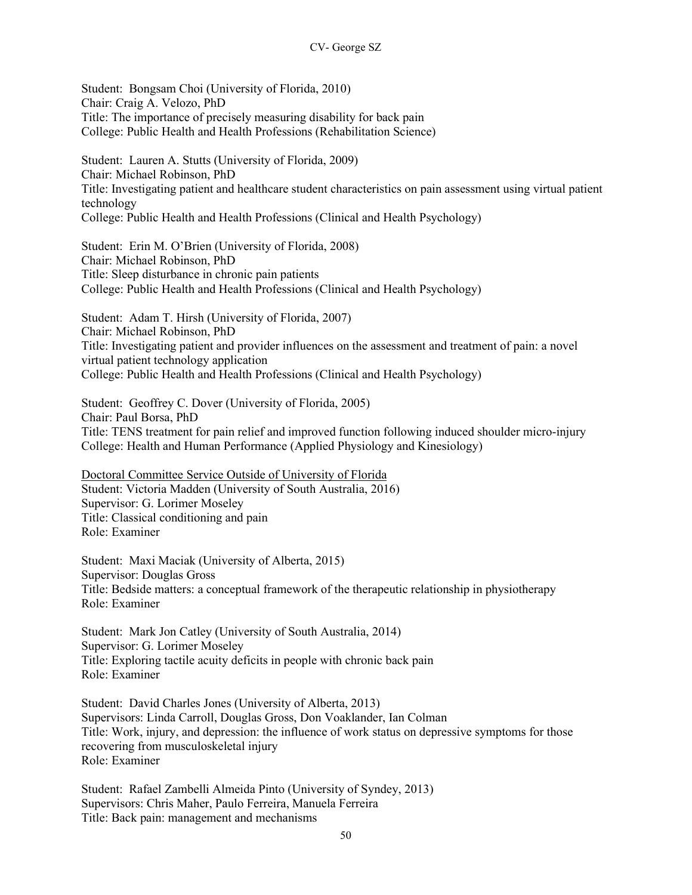Student: Bongsam Choi (University of Florida, 2010)
Chair: Craig A. Velozo, PhD
Title: The importance of precisely measuring disability for back pain
College: Public Health and Health Professions (Rehabilitation Science)

Student: Lauren A. Stutts (University of Florida, 2009)
Chair: Michael Robinson, PhD
Title: Investigating patient and healthcare student characteristics on pain assessment using virtual patient technology
College: Public Health and Health Professions (Clinical and Health Psychology)

Student: Erin M. O'Brien (University of Florida, 2008)
Chair: Michael Robinson, PhD
Title: Sleep disturbance in chronic pain patients
College: Public Health and Health Professions (Clinical and Health Psychology)

Student: Adam T. Hirsh (University of Florida, 2007)
Chair: Michael Robinson, PhD
Title: Investigating patient and provider influences on the assessment and treatment of pain: a novel virtual patient technology application
College: Public Health and Health Professions (Clinical and Health Psychology)

Student: Geoffrey C. Dover (University of Florida, 2005)
Chair: Paul Borsa, PhD
Title: TENS treatment for pain relief and improved function following induced shoulder micro-injury
College: Health and Human Performance (Applied Physiology and Kinesiology)

<u>Doctoral Committee Service Outside of University of Florida</u>
Student: Victoria Madden (University of South Australia, 2016)
Supervisor: G. Lorimer Moseley
Title: Classical conditioning and pain
Role: Examiner

Student: Maxi Maciak (University of Alberta, 2015)
Supervisor: Douglas Gross
Title: Bedside matters: a conceptual framework of the therapeutic relationship in physiotherapy
Role: Examiner

Student: Mark Jon Catley (University of South Australia, 2014)
Supervisor: G. Lorimer Moseley
Title: Exploring tactile acuity deficits in people with chronic back pain
Role: Examiner

Student: David Charles Jones (University of Alberta, 2013)
Supervisors: Linda Carroll, Douglas Gross, Don Voaklander, Ian Colman
Title: Work, injury, and depression: the influence of work status on depressive symptoms for those recovering from musculoskeletal injury
Role: Examiner

Student: Rafael Zambelli Almeida Pinto (University of Syndey, 2013)
Supervisors: Chris Maher, Paulo Ferreira, Manuela Ferreira
Title: Back pain: management and mechanisms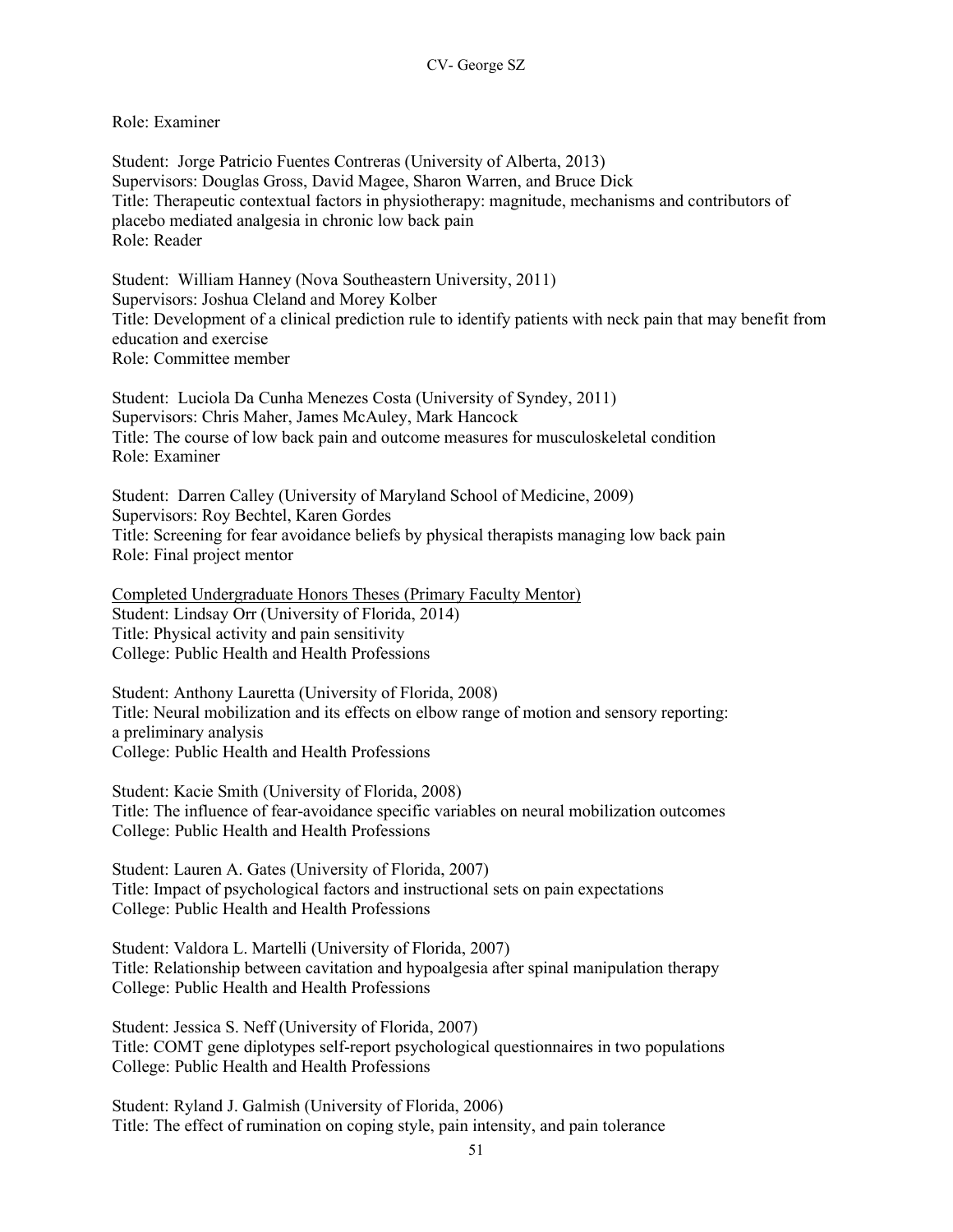Role: Examiner

Student: Jorge Patricio Fuentes Contreras (University of Alberta, 2013)
Supervisors: Douglas Gross, David Magee, Sharon Warren, and Bruce Dick
Title: Therapeutic contextual factors in physiotherapy: magnitude, mechanisms and contributors of placebo mediated analgesia in chronic low back pain
Role: Reader

Student: William Hanney (Nova Southeastern University, 2011)
Supervisors: Joshua Cleland and Morey Kolber
Title: Development of a clinical prediction rule to identify patients with neck pain that may benefit from education and exercise
Role: Committee member

Student: Luciola Da Cunha Menezes Costa (University of Syndey, 2011)
Supervisors: Chris Maher, James McAuley, Mark Hancock
Title: The course of low back pain and outcome measures for musculoskeletal condition
Role: Examiner

Student: Darren Calley (University of Maryland School of Medicine, 2009)
Supervisors: Roy Bechtel, Karen Gordes
Title: Screening for fear avoidance beliefs by physical therapists managing low back pain
Role: Final project mentor

<u>Completed Undergraduate Honors Theses (Primary Faculty Mentor)</u>

Student: Lindsay Orr (University of Florida, 2014)
Title: Physical activity and pain sensitivity
College: Public Health and Health Professions

Student: Anthony Lauretta (University of Florida, 2008)
Title: Neural mobilization and its effects on elbow range of motion and sensory reporting: a preliminary analysis
College: Public Health and Health Professions

Student: Kacie Smith (University of Florida, 2008)
Title: The influence of fear-avoidance specific variables on neural mobilization outcomes
College: Public Health and Health Professions

Student: Lauren A. Gates (University of Florida, 2007)
Title: Impact of psychological factors and instructional sets on pain expectations
College: Public Health and Health Professions

Student: Valdora L. Martelli (University of Florida, 2007)
Title: Relationship between cavitation and hypoalgesia after spinal manipulation therapy
College: Public Health and Health Professions

Student: Jessica S. Neff (University of Florida, 2007)
Title: COMT gene diplotypes self-report psychological questionnaires in two populations
College: Public Health and Health Professions

Student: Ryland J. Galmish (University of Florida, 2006)
Title: The effect of rumination on coping style, pain intensity, and pain tolerance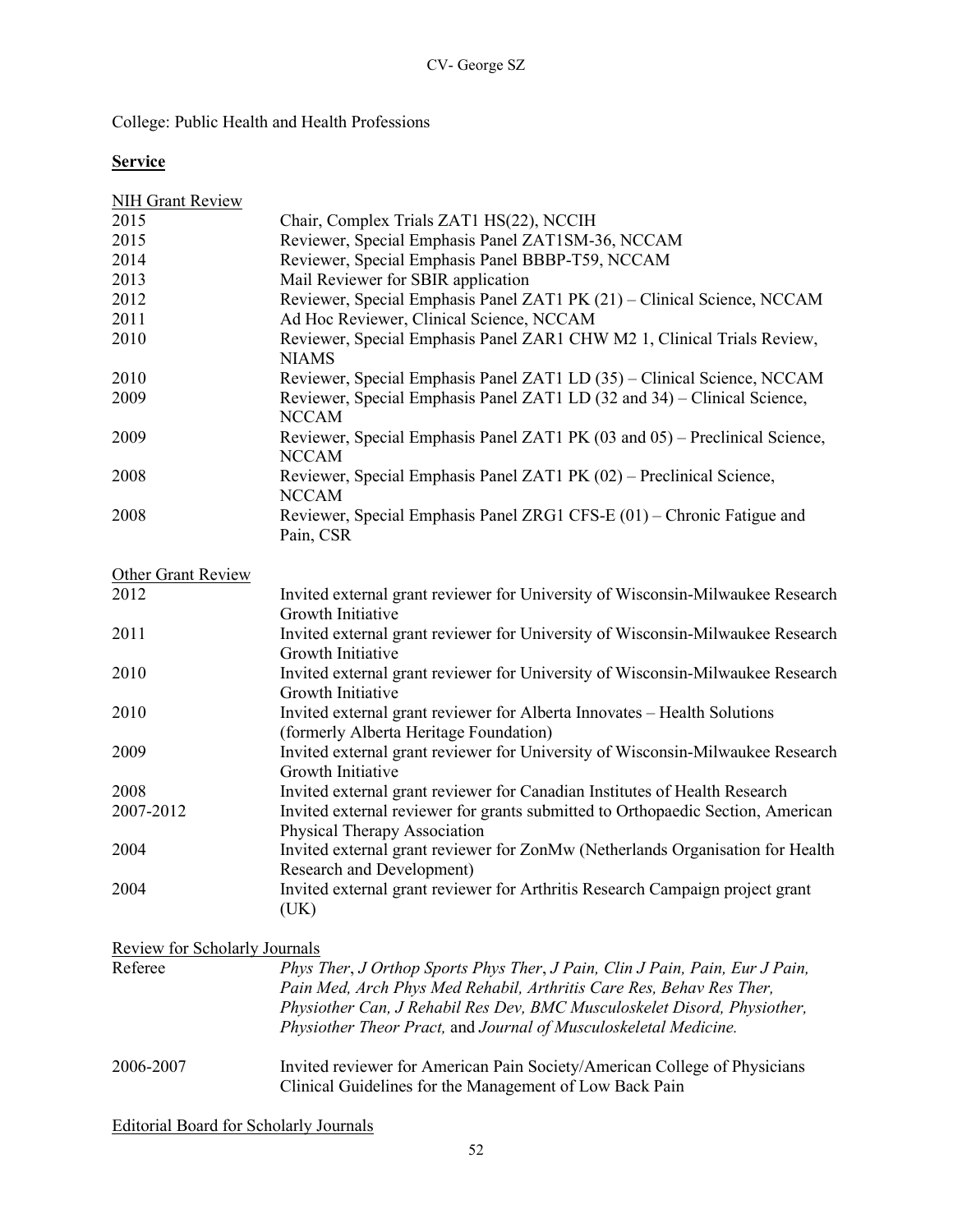College: Public Health and Health Professions

## **Service**

NIH Grant Review

| | |
|---|---|
| 2015 | Chair, Complex Trials ZAT1 HS(22), NCCIH |
| 2015 | Reviewer, Special Emphasis Panel ZAT1SM-36, NCCAM |
| 2014 | Reviewer, Special Emphasis Panel BBBP-T59, NCCAM |
| 2013 | Mail Reviewer for SBIR application |
| 2012 | Reviewer, Special Emphasis Panel ZAT1 PK (21) – Clinical Science, NCCAM |
| 2011 | Ad Hoc Reviewer, Clinical Science, NCCAM |
| 2010 | Reviewer, Special Emphasis Panel ZAR1 CHW M2 1, Clinical Trials Review, NIAMS |
| 2010 | Reviewer, Special Emphasis Panel ZAT1 LD (35) – Clinical Science, NCCAM |
| 2009 | Reviewer, Special Emphasis Panel ZAT1 LD (32 and 34) – Clinical Science, NCCAM |
| 2009 | Reviewer, Special Emphasis Panel ZAT1 PK (03 and 05) – Preclinical Science, NCCAM |
| 2008 | Reviewer, Special Emphasis Panel ZAT1 PK (02) – Preclinical Science, NCCAM |
| 2008 | Reviewer, Special Emphasis Panel ZRG1 CFS-E (01) – Chronic Fatigue and Pain, CSR |

Other Grant Review

| | |
|---|---|
| 2012 | Invited external grant reviewer for University of Wisconsin-Milwaukee Research Growth Initiative |
| 2011 | Invited external grant reviewer for University of Wisconsin-Milwaukee Research Growth Initiative |
| 2010 | Invited external grant reviewer for University of Wisconsin-Milwaukee Research Growth Initiative |
| 2010 | Invited external grant reviewer for Alberta Innovates – Health Solutions (formerly Alberta Heritage Foundation) |
| 2009 | Invited external grant reviewer for University of Wisconsin-Milwaukee Research Growth Initiative |
| 2008 | Invited external grant reviewer for Canadian Institutes of Health Research |
| 2007-2012 | Invited external reviewer for grants submitted to Orthopaedic Section, American Physical Therapy Association |
| 2004 | Invited external grant reviewer for ZonMw (Netherlands Organisation for Health Research and Development) |
| 2004 | Invited external grant reviewer for Arthritis Research Campaign project grant (UK) |

Review for Scholarly Journals

| | |
|---|---|
| Referee | *Phys Ther*, *J Orthop Sports Phys Ther*, *J Pain, Clin J Pain, Pain, Eur J Pain, Pain Med, Arch Phys Med Rehabil, Arthritis Care Res, Behav Res Ther, Physiother Can, J Rehabil Res Dev, BMC Musculoskelet Disord, Physiother, Physiother Theor Pract,* and *Journal of Musculoskeletal Medicine.* |
| 2006-2007 | Invited reviewer for American Pain Society/American College of Physicians Clinical Guidelines for the Management of Low Back Pain |

Editorial Board for Scholarly Journals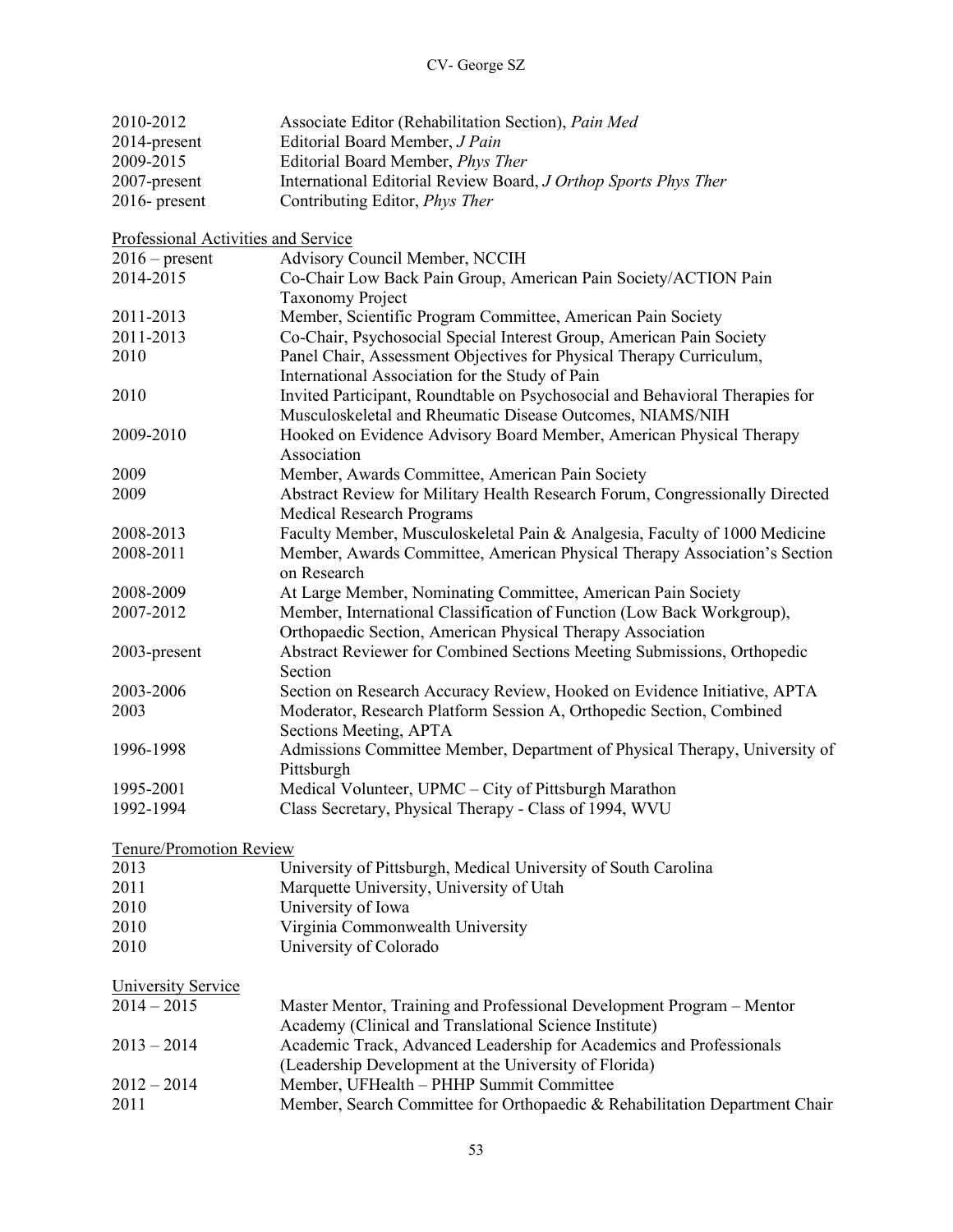| | |
|---|---|
| 2010-2012 | Associate Editor (Rehabilitation Section), *Pain Med* |
| 2014-present | Editorial Board Member, *J Pain* |
| 2009-2015 | Editorial Board Member, *Phys Ther* |
| 2007-present | International Editorial Review Board, *J Orthop Sports Phys Ther* |
| 2016- present | Contributing Editor, *Phys Ther* |

<u>Professional Activities and Service</u>

| | |
|---|---|
| 2016 – present | Advisory Council Member, NCCIH |
| 2014-2015 | Co-Chair Low Back Pain Group, American Pain Society/ACTION Pain Taxonomy Project |
| 2011-2013 | Member, Scientific Program Committee, American Pain Society |
| 2011-2013 | Co-Chair, Psychosocial Special Interest Group, American Pain Society |
| 2010 | Panel Chair, Assessment Objectives for Physical Therapy Curriculum, International Association for the Study of Pain |
| 2010 | Invited Participant, Roundtable on Psychosocial and Behavioral Therapies for Musculoskeletal and Rheumatic Disease Outcomes, NIAMS/NIH |
| 2009-2010 | Hooked on Evidence Advisory Board Member, American Physical Therapy Association |
| 2009 | Member, Awards Committee, American Pain Society |
| 2009 | Abstract Review for Military Health Research Forum, Congressionally Directed Medical Research Programs |
| 2008-2013 | Faculty Member, Musculoskeletal Pain & Analgesia, Faculty of 1000 Medicine |
| 2008-2011 | Member, Awards Committee, American Physical Therapy Association's Section on Research |
| 2008-2009 | At Large Member, Nominating Committee, American Pain Society |
| 2007-2012 | Member, International Classification of Function (Low Back Workgroup), Orthopaedic Section, American Physical Therapy Association |
| 2003-present | Abstract Reviewer for Combined Sections Meeting Submissions, Orthopedic Section |
| 2003-2006 | Section on Research Accuracy Review, Hooked on Evidence Initiative, APTA |
| 2003 | Moderator, Research Platform Session A, Orthopedic Section, Combined Sections Meeting, APTA |
| 1996-1998 | Admissions Committee Member, Department of Physical Therapy, University of Pittsburgh |
| 1995-2001 | Medical Volunteer, UPMC – City of Pittsburgh Marathon |
| 1992-1994 | Class Secretary, Physical Therapy - Class of 1994, WVU |

<u>Tenure/Promotion Review</u>

| | |
|---|---|
| 2013 | University of Pittsburgh, Medical University of South Carolina |
| 2011 | Marquette University, University of Utah |
| 2010 | University of Iowa |
| 2010 | Virginia Commonwealth University |
| 2010 | University of Colorado |

<u>University Service</u>

| | |
|---|---|
| 2014 – 2015 | Master Mentor, Training and Professional Development Program – Mentor Academy (Clinical and Translational Science Institute) |
| 2013 – 2014 | Academic Track, Advanced Leadership for Academics and Professionals (Leadership Development at the University of Florida) |
| 2012 – 2014 | Member, UFHealth – PHHP Summit Committee |
| 2011 | Member, Search Committee for Orthopaedic & Rehabilitation Department Chair |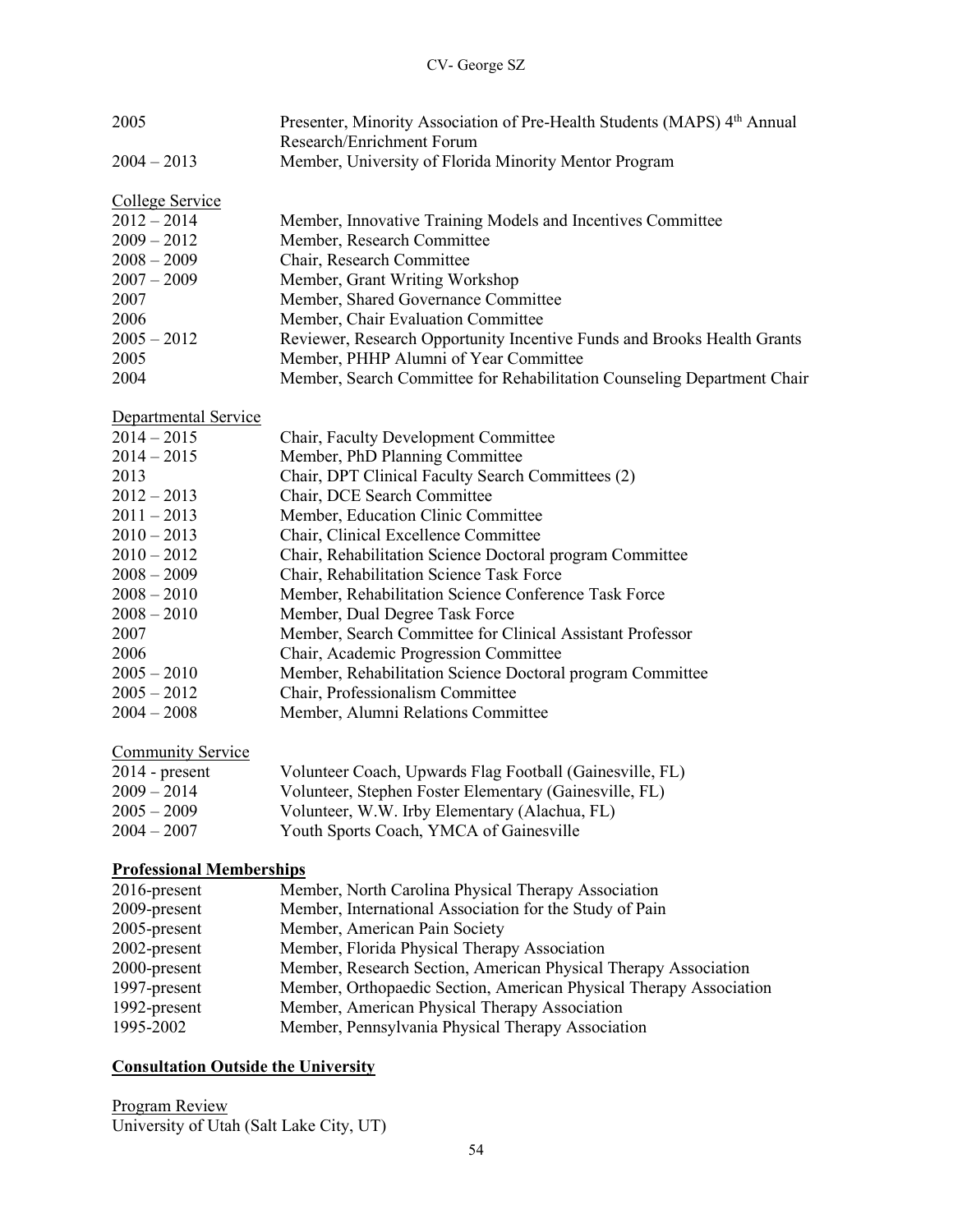2005 Presenter, Minority Association of Pre-Health Students (MAPS) 4th Annual Research/Enrichment Forum
2004 – 2013 Member, University of Florida Minority Mentor Program

College Service

| | |
|---|---|
| 2012 – 2014 | Member, Innovative Training Models and Incentives Committee |
| 2009 – 2012 | Member, Research Committee |
| 2008 – 2009 | Chair, Research Committee |
| 2007 – 2009 | Member, Grant Writing Workshop |
| 2007 | Member, Shared Governance Committee |
| 2006 | Member, Chair Evaluation Committee |
| 2005 – 2012 | Reviewer, Research Opportunity Incentive Funds and Brooks Health Grants |
| 2005 | Member, PHHP Alumni of Year Committee |
| 2004 | Member, Search Committee for Rehabilitation Counseling Department Chair |

Departmental Service

| | |
|---|---|
| 2014 – 2015 | Chair, Faculty Development Committee |
| 2014 – 2015 | Member, PhD Planning Committee |
| 2013 | Chair, DPT Clinical Faculty Search Committees (2) |
| 2012 – 2013 | Chair, DCE Search Committee |
| 2011 – 2013 | Member, Education Clinic Committee |
| 2010 – 2013 | Chair, Clinical Excellence Committee |
| 2010 – 2012 | Chair, Rehabilitation Science Doctoral program Committee |
| 2008 – 2009 | Chair, Rehabilitation Science Task Force |
| 2008 – 2010 | Member, Rehabilitation Science Conference Task Force |
| 2008 – 2010 | Member, Dual Degree Task Force |
| 2007 | Member, Search Committee for Clinical Assistant Professor |
| 2006 | Chair, Academic Progression Committee |
| 2005 – 2010 | Member, Rehabilitation Science Doctoral program Committee |
| 2005 – 2012 | Chair, Professionalism Committee |
| 2004 – 2008 | Member, Alumni Relations Committee |

Community Service

| | |
|---|---|
| 2014 - present | Volunteer Coach, Upwards Flag Football (Gainesville, FL) |
| 2009 – 2014 | Volunteer, Stephen Foster Elementary (Gainesville, FL) |
| 2005 – 2009 | Volunteer, W.W. Irby Elementary (Alachua, FL) |
| 2004 – 2007 | Youth Sports Coach, YMCA of Gainesville |

**Professional Memberships**

| | |
|---|---|
| 2016-present | Member, North Carolina Physical Therapy Association |
| 2009-present | Member, International Association for the Study of Pain |
| 2005-present | Member, American Pain Society |
| 2002-present | Member, Florida Physical Therapy Association |
| 2000-present | Member, Research Section, American Physical Therapy Association |
| 1997-present | Member, Orthopaedic Section, American Physical Therapy Association |
| 1992-present | Member, American Physical Therapy Association |
| 1995-2002 | Member, Pennsylvania Physical Therapy Association |

**Consultation Outside the University**

Program Review
University of Utah (Salt Lake City, UT)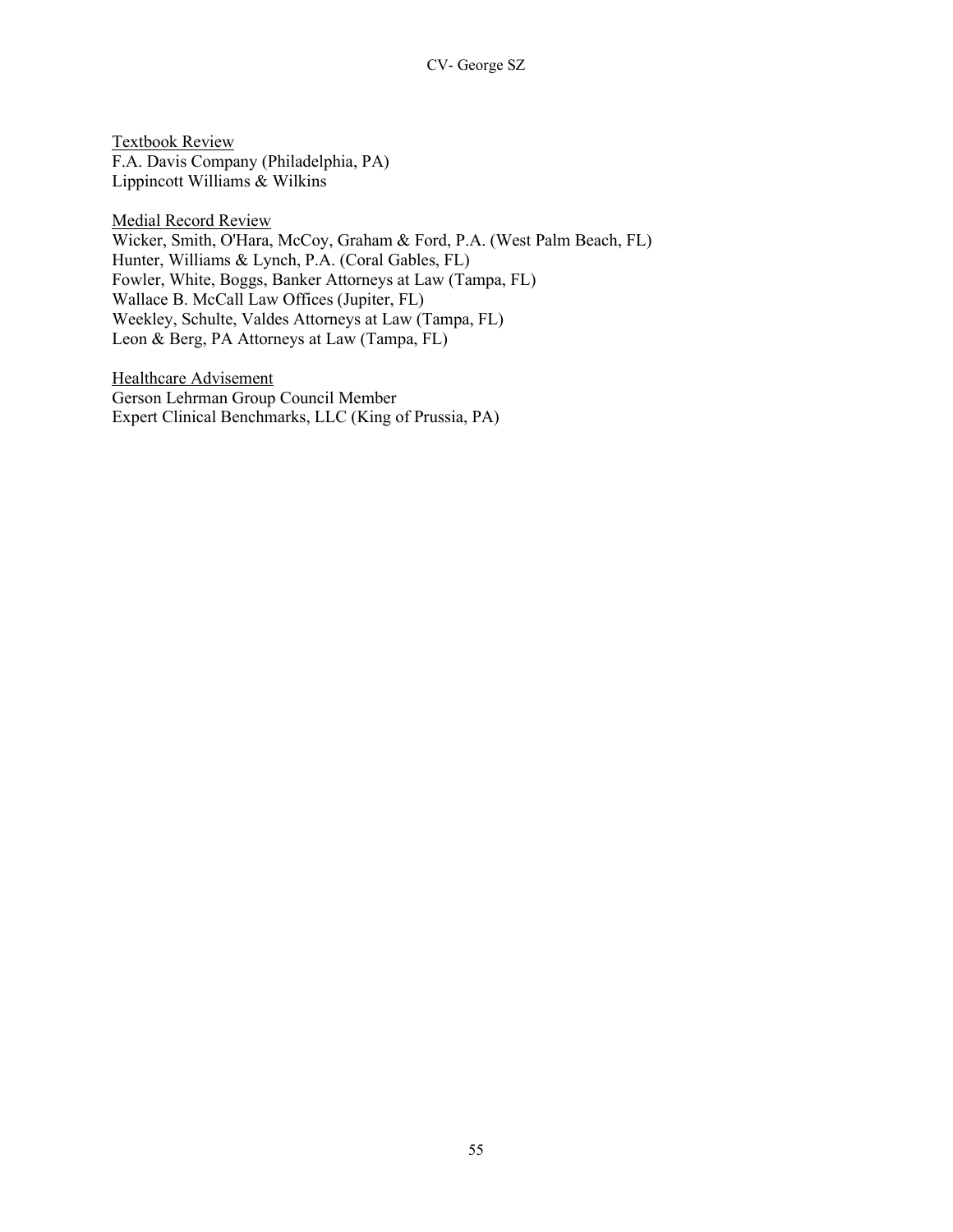Textbook Review

F.A. Davis Company (Philadelphia, PA)
Lippincott Williams & Wilkins

Medial Record Review

Wicker, Smith, O'Hara, McCoy, Graham & Ford, P.A. (West Palm Beach, FL)
Hunter, Williams & Lynch, P.A. (Coral Gables, FL)
Fowler, White, Boggs, Banker Attorneys at Law (Tampa, FL)
Wallace B. McCall Law Offices (Jupiter, FL)
Weekley, Schulte, Valdes Attorneys at Law (Tampa, FL)
Leon & Berg, PA Attorneys at Law (Tampa, FL)

Healthcare Advisement

Gerson Lehrman Group Council Member
Expert Clinical Benchmarks, LLC (King of Prussia, PA)